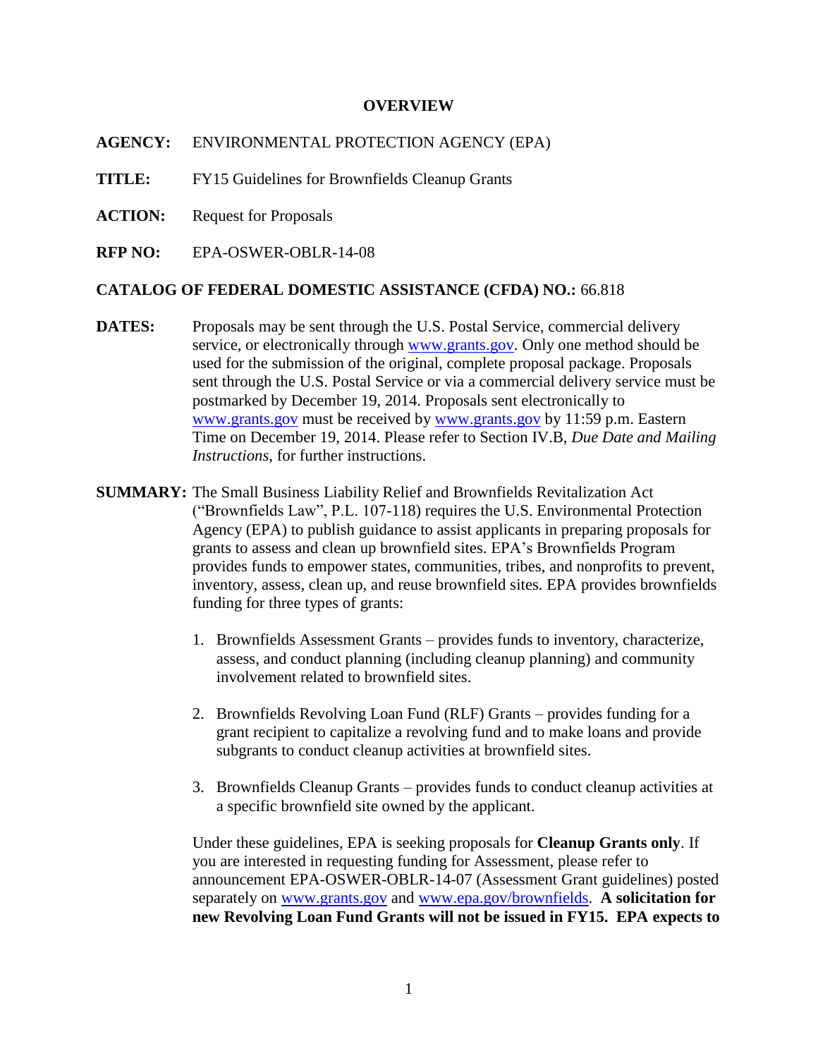# OVERVIEW

**AGENCY:** ENVIRONMENTAL PROTECTION AGENCY (EPA)

**TITLE:** FY15 Guidelines for Brownfields Cleanup Grants

**ACTION:** Request for Proposals

**RFP NO:** EPA-OSWER-OBLR-14-08

**CATALOG OF FEDERAL DOMESTIC ASSISTANCE (CFDA) NO.:** 66.818

**DATES:** Proposals may be sent through the U.S. Postal Service, commercial delivery service, or electronically through www.grants.gov. Only one method should be used for the submission of the original, complete proposal package. Proposals sent through the U.S. Postal Service or via a commercial delivery service must be postmarked by December 19, 2014. Proposals sent electronically to www.grants.gov must be received by www.grants.gov by 11:59 p.m. Eastern Time on December 19, 2014. Please refer to Section IV.B, *Due Date and Mailing Instructions*, for further instructions.

**SUMMARY:** The Small Business Liability Relief and Brownfields Revitalization Act ("Brownfields Law", P.L. 107-118) requires the U.S. Environmental Protection Agency (EPA) to publish guidance to assist applicants in preparing proposals for grants to assess and clean up brownfield sites. EPA's Brownfields Program provides funds to empower states, communities, tribes, and nonprofits to prevent, inventory, assess, clean up, and reuse brownfield sites. EPA provides brownfields funding for three types of grants:

1. Brownfields Assessment Grants – provides funds to inventory, characterize, assess, and conduct planning (including cleanup planning) and community involvement related to brownfield sites.

2. Brownfields Revolving Loan Fund (RLF) Grants – provides funding for a grant recipient to capitalize a revolving fund and to make loans and provide subgrants to conduct cleanup activities at brownfield sites.

3. Brownfields Cleanup Grants – provides funds to conduct cleanup activities at a specific brownfield site owned by the applicant.

Under these guidelines, EPA is seeking proposals for **Cleanup Grants only**. If you are interested in requesting funding for Assessment, please refer to announcement EPA-OSWER-OBLR-14-07 (Assessment Grant guidelines) posted separately on www.grants.gov and www.epa.gov/brownfields. **A solicitation for new Revolving Loan Fund Grants will not be issued in FY15. EPA expects to**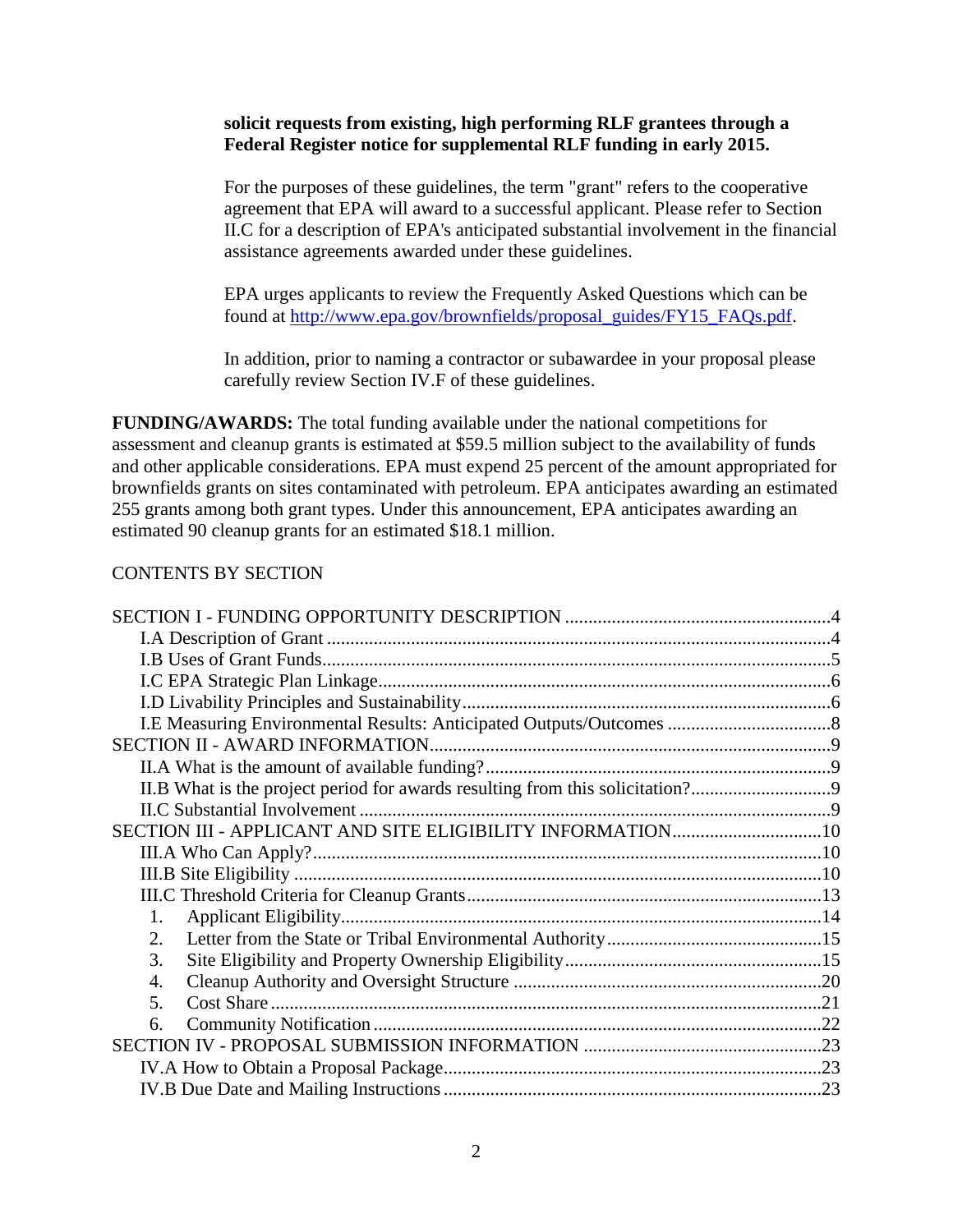**solicit requests from existing, high performing RLF grantees through a Federal Register notice for supplemental RLF funding in early 2015.**

For the purposes of these guidelines, the term "grant" refers to the cooperative agreement that EPA will award to a successful applicant. Please refer to Section II.C for a description of EPA's anticipated substantial involvement in the financial assistance agreements awarded under these guidelines.

EPA urges applicants to review the Frequently Asked Questions which can be found at [http://www.epa.gov/brownfields/proposal_guides/FY15_FAQs.pdf](http://www.epa.gov/brownfields/proposal_guides/FY15_FAQs.pdf).

In addition, prior to naming a contractor or subawardee in your proposal please carefully review Section IV.F of these guidelines.

**FUNDING/AWARDS:** The total funding available under the national competitions for assessment and cleanup grants is estimated at $59.5 million subject to the availability of funds and other applicable considerations. EPA must expend 25 percent of the amount appropriated for brownfields grants on sites contaminated with petroleum. EPA anticipates awarding an estimated 255 grants among both grant types. Under this announcement, EPA anticipates awarding an estimated 90 cleanup grants for an estimated $18.1 million.

CONTENTS BY SECTION

SECTION I - FUNDING OPPORTUNITY DESCRIPTION ....................................................4
- I.A Description of Grant ....................................................................................4
- I.B Uses of Grant Funds....................................................................................5
- I.C EPA Strategic Plan Linkage..........................................................................6
- I.D Livability Principles and Sustainability........................................................6
- I.E Measuring Environmental Results: Anticipated Outputs/Outcomes ....................8

SECTION II - AWARD INFORMATION..........................................................................9
- II.A What is the amount of available funding?.....................................................9
- II.B What is the project period for awards resulting from this solicitation?..............9
- II.C Substantial Involvement ............................................................................9

SECTION III - APPLICANT AND SITE ELIGIBILITY INFORMATION...............................10
- III.A Who Can Apply?.......................................................................................10
- III.B Site Eligibility .........................................................................................10
- III.C Threshold Criteria for Cleanup Grants.......................................................13
  1. Applicant Eligibility.................................................................................14
  2. Letter from the State or Tribal Environmental Authority.................................15
  3. Site Eligibility and Property Ownership Eligibility..........................................15
  4. Cleanup Authority and Oversight Structure ..................................................20
  5. Cost Share ...............................................................................................21
  6. Community Notification ............................................................................22

SECTION IV - PROPOSAL SUBMISSION INFORMATION .................................................23
- IV.A How to Obtain a Proposal Package.............................................................23
- IV.B Due Date and Mailing Instructions .............................................................23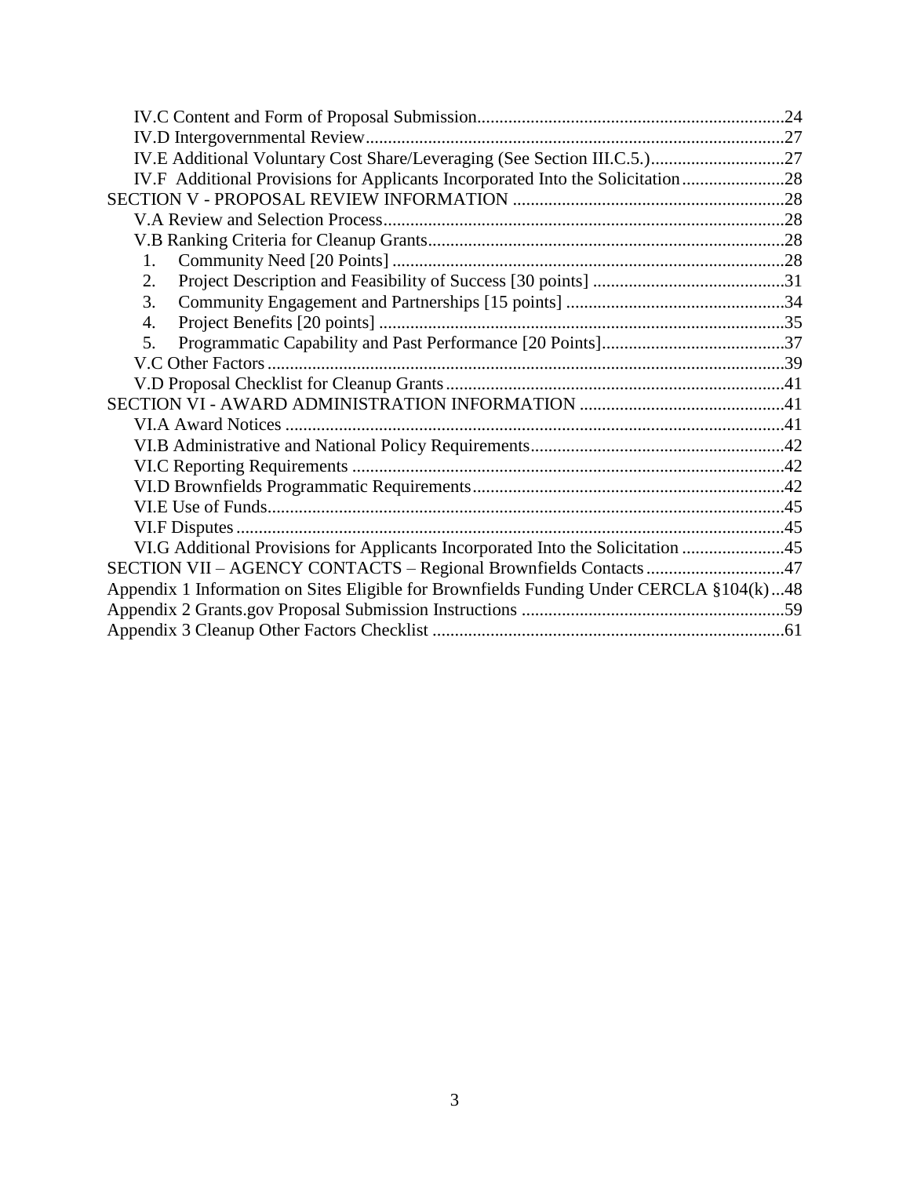- IV.C Content and Form of Proposal Submission....................................................................24
- IV.D Intergovernmental Review.............................................................................................27
- IV.E Additional Voluntary Cost Share/Leveraging (See Section III.C.5.)..............................27
- IV.F Additional Provisions for Applicants Incorporated Into the Solicitation.......................28

SECTION V - PROPOSAL REVIEW INFORMATION ............................................................28

- V.A Review and Selection Process..........................................................................................28
- V.B Ranking Criteria for Cleanup Grants................................................................................28
  1. Community Need [20 Points] ........................................................................................28
  2. Project Description and Feasibility of Success [30 points] ...........................................31
  3. Community Engagement and Partnerships [15 points] .................................................34
  4. Project Benefits [20 points] ...........................................................................................35
  5. Programmatic Capability and Past Performance [20 Points].........................................37
- V.C Other Factors...................................................................................................................39
- V.D Proposal Checklist for Cleanup Grants...........................................................................41

SECTION VI - AWARD ADMINISTRATION INFORMATION .............................................41

- VI.A Award Notices ...............................................................................................................41
- VI.B Administrative and National Policy Requirements.........................................................42
- VI.C Reporting Requirements ................................................................................................42
- VI.D Brownfields Programmatic Requirements.....................................................................42
- VI.E Use of Funds...................................................................................................................45
- VI.F Disputes.........................................................................................................................45
- VI.G Additional Provisions for Applicants Incorporated Into the Solicitation .......................45

SECTION VII – AGENCY CONTACTS – Regional Brownfields Contacts ...............................47

Appendix 1 Information on Sites Eligible for Brownfields Funding Under CERCLA §104(k)...48

Appendix 2 Grants.gov Proposal Submission Instructions ...........................................................59

Appendix 3 Cleanup Other Factors Checklist ..............................................................................61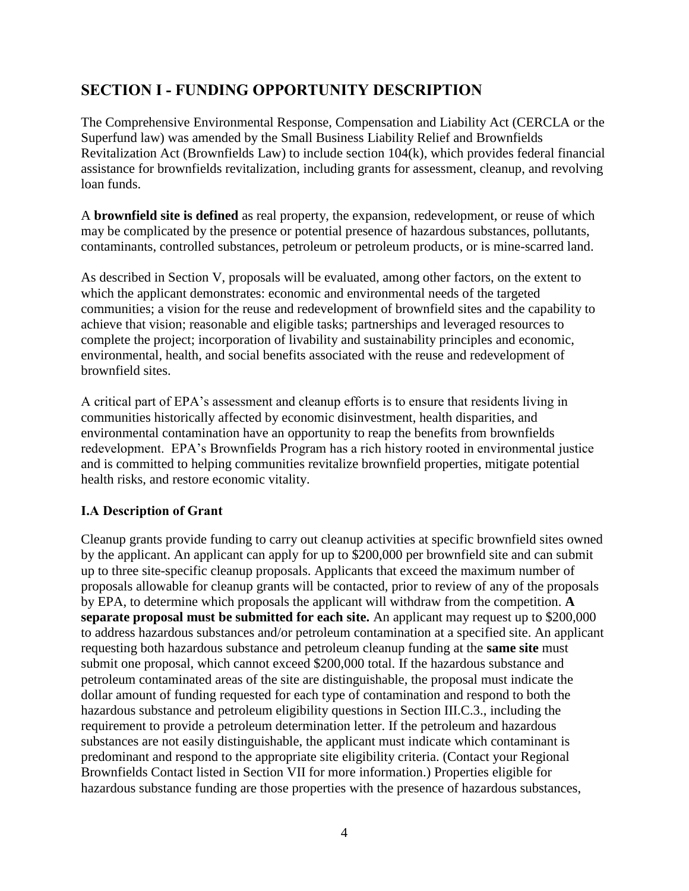## SECTION I - FUNDING OPPORTUNITY DESCRIPTION

The Comprehensive Environmental Response, Compensation and Liability Act (CERCLA or the Superfund law) was amended by the Small Business Liability Relief and Brownfields Revitalization Act (Brownfields Law) to include section 104(k), which provides federal financial assistance for brownfields revitalization, including grants for assessment, cleanup, and revolving loan funds.

A **brownfield site is defined** as real property, the expansion, redevelopment, or reuse of which may be complicated by the presence or potential presence of hazardous substances, pollutants, contaminants, controlled substances, petroleum or petroleum products, or is mine-scarred land.

As described in Section V, proposals will be evaluated, among other factors, on the extent to which the applicant demonstrates: economic and environmental needs of the targeted communities; a vision for the reuse and redevelopment of brownfield sites and the capability to achieve that vision; reasonable and eligible tasks; partnerships and leveraged resources to complete the project; incorporation of livability and sustainability principles and economic, environmental, health, and social benefits associated with the reuse and redevelopment of brownfield sites.

A critical part of EPA's assessment and cleanup efforts is to ensure that residents living in communities historically affected by economic disinvestment, health disparities, and environmental contamination have an opportunity to reap the benefits from brownfields redevelopment. EPA's Brownfields Program has a rich history rooted in environmental justice and is committed to helping communities revitalize brownfield properties, mitigate potential health risks, and restore economic vitality.

### I.A Description of Grant

Cleanup grants provide funding to carry out cleanup activities at specific brownfield sites owned by the applicant. An applicant can apply for up to $200,000 per brownfield site and can submit up to three site-specific cleanup proposals. Applicants that exceed the maximum number of proposals allowable for cleanup grants will be contacted, prior to review of any of the proposals by EPA, to determine which proposals the applicant will withdraw from the competition. **A separate proposal must be submitted for each site.** An applicant may request up to $200,000 to address hazardous substances and/or petroleum contamination at a specified site. An applicant requesting both hazardous substance and petroleum cleanup funding at the **same site** must submit one proposal, which cannot exceed $200,000 total. If the hazardous substance and petroleum contaminated areas of the site are distinguishable, the proposal must indicate the dollar amount of funding requested for each type of contamination and respond to both the hazardous substance and petroleum eligibility questions in Section III.C.3., including the requirement to provide a petroleum determination letter. If the petroleum and hazardous substances are not easily distinguishable, the applicant must indicate which contaminant is predominant and respond to the appropriate site eligibility criteria. (Contact your Regional Brownfields Contact listed in Section VII for more information.) Properties eligible for hazardous substance funding are those properties with the presence of hazardous substances,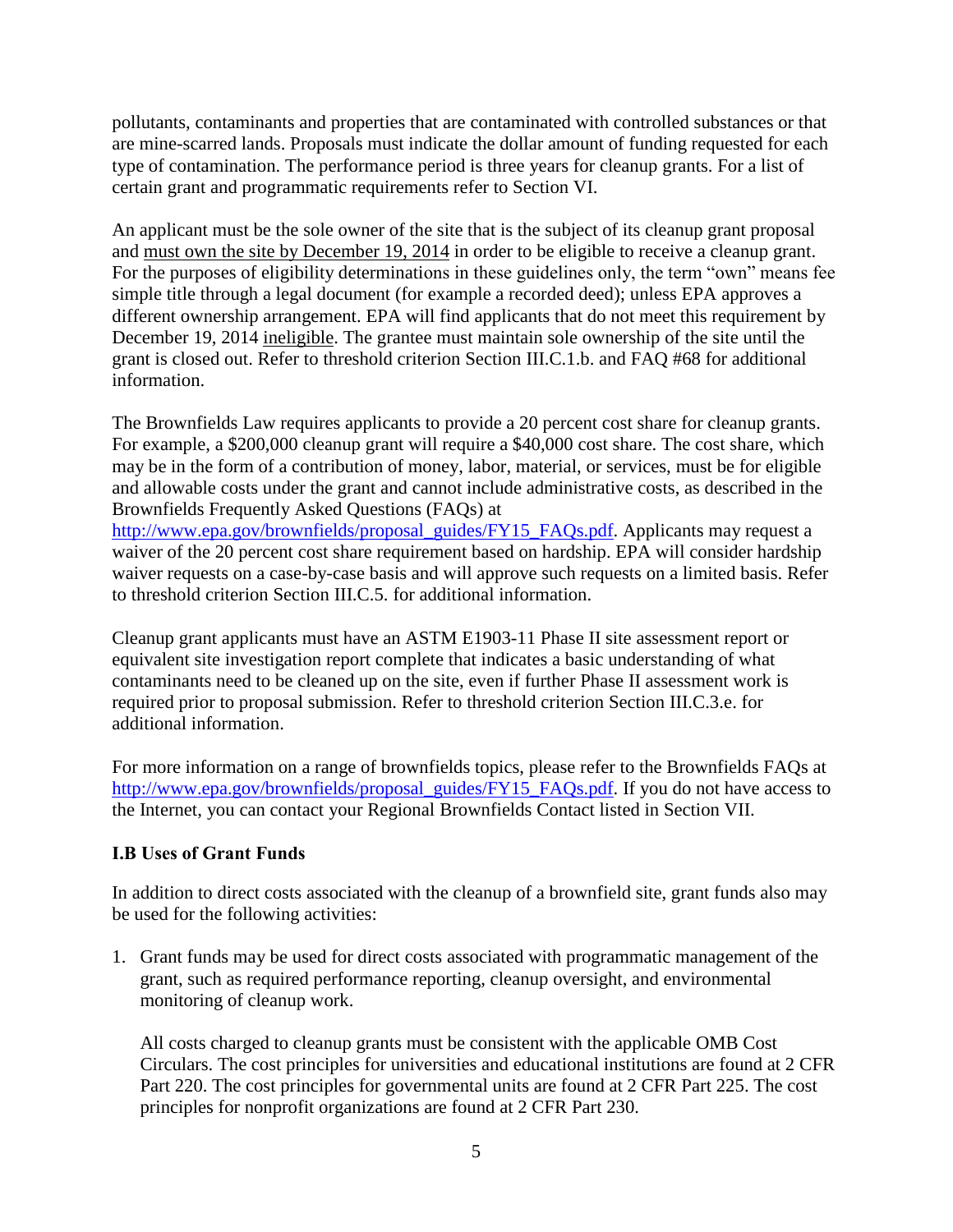pollutants, contaminants and properties that are contaminated with controlled substances or that are mine-scarred lands. Proposals must indicate the dollar amount of funding requested for each type of contamination. The performance period is three years for cleanup grants. For a list of certain grant and programmatic requirements refer to Section VI.

An applicant must be the sole owner of the site that is the subject of its cleanup grant proposal and must own the site by December 19, 2014 in order to be eligible to receive a cleanup grant. For the purposes of eligibility determinations in these guidelines only, the term "own" means fee simple title through a legal document (for example a recorded deed); unless EPA approves a different ownership arrangement. EPA will find applicants that do not meet this requirement by December 19, 2014 ineligible. The grantee must maintain sole ownership of the site until the grant is closed out. Refer to threshold criterion Section III.C.1.b. and FAQ #68 for additional information.

The Brownfields Law requires applicants to provide a 20 percent cost share for cleanup grants. For example, a $200,000 cleanup grant will require a $40,000 cost share. The cost share, which may be in the form of a contribution of money, labor, material, or services, must be for eligible and allowable costs under the grant and cannot include administrative costs, as described in the Brownfields Frequently Asked Questions (FAQs) at http://www.epa.gov/brownfields/proposal_guides/FY15_FAQs.pdf. Applicants may request a waiver of the 20 percent cost share requirement based on hardship. EPA will consider hardship waiver requests on a case-by-case basis and will approve such requests on a limited basis. Refer to threshold criterion Section III.C.5. for additional information.

Cleanup grant applicants must have an ASTM E1903-11 Phase II site assessment report or equivalent site investigation report complete that indicates a basic understanding of what contaminants need to be cleaned up on the site, even if further Phase II assessment work is required prior to proposal submission. Refer to threshold criterion Section III.C.3.e. for additional information.

For more information on a range of brownfields topics, please refer to the Brownfields FAQs at http://www.epa.gov/brownfields/proposal_guides/FY15_FAQs.pdf. If you do not have access to the Internet, you can contact your Regional Brownfields Contact listed in Section VII.

### I.B Uses of Grant Funds

In addition to direct costs associated with the cleanup of a brownfield site, grant funds also may be used for the following activities:

1. Grant funds may be used for direct costs associated with programmatic management of the grant, such as required performance reporting, cleanup oversight, and environmental monitoring of cleanup work.

   All costs charged to cleanup grants must be consistent with the applicable OMB Cost Circulars. The cost principles for universities and educational institutions are found at 2 CFR Part 220. The cost principles for governmental units are found at 2 CFR Part 225. The cost principles for nonprofit organizations are found at 2 CFR Part 230.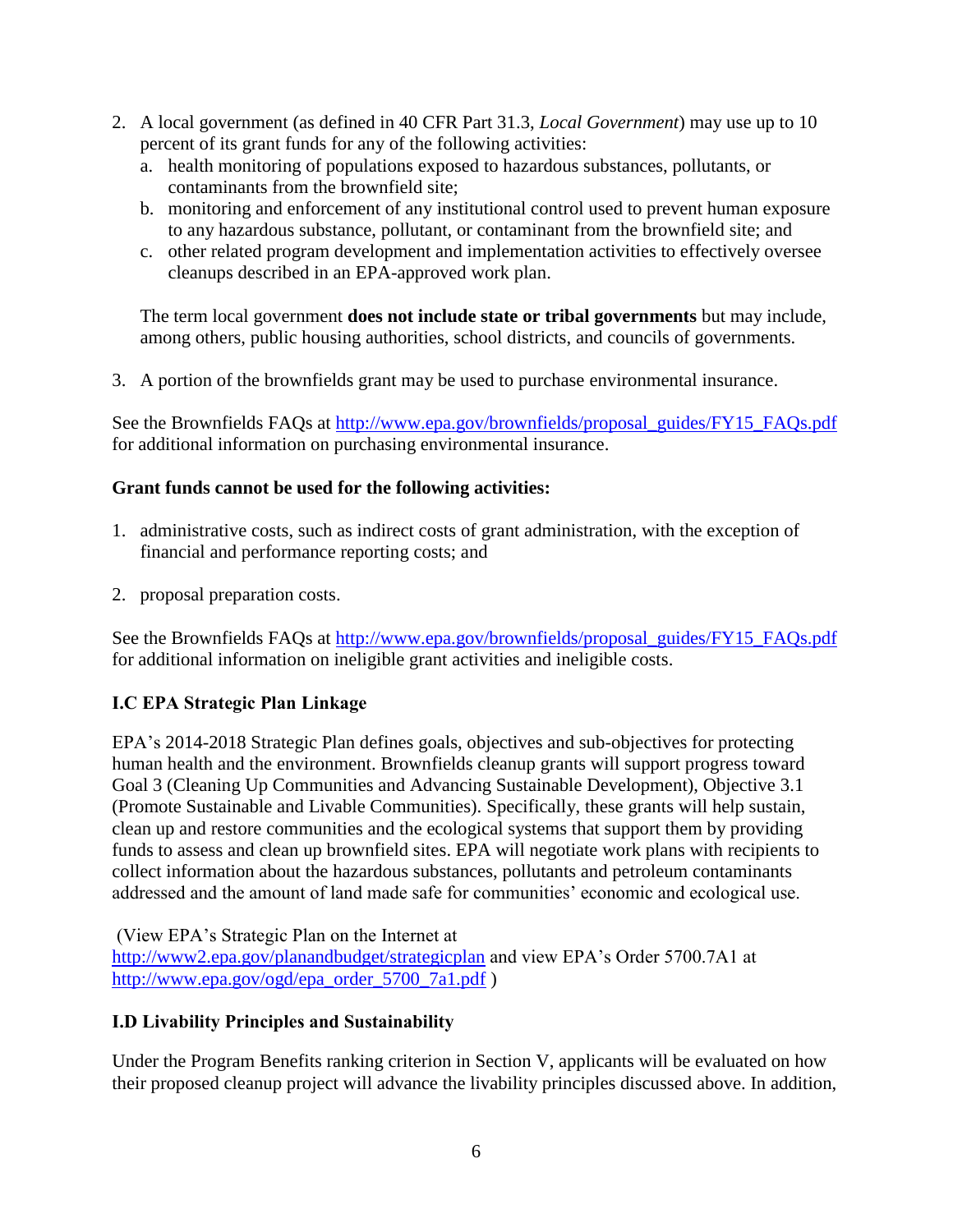2. A local government (as defined in 40 CFR Part 31.3, *Local Government*) may use up to 10 percent of its grant funds for any of the following activities:
   a. health monitoring of populations exposed to hazardous substances, pollutants, or contaminants from the brownfield site;
   b. monitoring and enforcement of any institutional control used to prevent human exposure to any hazardous substance, pollutant, or contaminant from the brownfield site; and
   c. other related program development and implementation activities to effectively oversee cleanups described in an EPA-approved work plan.

   The term local government **does not include state or tribal governments** but may include, among others, public housing authorities, school districts, and councils of governments.

3. A portion of the brownfields grant may be used to purchase environmental insurance.

See the Brownfields FAQs at http://www.epa.gov/brownfields/proposal_guides/FY15_FAQs.pdf for additional information on purchasing environmental insurance.

**Grant funds cannot be used for the following activities:**

1. administrative costs, such as indirect costs of grant administration, with the exception of financial and performance reporting costs; and

2. proposal preparation costs.

See the Brownfields FAQs at http://www.epa.gov/brownfields/proposal_guides/FY15_FAQs.pdf for additional information on ineligible grant activities and ineligible costs.

### I.C EPA Strategic Plan Linkage

EPA's 2014-2018 Strategic Plan defines goals, objectives and sub-objectives for protecting human health and the environment. Brownfields cleanup grants will support progress toward Goal 3 (Cleaning Up Communities and Advancing Sustainable Development), Objective 3.1 (Promote Sustainable and Livable Communities). Specifically, these grants will help sustain, clean up and restore communities and the ecological systems that support them by providing funds to assess and clean up brownfield sites. EPA will negotiate work plans with recipients to collect information about the hazardous substances, pollutants and petroleum contaminants addressed and the amount of land made safe for communities' economic and ecological use.

(View EPA's Strategic Plan on the Internet at http://www2.epa.gov/planandbudget/strategicplan and view EPA's Order 5700.7A1 at http://www.epa.gov/ogd/epa_order_5700_7a1.pdf )

### I.D Livability Principles and Sustainability

Under the Program Benefits ranking criterion in Section V, applicants will be evaluated on how their proposed cleanup project will advance the livability principles discussed above. In addition,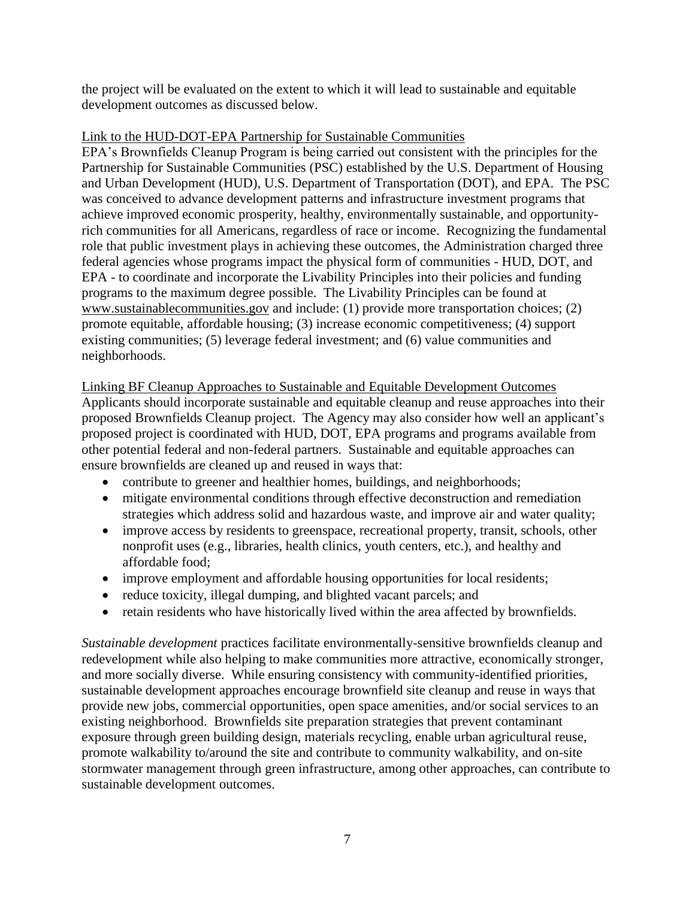the project will be evaluated on the extent to which it will lead to sustainable and equitable development outcomes as discussed below.

Link to the HUD-DOT-EPA Partnership for Sustainable Communities

EPA's Brownfields Cleanup Program is being carried out consistent with the principles for the Partnership for Sustainable Communities (PSC) established by the U.S. Department of Housing and Urban Development (HUD), U.S. Department of Transportation (DOT), and EPA. The PSC was conceived to advance development patterns and infrastructure investment programs that achieve improved economic prosperity, healthy, environmentally sustainable, and opportunity-rich communities for all Americans, regardless of race or income. Recognizing the fundamental role that public investment plays in achieving these outcomes, the Administration charged three federal agencies whose programs impact the physical form of communities - HUD, DOT, and EPA - to coordinate and incorporate the Livability Principles into their policies and funding programs to the maximum degree possible. The Livability Principles can be found at www.sustainablecommunities.gov and include: (1) provide more transportation choices; (2) promote equitable, affordable housing; (3) increase economic competitiveness; (4) support existing communities; (5) leverage federal investment; and (6) value communities and neighborhoods.

Linking BF Cleanup Approaches to Sustainable and Equitable Development Outcomes

Applicants should incorporate sustainable and equitable cleanup and reuse approaches into their proposed Brownfields Cleanup project. The Agency may also consider how well an applicant's proposed project is coordinated with HUD, DOT, EPA programs and programs available from other potential federal and non-federal partners. Sustainable and equitable approaches can ensure brownfields are cleaned up and reused in ways that:

- contribute to greener and healthier homes, buildings, and neighborhoods;
- mitigate environmental conditions through effective deconstruction and remediation strategies which address solid and hazardous waste, and improve air and water quality;
- improve access by residents to greenspace, recreational property, transit, schools, other nonprofit uses (e.g., libraries, health clinics, youth centers, etc.), and healthy and affordable food;
- improve employment and affordable housing opportunities for local residents;
- reduce toxicity, illegal dumping, and blighted vacant parcels; and
- retain residents who have historically lived within the area affected by brownfields.

*Sustainable development* practices facilitate environmentally-sensitive brownfields cleanup and redevelopment while also helping to make communities more attractive, economically stronger, and more socially diverse. While ensuring consistency with community-identified priorities, sustainable development approaches encourage brownfield site cleanup and reuse in ways that provide new jobs, commercial opportunities, open space amenities, and/or social services to an existing neighborhood. Brownfields site preparation strategies that prevent contaminant exposure through green building design, materials recycling, enable urban agricultural reuse, promote walkability to/around the site and contribute to community walkability, and on-site stormwater management through green infrastructure, among other approaches, can contribute to sustainable development outcomes.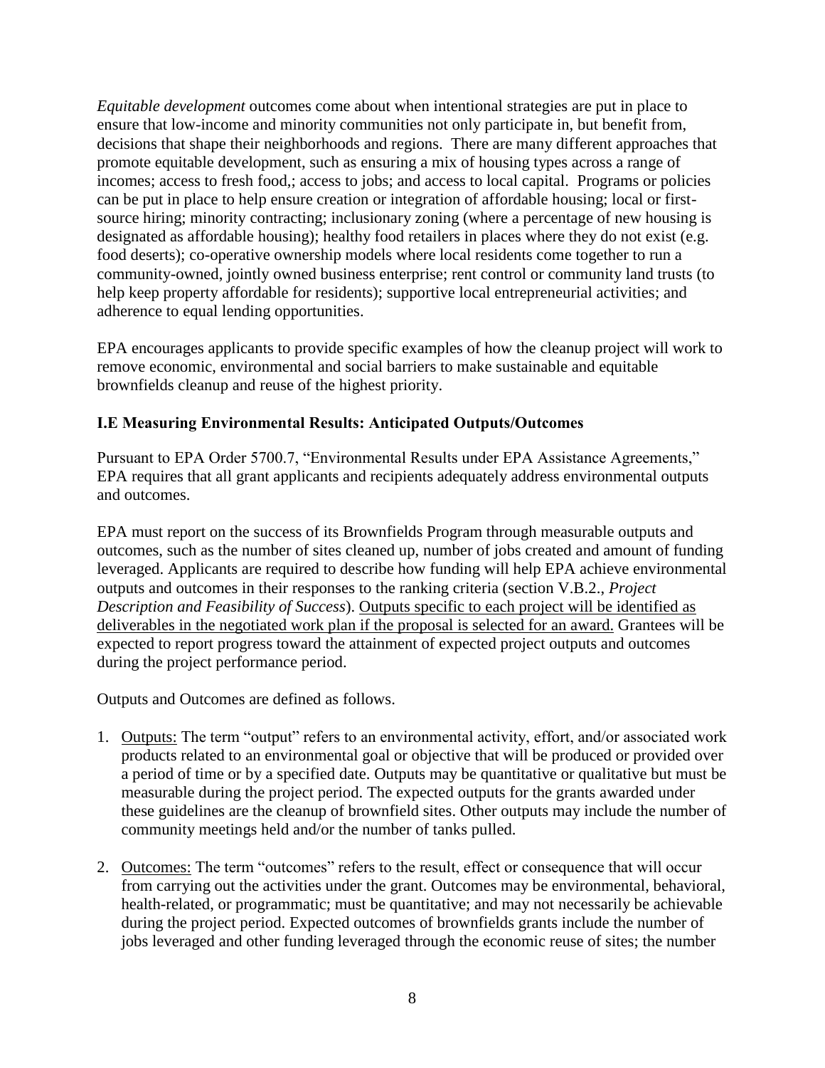*Equitable development* outcomes come about when intentional strategies are put in place to ensure that low-income and minority communities not only participate in, but benefit from, decisions that shape their neighborhoods and regions. There are many different approaches that promote equitable development, such as ensuring a mix of housing types across a range of incomes; access to fresh food,; access to jobs; and access to local capital. Programs or policies can be put in place to help ensure creation or integration of affordable housing; local or first-source hiring; minority contracting; inclusionary zoning (where a percentage of new housing is designated as affordable housing); healthy food retailers in places where they do not exist (e.g. food deserts); co-operative ownership models where local residents come together to run a community-owned, jointly owned business enterprise; rent control or community land trusts (to help keep property affordable for residents); supportive local entrepreneurial activities; and adherence to equal lending opportunities.

EPA encourages applicants to provide specific examples of how the cleanup project will work to remove economic, environmental and social barriers to make sustainable and equitable brownfields cleanup and reuse of the highest priority.

### I.E Measuring Environmental Results: Anticipated Outputs/Outcomes

Pursuant to EPA Order 5700.7, "Environmental Results under EPA Assistance Agreements," EPA requires that all grant applicants and recipients adequately address environmental outputs and outcomes.

EPA must report on the success of its Brownfields Program through measurable outputs and outcomes, such as the number of sites cleaned up, number of jobs created and amount of funding leveraged. Applicants are required to describe how funding will help EPA achieve environmental outputs and outcomes in their responses to the ranking criteria (section V.B.2., *Project Description and Feasibility of Success*). <u>Outputs specific to each project will be identified as deliverables in the negotiated work plan if the proposal is selected for an award.</u> Grantees will be expected to report progress toward the attainment of expected project outputs and outcomes during the project performance period.

Outputs and Outcomes are defined as follows.

1. <u>Outputs:</u> The term "output" refers to an environmental activity, effort, and/or associated work products related to an environmental goal or objective that will be produced or provided over a period of time or by a specified date. Outputs may be quantitative or qualitative but must be measurable during the project period. The expected outputs for the grants awarded under these guidelines are the cleanup of brownfield sites. Other outputs may include the number of community meetings held and/or the number of tanks pulled.

2. <u>Outcomes:</u> The term "outcomes" refers to the result, effect or consequence that will occur from carrying out the activities under the grant. Outcomes may be environmental, behavioral, health-related, or programmatic; must be quantitative; and may not necessarily be achievable during the project period. Expected outcomes of brownfields grants include the number of jobs leveraged and other funding leveraged through the economic reuse of sites; the number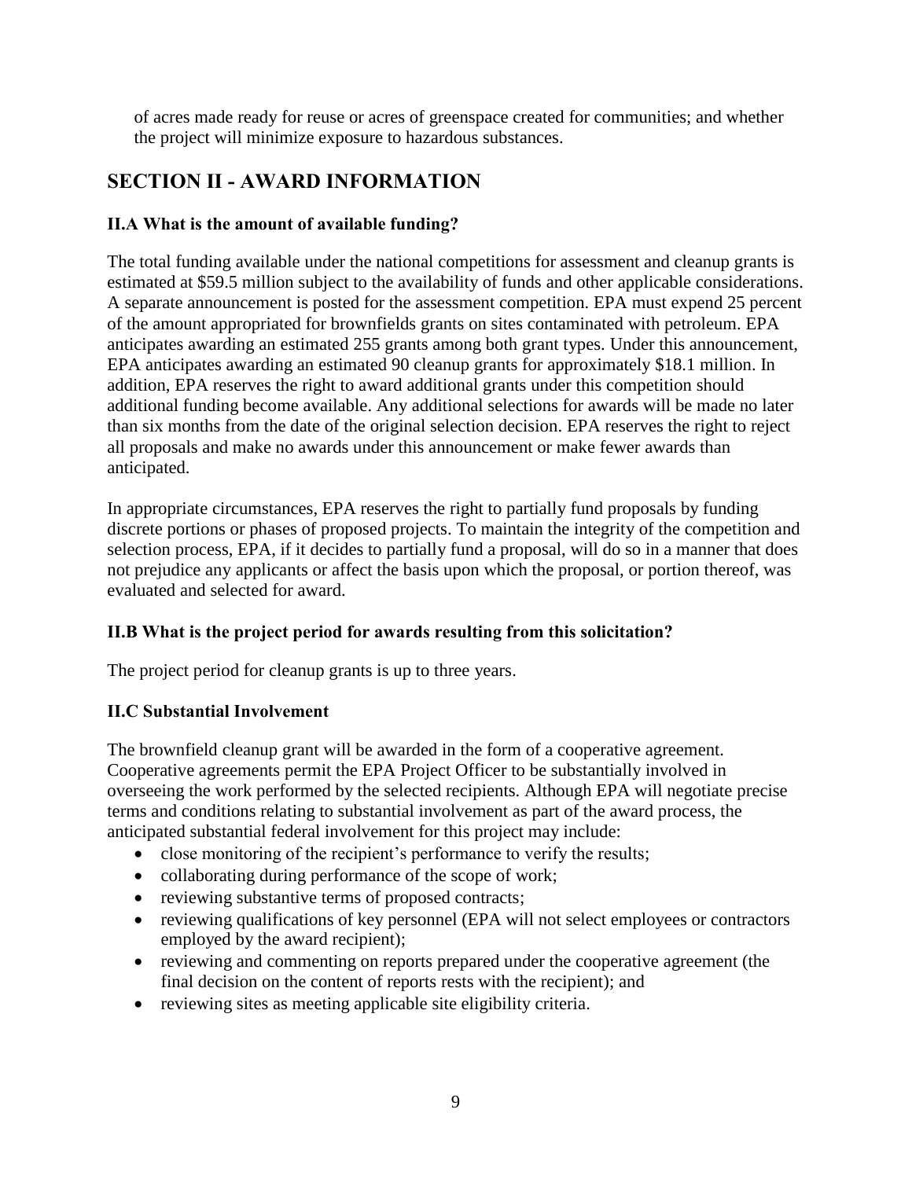of acres made ready for reuse or acres of greenspace created for communities; and whether the project will minimize exposure to hazardous substances.

## SECTION II - AWARD INFORMATION

### II.A What is the amount of available funding?

The total funding available under the national competitions for assessment and cleanup grants is estimated at $59.5 million subject to the availability of funds and other applicable considerations. A separate announcement is posted for the assessment competition. EPA must expend 25 percent of the amount appropriated for brownfields grants on sites contaminated with petroleum. EPA anticipates awarding an estimated 255 grants among both grant types. Under this announcement, EPA anticipates awarding an estimated 90 cleanup grants for approximately $18.1 million. In addition, EPA reserves the right to award additional grants under this competition should additional funding become available. Any additional selections for awards will be made no later than six months from the date of the original selection decision. EPA reserves the right to reject all proposals and make no awards under this announcement or make fewer awards than anticipated.

In appropriate circumstances, EPA reserves the right to partially fund proposals by funding discrete portions or phases of proposed projects. To maintain the integrity of the competition and selection process, EPA, if it decides to partially fund a proposal, will do so in a manner that does not prejudice any applicants or affect the basis upon which the proposal, or portion thereof, was evaluated and selected for award.

### II.B What is the project period for awards resulting from this solicitation?

The project period for cleanup grants is up to three years.

### II.C Substantial Involvement

The brownfield cleanup grant will be awarded in the form of a cooperative agreement. Cooperative agreements permit the EPA Project Officer to be substantially involved in overseeing the work performed by the selected recipients. Although EPA will negotiate precise terms and conditions relating to substantial involvement as part of the award process, the anticipated substantial federal involvement for this project may include:

- close monitoring of the recipient's performance to verify the results;
- collaborating during performance of the scope of work;
- reviewing substantive terms of proposed contracts;
- reviewing qualifications of key personnel (EPA will not select employees or contractors employed by the award recipient);
- reviewing and commenting on reports prepared under the cooperative agreement (the final decision on the content of reports rests with the recipient); and
- reviewing sites as meeting applicable site eligibility criteria.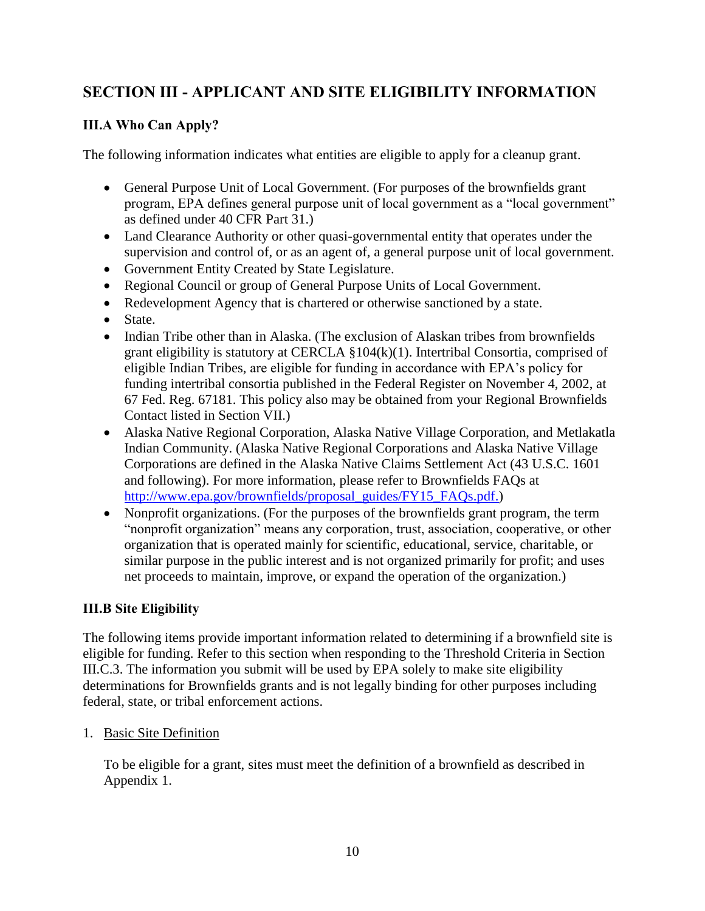## SECTION III - APPLICANT AND SITE ELIGIBILITY INFORMATION

### III.A Who Can Apply?

The following information indicates what entities are eligible to apply for a cleanup grant.

- General Purpose Unit of Local Government. (For purposes of the brownfields grant program, EPA defines general purpose unit of local government as a "local government" as defined under 40 CFR Part 31.)
- Land Clearance Authority or other quasi-governmental entity that operates under the supervision and control of, or as an agent of, a general purpose unit of local government.
- Government Entity Created by State Legislature.
- Regional Council or group of General Purpose Units of Local Government.
- Redevelopment Agency that is chartered or otherwise sanctioned by a state.
- State.
- Indian Tribe other than in Alaska. (The exclusion of Alaskan tribes from brownfields grant eligibility is statutory at CERCLA §104(k)(1). Intertribal Consortia, comprised of eligible Indian Tribes, are eligible for funding in accordance with EPA's policy for funding intertribal consortia published in the Federal Register on November 4, 2002, at 67 Fed. Reg. 67181. This policy also may be obtained from your Regional Brownfields Contact listed in Section VII.)
- Alaska Native Regional Corporation, Alaska Native Village Corporation, and Metlakatla Indian Community. (Alaska Native Regional Corporations and Alaska Native Village Corporations are defined in the Alaska Native Claims Settlement Act (43 U.S.C. 1601 and following). For more information, please refer to Brownfields FAQs at [http://www.epa.gov/brownfields/proposal_guides/FY15_FAQs.pdf.](http://www.epa.gov/brownfields/proposal_guides/FY15_FAQs.pdf))
- Nonprofit organizations. (For the purposes of the brownfields grant program, the term "nonprofit organization" means any corporation, trust, association, cooperative, or other organization that is operated mainly for scientific, educational, service, charitable, or similar purpose in the public interest and is not organized primarily for profit; and uses net proceeds to maintain, improve, or expand the operation of the organization.)

### III.B Site Eligibility

The following items provide important information related to determining if a brownfield site is eligible for funding. Refer to this section when responding to the Threshold Criteria in Section III.C.3. The information you submit will be used by EPA solely to make site eligibility determinations for Brownfields grants and is not legally binding for other purposes including federal, state, or tribal enforcement actions.

1. Basic Site Definition

   To be eligible for a grant, sites must meet the definition of a brownfield as described in Appendix 1.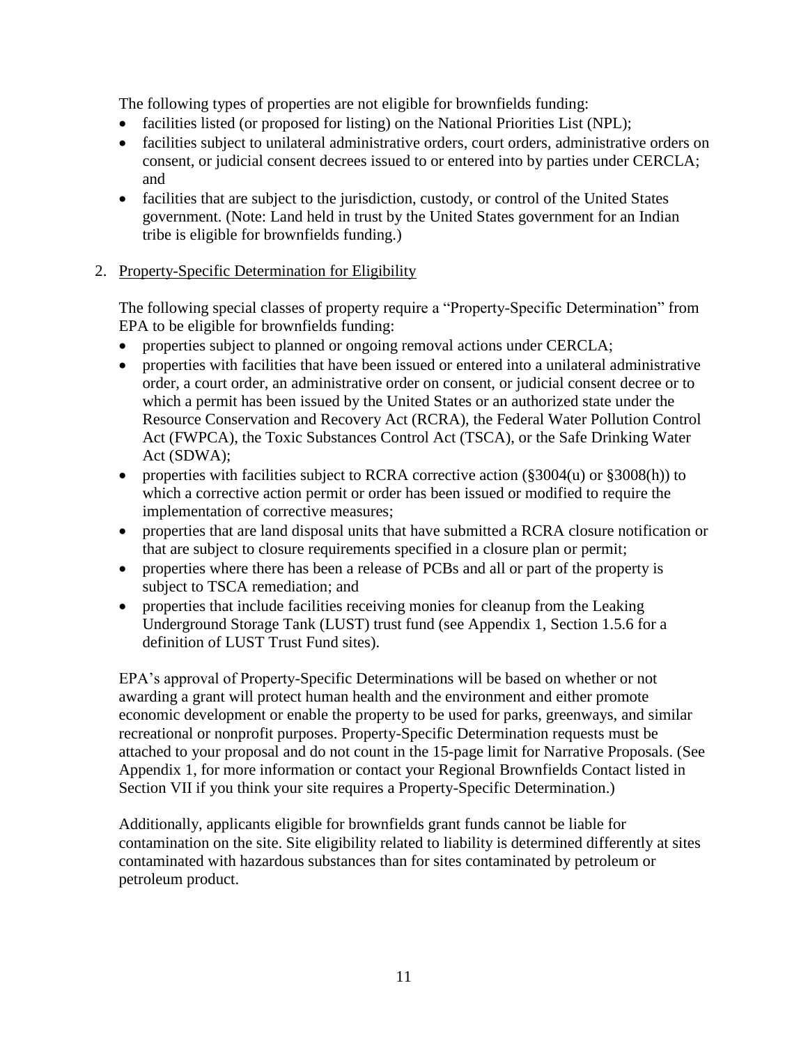The following types of properties are not eligible for brownfields funding:

- facilities listed (or proposed for listing) on the National Priorities List (NPL);
- facilities subject to unilateral administrative orders, court orders, administrative orders on consent, or judicial consent decrees issued to or entered into by parties under CERCLA; and
- facilities that are subject to the jurisdiction, custody, or control of the United States government. (Note: Land held in trust by the United States government for an Indian tribe is eligible for brownfields funding.)

2. Property-Specific Determination for Eligibility

The following special classes of property require a "Property-Specific Determination" from EPA to be eligible for brownfields funding:

- properties subject to planned or ongoing removal actions under CERCLA;
- properties with facilities that have been issued or entered into a unilateral administrative order, a court order, an administrative order on consent, or judicial consent decree or to which a permit has been issued by the United States or an authorized state under the Resource Conservation and Recovery Act (RCRA), the Federal Water Pollution Control Act (FWPCA), the Toxic Substances Control Act (TSCA), or the Safe Drinking Water Act (SDWA);
- properties with facilities subject to RCRA corrective action (§3004(u) or §3008(h)) to which a corrective action permit or order has been issued or modified to require the implementation of corrective measures;
- properties that are land disposal units that have submitted a RCRA closure notification or that are subject to closure requirements specified in a closure plan or permit;
- properties where there has been a release of PCBs and all or part of the property is subject to TSCA remediation; and
- properties that include facilities receiving monies for cleanup from the Leaking Underground Storage Tank (LUST) trust fund (see Appendix 1, Section 1.5.6 for a definition of LUST Trust Fund sites).

EPA's approval of Property-Specific Determinations will be based on whether or not awarding a grant will protect human health and the environment and either promote economic development or enable the property to be used for parks, greenways, and similar recreational or nonprofit purposes. Property-Specific Determination requests must be attached to your proposal and do not count in the 15-page limit for Narrative Proposals. (See Appendix 1, for more information or contact your Regional Brownfields Contact listed in Section VII if you think your site requires a Property-Specific Determination.)

Additionally, applicants eligible for brownfields grant funds cannot be liable for contamination on the site. Site eligibility related to liability is determined differently at sites contaminated with hazardous substances than for sites contaminated by petroleum or petroleum product.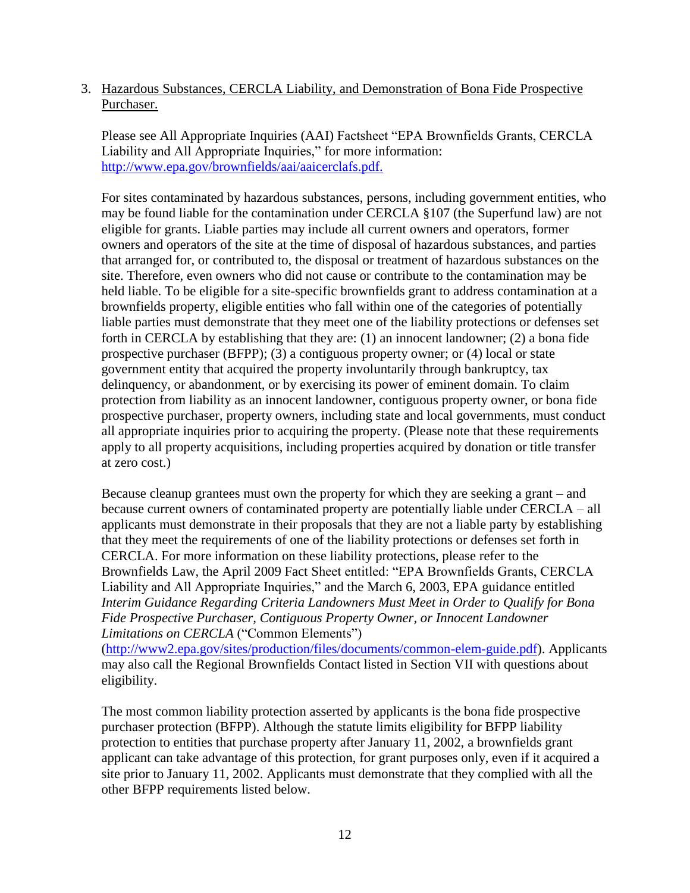3. <u>Hazardous Substances, CERCLA Liability, and Demonstration of Bona Fide Prospective Purchaser.</u>

   Please see All Appropriate Inquiries (AAI) Factsheet "EPA Brownfields Grants, CERCLA Liability and All Appropriate Inquiries," for more information: [http://www.epa.gov/brownfields/aai/aaicerclafs.pdf.](http://www.epa.gov/brownfields/aai/aaicerclafs.pdf)

   For sites contaminated by hazardous substances, persons, including government entities, who may be found liable for the contamination under CERCLA §107 (the Superfund law) are not eligible for grants. Liable parties may include all current owners and operators, former owners and operators of the site at the time of disposal of hazardous substances, and parties that arranged for, or contributed to, the disposal or treatment of hazardous substances on the site. Therefore, even owners who did not cause or contribute to the contamination may be held liable. To be eligible for a site-specific brownfields grant to address contamination at a brownfields property, eligible entities who fall within one of the categories of potentially liable parties must demonstrate that they meet one of the liability protections or defenses set forth in CERCLA by establishing that they are: (1) an innocent landowner; (2) a bona fide prospective purchaser (BFPP); (3) a contiguous property owner; or (4) local or state government entity that acquired the property involuntarily through bankruptcy, tax delinquency, or abandonment, or by exercising its power of eminent domain. To claim protection from liability as an innocent landowner, contiguous property owner, or bona fide prospective purchaser, property owners, including state and local governments, must conduct all appropriate inquiries prior to acquiring the property. (Please note that these requirements apply to all property acquisitions, including properties acquired by donation or title transfer at zero cost.)

   Because cleanup grantees must own the property for which they are seeking a grant – and because current owners of contaminated property are potentially liable under CERCLA – all applicants must demonstrate in their proposals that they are not a liable party by establishing that they meet the requirements of one of the liability protections or defenses set forth in CERCLA. For more information on these liability protections, please refer to the Brownfields Law, the April 2009 Fact Sheet entitled: "EPA Brownfields Grants, CERCLA Liability and All Appropriate Inquiries," and the March 6, 2003, EPA guidance entitled *Interim Guidance Regarding Criteria Landowners Must Meet in Order to Qualify for Bona Fide Prospective Purchaser, Contiguous Property Owner, or Innocent Landowner Limitations on CERCLA* ("Common Elements") ([http://www2.epa.gov/sites/production/files/documents/common-elem-guide.pdf](http://www2.epa.gov/sites/production/files/documents/common-elem-guide.pdf)). Applicants may also call the Regional Brownfields Contact listed in Section VII with questions about eligibility.

   The most common liability protection asserted by applicants is the bona fide prospective purchaser protection (BFPP). Although the statute limits eligibility for BFPP liability protection to entities that purchase property after January 11, 2002, a brownfields grant applicant can take advantage of this protection, for grant purposes only, even if it acquired a site prior to January 11, 2002. Applicants must demonstrate that they complied with all the other BFPP requirements listed below.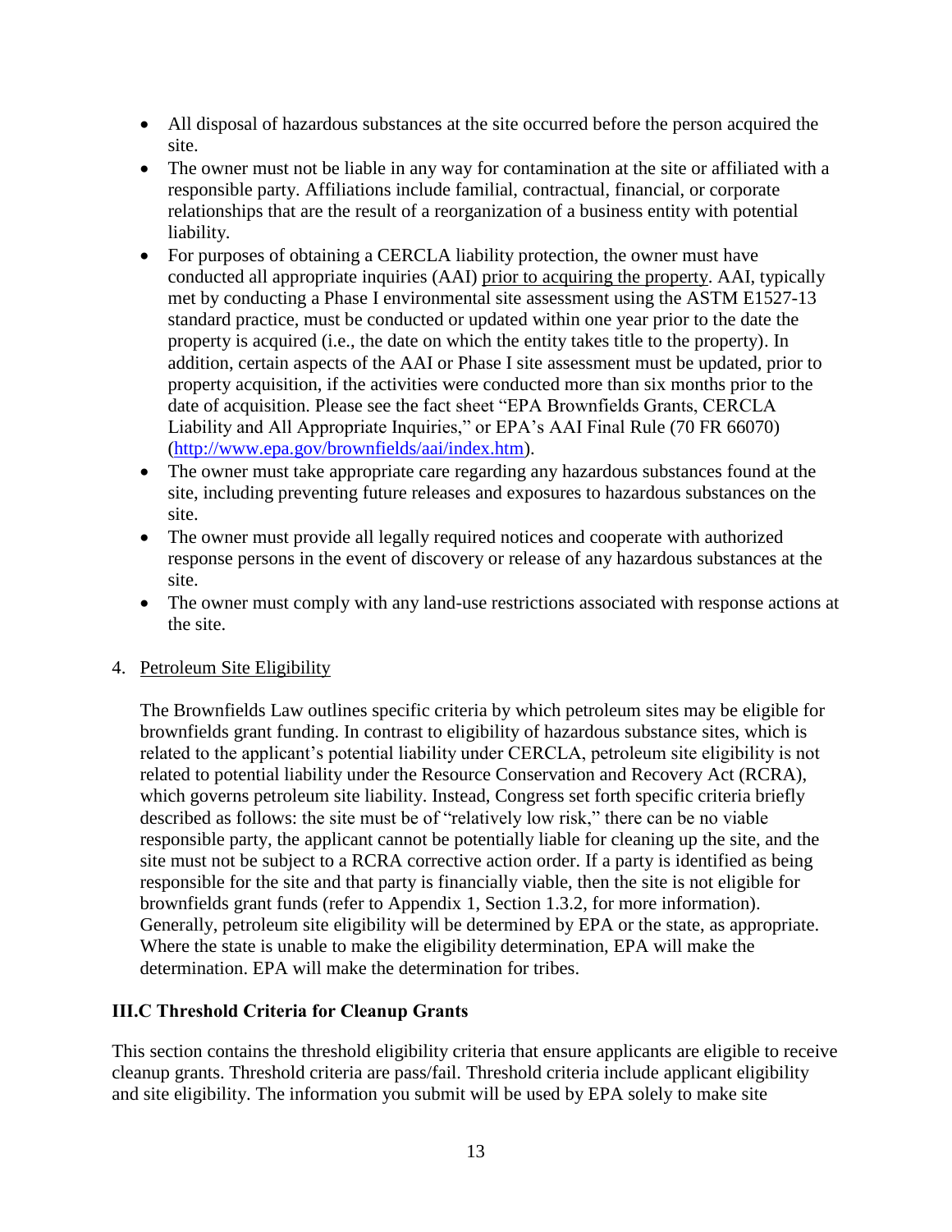- All disposal of hazardous substances at the site occurred before the person acquired the site.
- The owner must not be liable in any way for contamination at the site or affiliated with a responsible party. Affiliations include familial, contractual, financial, or corporate relationships that are the result of a reorganization of a business entity with potential liability.
- For purposes of obtaining a CERCLA liability protection, the owner must have conducted all appropriate inquiries (AAI) prior to acquiring the property. AAI, typically met by conducting a Phase I environmental site assessment using the ASTM E1527-13 standard practice, must be conducted or updated within one year prior to the date the property is acquired (i.e., the date on which the entity takes title to the property). In addition, certain aspects of the AAI or Phase I site assessment must be updated, prior to property acquisition, if the activities were conducted more than six months prior to the date of acquisition. Please see the fact sheet "EPA Brownfields Grants, CERCLA Liability and All Appropriate Inquiries," or EPA's AAI Final Rule (70 FR 66070) (http://www.epa.gov/brownfields/aai/index.htm).
- The owner must take appropriate care regarding any hazardous substances found at the site, including preventing future releases and exposures to hazardous substances on the site.
- The owner must provide all legally required notices and cooperate with authorized response persons in the event of discovery or release of any hazardous substances at the site.
- The owner must comply with any land-use restrictions associated with response actions at the site.

4. Petroleum Site Eligibility

   The Brownfields Law outlines specific criteria by which petroleum sites may be eligible for brownfields grant funding. In contrast to eligibility of hazardous substance sites, which is related to the applicant's potential liability under CERCLA, petroleum site eligibility is not related to potential liability under the Resource Conservation and Recovery Act (RCRA), which governs petroleum site liability. Instead, Congress set forth specific criteria briefly described as follows: the site must be of "relatively low risk," there can be no viable responsible party, the applicant cannot be potentially liable for cleaning up the site, and the site must not be subject to a RCRA corrective action order. If a party is identified as being responsible for the site and that party is financially viable, then the site is not eligible for brownfields grant funds (refer to Appendix 1, Section 1.3.2, for more information). Generally, petroleum site eligibility will be determined by EPA or the state, as appropriate. Where the state is unable to make the eligibility determination, EPA will make the determination. EPA will make the determination for tribes.

### III.C Threshold Criteria for Cleanup Grants

This section contains the threshold eligibility criteria that ensure applicants are eligible to receive cleanup grants. Threshold criteria are pass/fail. Threshold criteria include applicant eligibility and site eligibility. The information you submit will be used by EPA solely to make site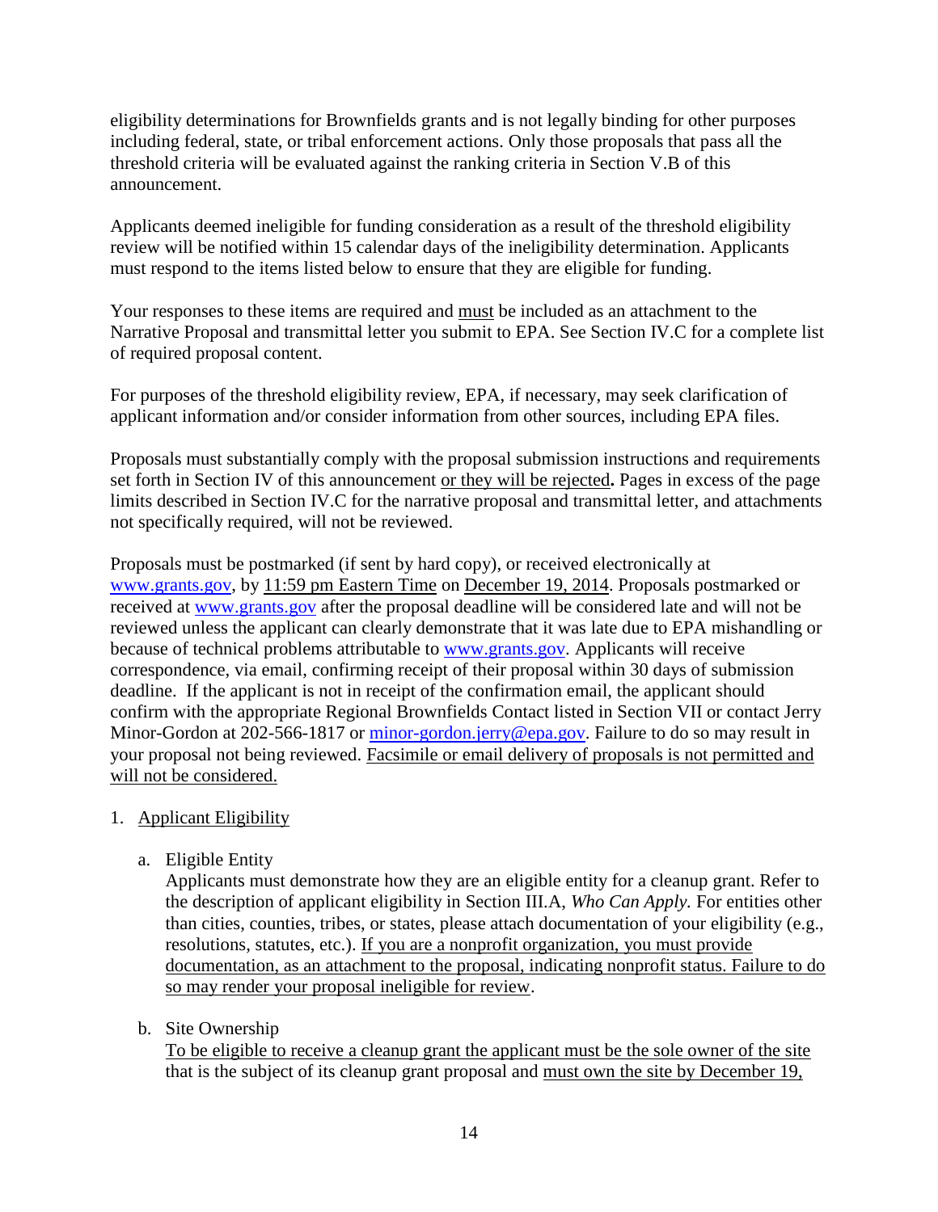eligibility determinations for Brownfields grants and is not legally binding for other purposes including federal, state, or tribal enforcement actions. Only those proposals that pass all the threshold criteria will be evaluated against the ranking criteria in Section V.B of this announcement.

Applicants deemed ineligible for funding consideration as a result of the threshold eligibility review will be notified within 15 calendar days of the ineligibility determination. Applicants must respond to the items listed below to ensure that they are eligible for funding.

Your responses to these items are required and <u>must</u> be included as an attachment to the Narrative Proposal and transmittal letter you submit to EPA. See Section IV.C for a complete list of required proposal content.

For purposes of the threshold eligibility review, EPA, if necessary, may seek clarification of applicant information and/or consider information from other sources, including EPA files.

Proposals must substantially comply with the proposal submission instructions and requirements set forth in Section IV of this announcement <u>or they will be rejected</u>**.** Pages in excess of the page limits described in Section IV.C for the narrative proposal and transmittal letter, and attachments not specifically required, will not be reviewed.

Proposals must be postmarked (if sent by hard copy), or received electronically at [www.grants.gov](http://www.grants.gov), by <u>11:59 pm Eastern Time</u> on <u>December 19, 2014</u>. Proposals postmarked or received at [www.grants.gov](http://www.grants.gov) after the proposal deadline will be considered late and will not be reviewed unless the applicant can clearly demonstrate that it was late due to EPA mishandling or because of technical problems attributable to [www.grants.gov](http://www.grants.gov). Applicants will receive correspondence, via email, confirming receipt of their proposal within 30 days of submission deadline. If the applicant is not in receipt of the confirmation email, the applicant should confirm with the appropriate Regional Brownfields Contact listed in Section VII or contact Jerry Minor-Gordon at 202-566-1817 or [minor-gordon.jerry@epa.gov](mailto:minor-gordon.jerry@epa.gov). Failure to do so may result in your proposal not being reviewed. <u>Facsimile or email delivery of proposals is not permitted and will not be considered.</u>

1. <u>Applicant Eligibility</u>

   a. Eligible Entity

      Applicants must demonstrate how they are an eligible entity for a cleanup grant. Refer to the description of applicant eligibility in Section III.A, *Who Can Apply.* For entities other than cities, counties, tribes, or states, please attach documentation of your eligibility (e.g., resolutions, statutes, etc.). <u>If you are a nonprofit organization, you must provide documentation, as an attachment to the proposal, indicating nonprofit status. Failure to do so may render your proposal ineligible for review</u>.

   b. Site Ownership

      <u>To be eligible to receive a cleanup grant the applicant must be the sole owner of the site</u> that is the subject of its cleanup grant proposal and <u>must own the site by December 19,</u>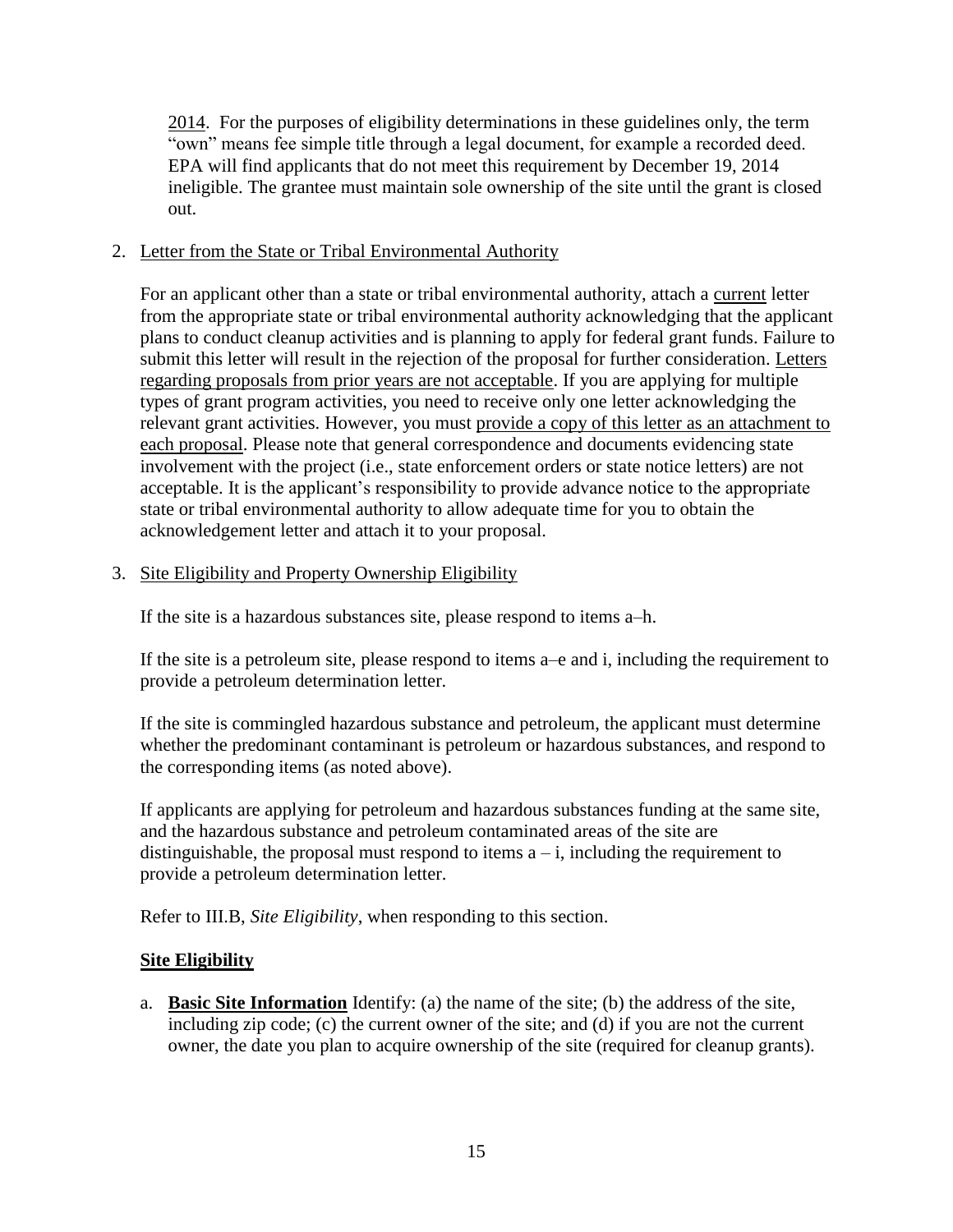2014. For the purposes of eligibility determinations in these guidelines only, the term "own" means fee simple title through a legal document, for example a recorded deed. EPA will find applicants that do not meet this requirement by December 19, 2014 ineligible. The grantee must maintain sole ownership of the site until the grant is closed out.

2. Letter from the State or Tribal Environmental Authority

   For an applicant other than a state or tribal environmental authority, attach a current letter from the appropriate state or tribal environmental authority acknowledging that the applicant plans to conduct cleanup activities and is planning to apply for federal grant funds. Failure to submit this letter will result in the rejection of the proposal for further consideration. Letters regarding proposals from prior years are not acceptable. If you are applying for multiple types of grant program activities, you need to receive only one letter acknowledging the relevant grant activities. However, you must provide a copy of this letter as an attachment to each proposal. Please note that general correspondence and documents evidencing state involvement with the project (i.e., state enforcement orders or state notice letters) are not acceptable. It is the applicant's responsibility to provide advance notice to the appropriate state or tribal environmental authority to allow adequate time for you to obtain the acknowledgement letter and attach it to your proposal.

3. Site Eligibility and Property Ownership Eligibility

   If the site is a hazardous substances site, please respond to items a–h.

   If the site is a petroleum site, please respond to items a–e and i, including the requirement to provide a petroleum determination letter.

   If the site is commingled hazardous substance and petroleum, the applicant must determine whether the predominant contaminant is petroleum or hazardous substances, and respond to the corresponding items (as noted above).

   If applicants are applying for petroleum and hazardous substances funding at the same site, and the hazardous substance and petroleum contaminated areas of the site are distinguishable, the proposal must respond to items a – i, including the requirement to provide a petroleum determination letter.

   Refer to III.B, *Site Eligibility*, when responding to this section.

   **Site Eligibility**

   a. **Basic Site Information** Identify: (a) the name of the site; (b) the address of the site, including zip code; (c) the current owner of the site; and (d) if you are not the current owner, the date you plan to acquire ownership of the site (required for cleanup grants).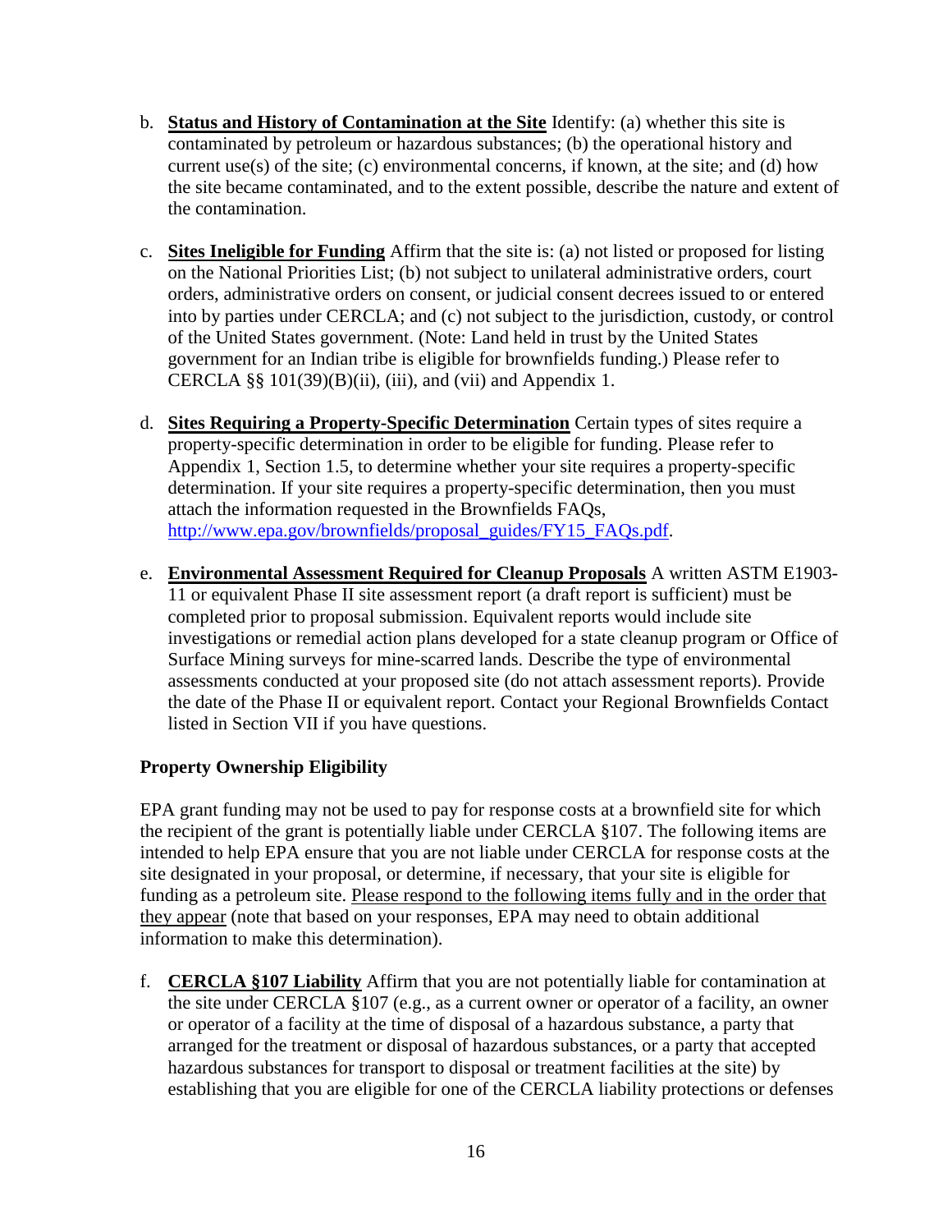b. **<u>Status and History of Contamination at the Site</u>** Identify: (a) whether this site is contaminated by petroleum or hazardous substances; (b) the operational history and current use(s) of the site; (c) environmental concerns, if known, at the site; and (d) how the site became contaminated, and to the extent possible, describe the nature and extent of the contamination.

c. **<u>Sites Ineligible for Funding</u>** Affirm that the site is: (a) not listed or proposed for listing on the National Priorities List; (b) not subject to unilateral administrative orders, court orders, administrative orders on consent, or judicial consent decrees issued to or entered into by parties under CERCLA; and (c) not subject to the jurisdiction, custody, or control of the United States government. (Note: Land held in trust by the United States government for an Indian tribe is eligible for brownfields funding.) Please refer to CERCLA §§ 101(39)(B)(ii), (iii), and (vii) and Appendix 1.

d. **<u>Sites Requiring a Property-Specific Determination</u>** Certain types of sites require a property-specific determination in order to be eligible for funding. Please refer to Appendix 1, Section 1.5, to determine whether your site requires a property-specific determination. If your site requires a property-specific determination, then you must attach the information requested in the Brownfields FAQs, [http://www.epa.gov/brownfields/proposal_guides/FY15_FAQs.pdf](http://www.epa.gov/brownfields/proposal_guides/FY15_FAQs.pdf).

e. **<u>Environmental Assessment Required for Cleanup Proposals</u>** A written ASTM E1903-11 or equivalent Phase II site assessment report (a draft report is sufficient) must be completed prior to proposal submission. Equivalent reports would include site investigations or remedial action plans developed for a state cleanup program or Office of Surface Mining surveys for mine-scarred lands. Describe the type of environmental assessments conducted at your proposed site (do not attach assessment reports). Provide the date of the Phase II or equivalent report. Contact your Regional Brownfields Contact listed in Section VII if you have questions.

**Property Ownership Eligibility**

EPA grant funding may not be used to pay for response costs at a brownfield site for which the recipient of the grant is potentially liable under CERCLA §107. The following items are intended to help EPA ensure that you are not liable under CERCLA for response costs at the site designated in your proposal, or determine, if necessary, that your site is eligible for funding as a petroleum site. <u>Please respond to the following items fully and in the order that they appear</u> (note that based on your responses, EPA may need to obtain additional information to make this determination).

f. **<u>CERCLA §107 Liability</u>** Affirm that you are not potentially liable for contamination at the site under CERCLA §107 (e.g., as a current owner or operator of a facility, an owner or operator of a facility at the time of disposal of a hazardous substance, a party that arranged for the treatment or disposal of hazardous substances, or a party that accepted hazardous substances for transport to disposal or treatment facilities at the site) by establishing that you are eligible for one of the CERCLA liability protections or defenses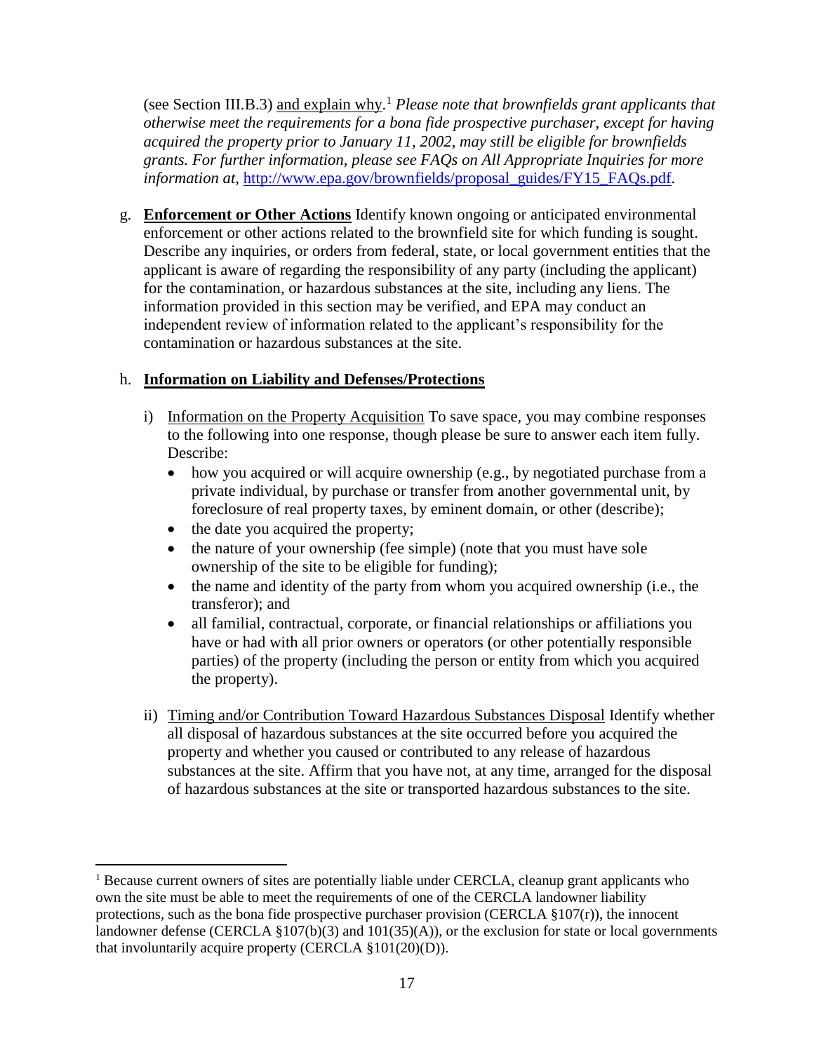(see Section III.B.3) <u>and explain why</u>.[1] *Please note that brownfields grant applicants that otherwise meet the requirements for a bona fide prospective purchaser, except for having acquired the property prior to January 11, 2002, may still be eligible for brownfields grants. For further information, please see FAQs on All Appropriate Inquiries for more information at,* [http://www.epa.gov/brownfields/proposal_guides/FY15_FAQs.pdf](http://www.epa.gov/brownfields/proposal_guides/FY15_FAQs.pdf).

g. **<u>Enforcement or Other Actions</u>** Identify known ongoing or anticipated environmental enforcement or other actions related to the brownfield site for which funding is sought. Describe any inquiries, or orders from federal, state, or local government entities that the applicant is aware of regarding the responsibility of any party (including the applicant) for the contamination, or hazardous substances at the site, including any liens. The information provided in this section may be verified, and EPA may conduct an independent review of information related to the applicant's responsibility for the contamination or hazardous substances at the site.

h. **<u>Information on Liability and Defenses/Protections</u>**

   i) <u>Information on the Property Acquisition</u> To save space, you may combine responses to the following into one response, though please be sure to answer each item fully. Describe:
      - how you acquired or will acquire ownership (e.g., by negotiated purchase from a private individual, by purchase or transfer from another governmental unit, by foreclosure of real property taxes, by eminent domain, or other (describe);
      - the date you acquired the property;
      - the nature of your ownership (fee simple) (note that you must have sole ownership of the site to be eligible for funding);
      - the name and identity of the party from whom you acquired ownership (i.e., the transferor); and
      - all familial, contractual, corporate, or financial relationships or affiliations you have or had with all prior owners or operators (or other potentially responsible parties) of the property (including the person or entity from which you acquired the property).

   ii) <u>Timing and/or Contribution Toward Hazardous Substances Disposal</u> Identify whether all disposal of hazardous substances at the site occurred before you acquired the property and whether you caused or contributed to any release of hazardous substances at the site. Affirm that you have not, at any time, arranged for the disposal of hazardous substances at the site or transported hazardous substances to the site.

---

[1] Because current owners of sites are potentially liable under CERCLA, cleanup grant applicants who own the site must be able to meet the requirements of one of the CERCLA landowner liability protections, such as the bona fide prospective purchaser provision (CERCLA §107(r)), the innocent landowner defense (CERCLA §107(b)(3) and 101(35)(A)), or the exclusion for state or local governments that involuntarily acquire property (CERCLA §101(20)(D)).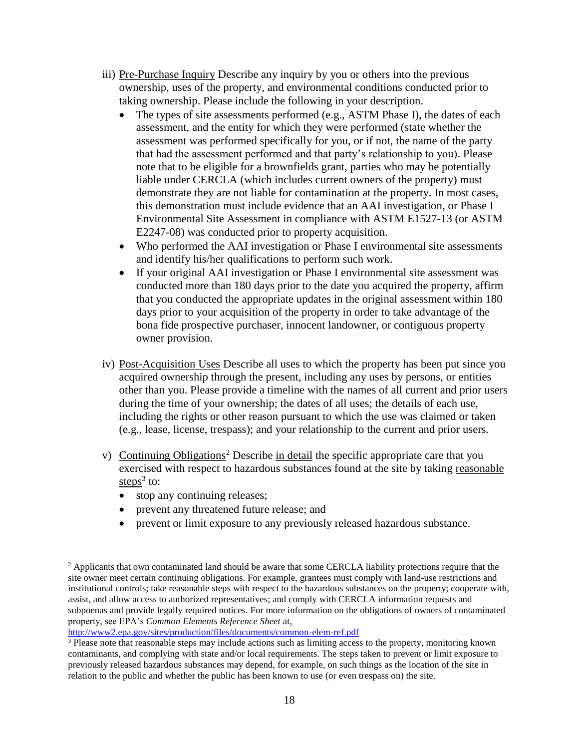iii) <u>Pre-Purchase Inquiry</u> Describe any inquiry by you or others into the previous ownership, uses of the property, and environmental conditions conducted prior to taking ownership. Please include the following in your description.

- The types of site assessments performed (e.g., ASTM Phase I), the dates of each assessment, and the entity for which they were performed (state whether the assessment was performed specifically for you, or if not, the name of the party that had the assessment performed and that party's relationship to you). Please note that to be eligible for a brownfields grant, parties who may be potentially liable under CERCLA (which includes current owners of the property) must demonstrate they are not liable for contamination at the property. In most cases, this demonstration must include evidence that an AAI investigation, or Phase I Environmental Site Assessment in compliance with ASTM E1527-13 (or ASTM E2247-08) was conducted prior to property acquisition.
- Who performed the AAI investigation or Phase I environmental site assessments and identify his/her qualifications to perform such work.
- If your original AAI investigation or Phase I environmental site assessment was conducted more than 180 days prior to the date you acquired the property, affirm that you conducted the appropriate updates in the original assessment within 180 days prior to your acquisition of the property in order to take advantage of the bona fide prospective purchaser, innocent landowner, or contiguous property owner provision.

iv) <u>Post-Acquisition Uses</u> Describe all uses to which the property has been put since you acquired ownership through the present, including any uses by persons, or entities other than you. Please provide a timeline with the names of all current and prior users during the time of your ownership; the dates of all uses; the details of each use, including the rights or other reason pursuant to which the use was claimed or taken (e.g., lease, license, trespass); and your relationship to the current and prior users.

v) <u>Continuing Obligations</u>[2] Describe <u>in detail</u> the specific appropriate care that you exercised with respect to hazardous substances found at the site by taking <u>reasonable steps</u>[3] to:

- stop any continuing releases;
- prevent any threatened future release; and
- prevent or limit exposure to any previously released hazardous substance.

---

[2] Applicants that own contaminated land should be aware that some CERCLA liability protections require that the site owner meet certain continuing obligations. For example, grantees must comply with land-use restrictions and institutional controls; take reasonable steps with respect to the hazardous substances on the property; cooperate with, assist, and allow access to authorized representatives; and comply with CERCLA information requests and subpoenas and provide legally required notices. For more information on the obligations of owners of contaminated property, see EPA's *Common Elements Reference Sheet* at, http://www2.epa.gov/sites/production/files/documents/common-elem-ref.pdf

[3] Please note that reasonable steps may include actions such as limiting access to the property, monitoring known contaminants, and complying with state and/or local requirements. The steps taken to prevent or limit exposure to previously released hazardous substances may depend, for example, on such things as the location of the site in relation to the public and whether the public has been known to use (or even trespass on) the site.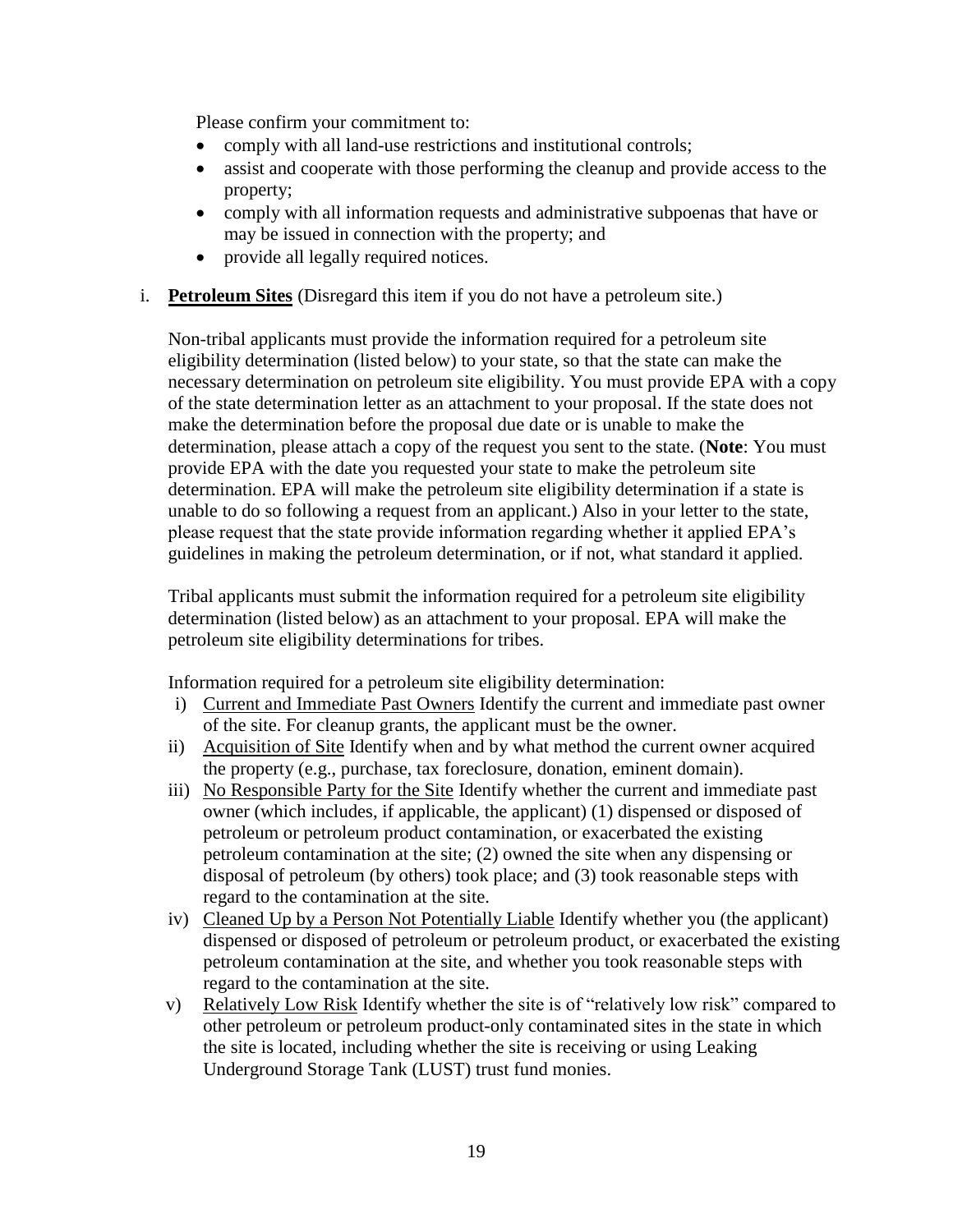Please confirm your commitment to:

- comply with all land-use restrictions and institutional controls;
- assist and cooperate with those performing the cleanup and provide access to the property;
- comply with all information requests and administrative subpoenas that have or may be issued in connection with the property; and
- provide all legally required notices.

i. **<u>Petroleum Sites</u>** (Disregard this item if you do not have a petroleum site.)

Non-tribal applicants must provide the information required for a petroleum site eligibility determination (listed below) to your state, so that the state can make the necessary determination on petroleum site eligibility. You must provide EPA with a copy of the state determination letter as an attachment to your proposal. If the state does not make the determination before the proposal due date or is unable to make the determination, please attach a copy of the request you sent to the state. (**Note**: You must provide EPA with the date you requested your state to make the petroleum site determination. EPA will make the petroleum site eligibility determination if a state is unable to do so following a request from an applicant.) Also in your letter to the state, please request that the state provide information regarding whether it applied EPA's guidelines in making the petroleum determination, or if not, what standard it applied.

Tribal applicants must submit the information required for a petroleum site eligibility determination (listed below) as an attachment to your proposal. EPA will make the petroleum site eligibility determinations for tribes.

Information required for a petroleum site eligibility determination:

i) <u>Current and Immediate Past Owners</u> Identify the current and immediate past owner of the site. For cleanup grants, the applicant must be the owner.

ii) <u>Acquisition of Site</u> Identify when and by what method the current owner acquired the property (e.g., purchase, tax foreclosure, donation, eminent domain).

iii) <u>No Responsible Party for the Site</u> Identify whether the current and immediate past owner (which includes, if applicable, the applicant) (1) dispensed or disposed of petroleum or petroleum product contamination, or exacerbated the existing petroleum contamination at the site; (2) owned the site when any dispensing or disposal of petroleum (by others) took place; and (3) took reasonable steps with regard to the contamination at the site.

iv) <u>Cleaned Up by a Person Not Potentially Liable</u> Identify whether you (the applicant) dispensed or disposed of petroleum or petroleum product, or exacerbated the existing petroleum contamination at the site, and whether you took reasonable steps with regard to the contamination at the site.

v) <u>Relatively Low Risk</u> Identify whether the site is of "relatively low risk" compared to other petroleum or petroleum product-only contaminated sites in the state in which the site is located, including whether the site is receiving or using Leaking Underground Storage Tank (LUST) trust fund monies.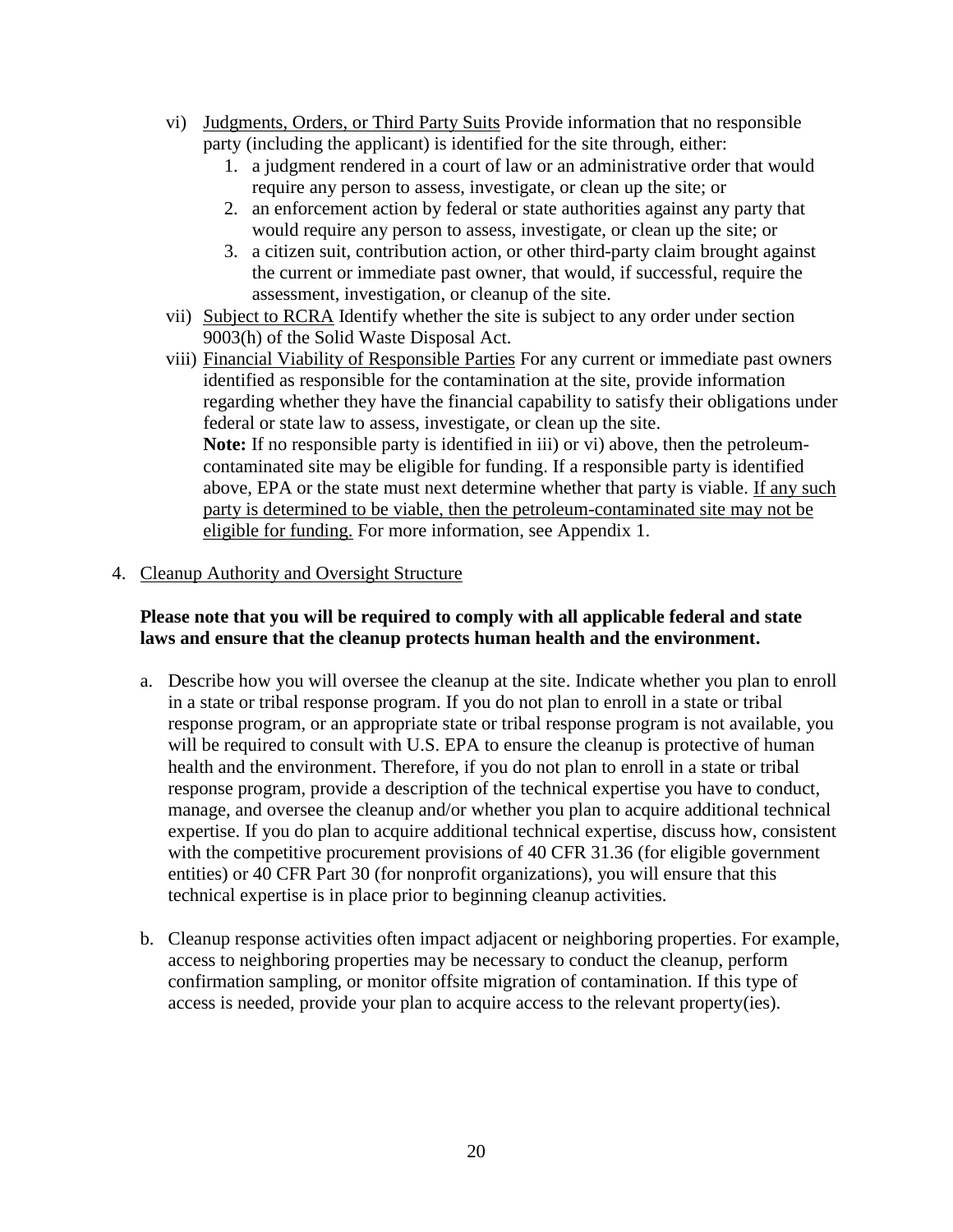vi) Judgments, Orders, or Third Party Suits Provide information that no responsible party (including the applicant) is identified for the site through, either:

   1. a judgment rendered in a court of law or an administrative order that would require any person to assess, investigate, or clean up the site; or
   2. an enforcement action by federal or state authorities against any party that would require any person to assess, investigate, or clean up the site; or
   3. a citizen suit, contribution action, or other third-party claim brought against the current or immediate past owner, that would, if successful, require the assessment, investigation, or cleanup of the site.

vii) Subject to RCRA Identify whether the site is subject to any order under section 9003(h) of the Solid Waste Disposal Act.

viii) Financial Viability of Responsible Parties For any current or immediate past owners identified as responsible for the contamination at the site, provide information regarding whether they have the financial capability to satisfy their obligations under federal or state law to assess, investigate, or clean up the site.
**Note:** If no responsible party is identified in iii) or vi) above, then the petroleum-contaminated site may be eligible for funding. If a responsible party is identified above, EPA or the state must next determine whether that party is viable. If any such party is determined to be viable, then the petroleum-contaminated site may not be eligible for funding. For more information, see Appendix 1.

4. Cleanup Authority and Oversight Structure

**Please note that you will be required to comply with all applicable federal and state laws and ensure that the cleanup protects human health and the environment.**

a. Describe how you will oversee the cleanup at the site. Indicate whether you plan to enroll in a state or tribal response program. If you do not plan to enroll in a state or tribal response program, or an appropriate state or tribal response program is not available, you will be required to consult with U.S. EPA to ensure the cleanup is protective of human health and the environment. Therefore, if you do not plan to enroll in a state or tribal response program, provide a description of the technical expertise you have to conduct, manage, and oversee the cleanup and/or whether you plan to acquire additional technical expertise. If you do plan to acquire additional technical expertise, discuss how, consistent with the competitive procurement provisions of 40 CFR 31.36 (for eligible government entities) or 40 CFR Part 30 (for nonprofit organizations), you will ensure that this technical expertise is in place prior to beginning cleanup activities.

b. Cleanup response activities often impact adjacent or neighboring properties. For example, access to neighboring properties may be necessary to conduct the cleanup, perform confirmation sampling, or monitor offsite migration of contamination. If this type of access is needed, provide your plan to acquire access to the relevant property(ies).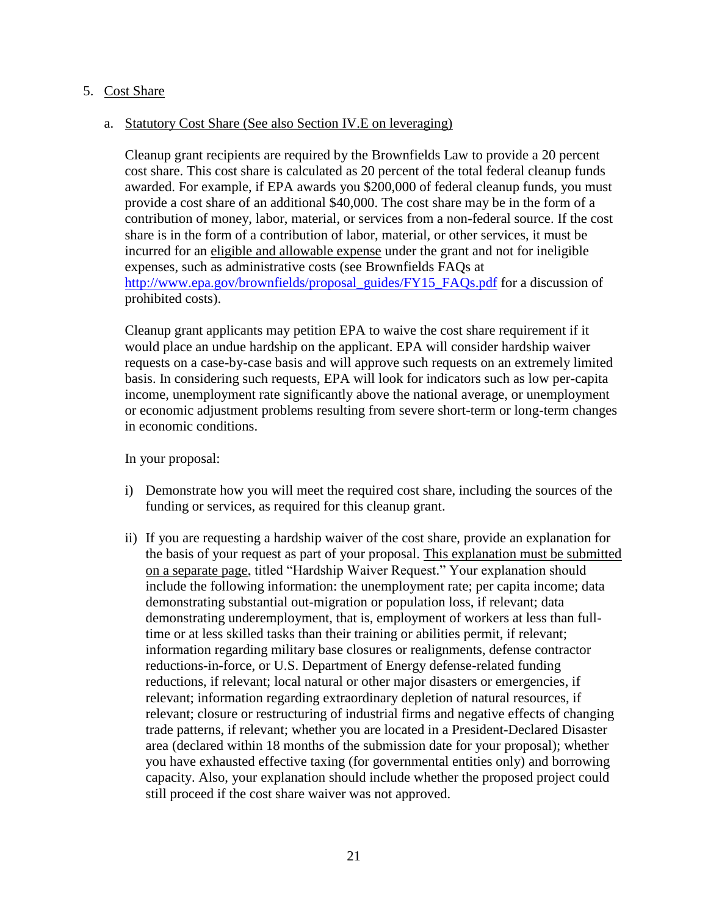5. Cost Share

   a. Statutory Cost Share (See also Section IV.E on leveraging)

   Cleanup grant recipients are required by the Brownfields Law to provide a 20 percent cost share. This cost share is calculated as 20 percent of the total federal cleanup funds awarded. For example, if EPA awards you $200,000 of federal cleanup funds, you must provide a cost share of an additional $40,000. The cost share may be in the form of a contribution of money, labor, material, or services from a non-federal source. If the cost share is in the form of a contribution of labor, material, or other services, it must be incurred for an eligible and allowable expense under the grant and not for ineligible expenses, such as administrative costs (see Brownfields FAQs at http://www.epa.gov/brownfields/proposal_guides/FY15_FAQs.pdf for a discussion of prohibited costs).

   Cleanup grant applicants may petition EPA to waive the cost share requirement if it would place an undue hardship on the applicant. EPA will consider hardship waiver requests on a case-by-case basis and will approve such requests on an extremely limited basis. In considering such requests, EPA will look for indicators such as low per-capita income, unemployment rate significantly above the national average, or unemployment or economic adjustment problems resulting from severe short-term or long-term changes in economic conditions.

   In your proposal:

   i) Demonstrate how you will meet the required cost share, including the sources of the funding or services, as required for this cleanup grant.

   ii) If you are requesting a hardship waiver of the cost share, provide an explanation for the basis of your request as part of your proposal. This explanation must be submitted on a separate page, titled "Hardship Waiver Request." Your explanation should include the following information: the unemployment rate; per capita income; data demonstrating substantial out-migration or population loss, if relevant; data demonstrating underemployment, that is, employment of workers at less than full-time or at less skilled tasks than their training or abilities permit, if relevant; information regarding military base closures or realignments, defense contractor reductions-in-force, or U.S. Department of Energy defense-related funding reductions, if relevant; local natural or other major disasters or emergencies, if relevant; information regarding extraordinary depletion of natural resources, if relevant; closure or restructuring of industrial firms and negative effects of changing trade patterns, if relevant; whether you are located in a President-Declared Disaster area (declared within 18 months of the submission date for your proposal); whether you have exhausted effective taxing (for governmental entities only) and borrowing capacity. Also, your explanation should include whether the proposed project could still proceed if the cost share waiver was not approved.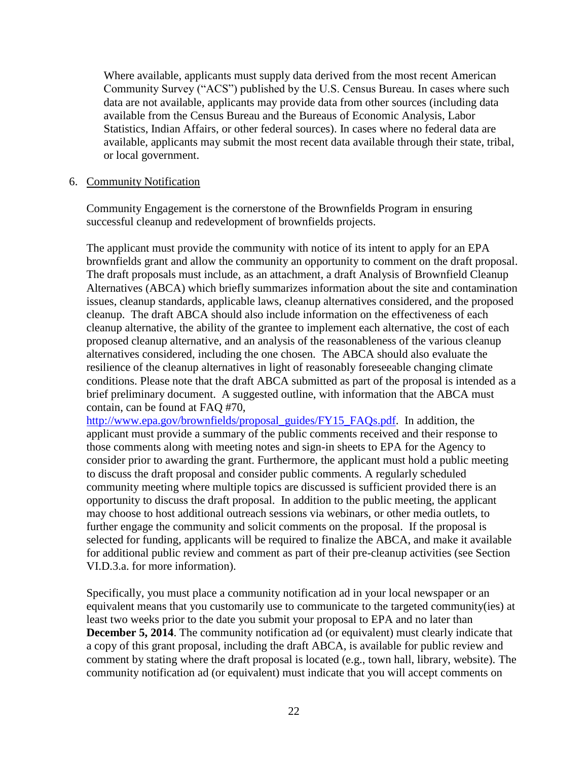Where available, applicants must supply data derived from the most recent American Community Survey ("ACS") published by the U.S. Census Bureau. In cases where such data are not available, applicants may provide data from other sources (including data available from the Census Bureau and the Bureaus of Economic Analysis, Labor Statistics, Indian Affairs, or other federal sources). In cases where no federal data are available, applicants may submit the most recent data available through their state, tribal, or local government.

6. Community Notification

Community Engagement is the cornerstone of the Brownfields Program in ensuring successful cleanup and redevelopment of brownfields projects.

The applicant must provide the community with notice of its intent to apply for an EPA brownfields grant and allow the community an opportunity to comment on the draft proposal. The draft proposals must include, as an attachment, a draft Analysis of Brownfield Cleanup Alternatives (ABCA) which briefly summarizes information about the site and contamination issues, cleanup standards, applicable laws, cleanup alternatives considered, and the proposed cleanup. The draft ABCA should also include information on the effectiveness of each cleanup alternative, the ability of the grantee to implement each alternative, the cost of each proposed cleanup alternative, and an analysis of the reasonableness of the various cleanup alternatives considered, including the one chosen. The ABCA should also evaluate the resilience of the cleanup alternatives in light of reasonably foreseeable changing climate conditions. Please note that the draft ABCA submitted as part of the proposal is intended as a brief preliminary document. A suggested outline, with information that the ABCA must contain, can be found at FAQ #70, [http://www.epa.gov/brownfields/proposal_guides/FY15_FAQs.pdf](http://www.epa.gov/brownfields/proposal_guides/FY15_FAQs.pdf). In addition, the applicant must provide a summary of the public comments received and their response to those comments along with meeting notes and sign-in sheets to EPA for the Agency to consider prior to awarding the grant. Furthermore, the applicant must hold a public meeting to discuss the draft proposal and consider public comments. A regularly scheduled community meeting where multiple topics are discussed is sufficient provided there is an opportunity to discuss the draft proposal. In addition to the public meeting, the applicant may choose to host additional outreach sessions via webinars, or other media outlets, to further engage the community and solicit comments on the proposal. If the proposal is selected for funding, applicants will be required to finalize the ABCA, and make it available for additional public review and comment as part of their pre-cleanup activities (see Section VI.D.3.a. for more information).

Specifically, you must place a community notification ad in your local newspaper or an equivalent means that you customarily use to communicate to the targeted community(ies) at least two weeks prior to the date you submit your proposal to EPA and no later than **December 5, 2014**. The community notification ad (or equivalent) must clearly indicate that a copy of this grant proposal, including the draft ABCA, is available for public review and comment by stating where the draft proposal is located (e.g., town hall, library, website). The community notification ad (or equivalent) must indicate that you will accept comments on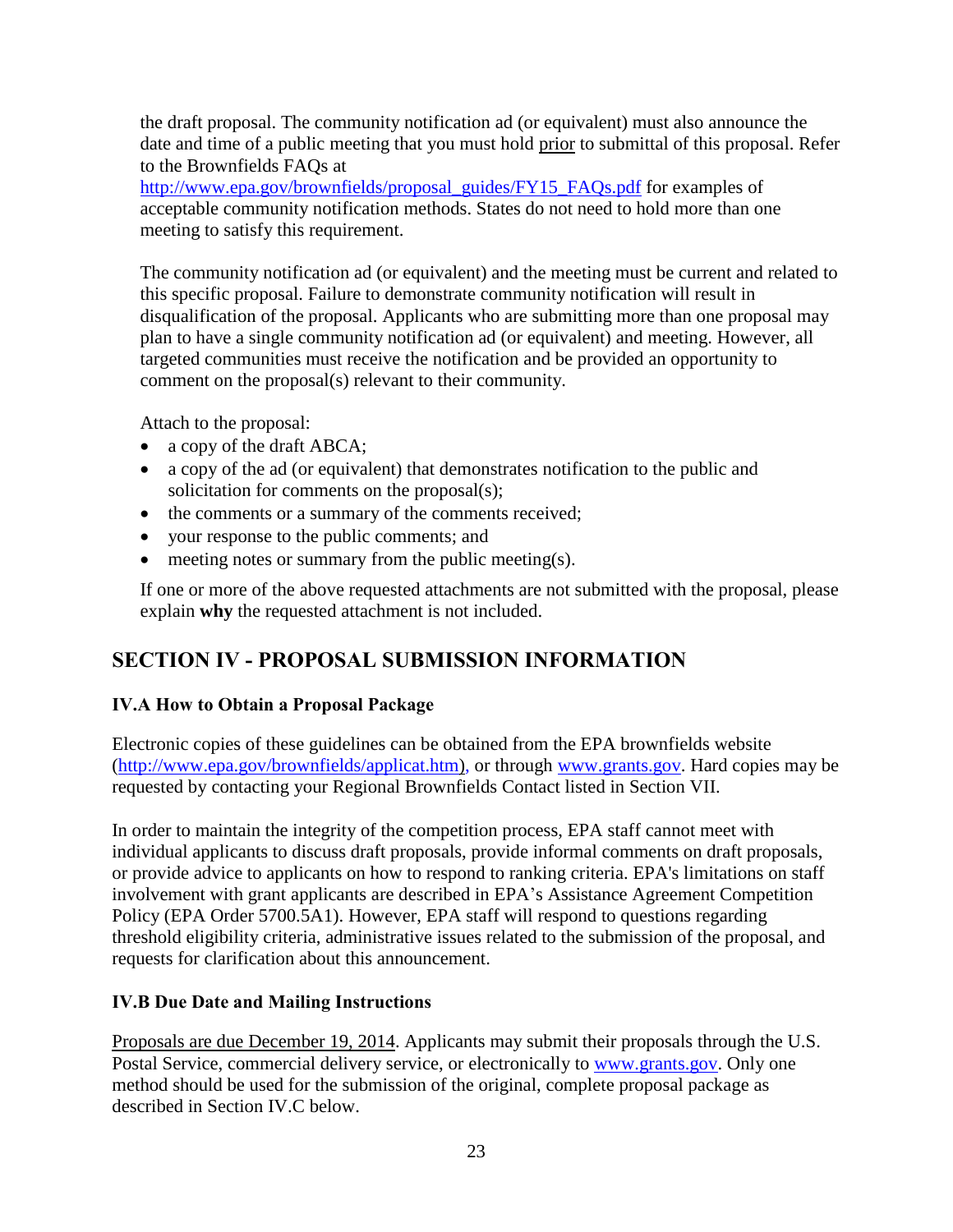the draft proposal. The community notification ad (or equivalent) must also announce the date and time of a public meeting that you must hold prior to submittal of this proposal. Refer to the Brownfields FAQs at http://www.epa.gov/brownfields/proposal_guides/FY15_FAQs.pdf for examples of acceptable community notification methods. States do not need to hold more than one meeting to satisfy this requirement.

The community notification ad (or equivalent) and the meeting must be current and related to this specific proposal. Failure to demonstrate community notification will result in disqualification of the proposal. Applicants who are submitting more than one proposal may plan to have a single community notification ad (or equivalent) and meeting. However, all targeted communities must receive the notification and be provided an opportunity to comment on the proposal(s) relevant to their community.

Attach to the proposal:

- a copy of the draft ABCA;
- a copy of the ad (or equivalent) that demonstrates notification to the public and solicitation for comments on the proposal(s);
- the comments or a summary of the comments received;
- your response to the public comments; and
- meeting notes or summary from the public meeting(s).

If one or more of the above requested attachments are not submitted with the proposal, please explain **why** the requested attachment is not included.

## SECTION IV - PROPOSAL SUBMISSION INFORMATION

### IV.A How to Obtain a Proposal Package

Electronic copies of these guidelines can be obtained from the EPA brownfields website (http://www.epa.gov/brownfields/applicat.htm), or through www.grants.gov. Hard copies may be requested by contacting your Regional Brownfields Contact listed in Section VII.

In order to maintain the integrity of the competition process, EPA staff cannot meet with individual applicants to discuss draft proposals, provide informal comments on draft proposals, or provide advice to applicants on how to respond to ranking criteria. EPA's limitations on staff involvement with grant applicants are described in EPA's Assistance Agreement Competition Policy (EPA Order 5700.5A1). However, EPA staff will respond to questions regarding threshold eligibility criteria, administrative issues related to the submission of the proposal, and requests for clarification about this announcement.

### IV.B Due Date and Mailing Instructions

Proposals are due December 19, 2014. Applicants may submit their proposals through the U.S. Postal Service, commercial delivery service, or electronically to www.grants.gov. Only one method should be used for the submission of the original, complete proposal package as described in Section IV.C below.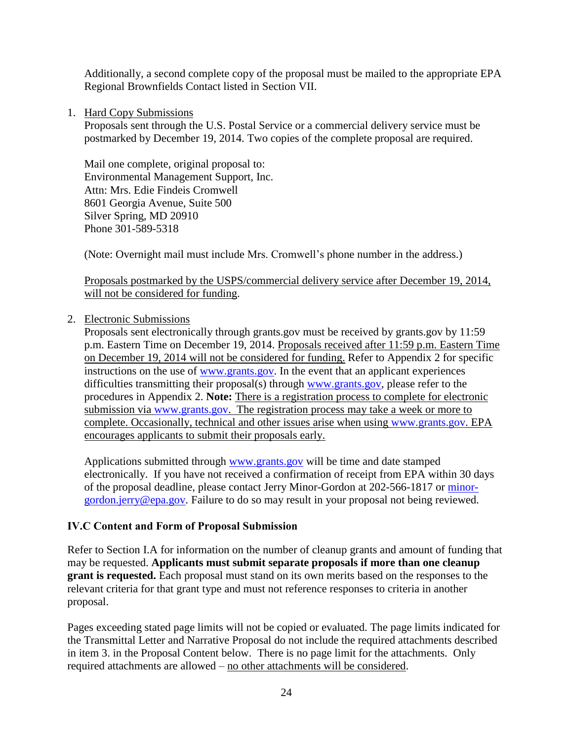Additionally, a second complete copy of the proposal must be mailed to the appropriate EPA Regional Brownfields Contact listed in Section VII.

1. Hard Copy Submissions
   Proposals sent through the U.S. Postal Service or a commercial delivery service must be postmarked by December 19, 2014. Two copies of the complete proposal are required.

   Mail one complete, original proposal to:
   Environmental Management Support, Inc.
   Attn: Mrs. Edie Findeis Cromwell
   8601 Georgia Avenue, Suite 500
   Silver Spring, MD 20910
   Phone 301-589-5318

   (Note: Overnight mail must include Mrs. Cromwell's phone number in the address.)

   Proposals postmarked by the USPS/commercial delivery service after December 19, 2014, will not be considered for funding.

2. Electronic Submissions
   Proposals sent electronically through grants.gov must be received by grants.gov by 11:59 p.m. Eastern Time on December 19, 2014. Proposals received after 11:59 p.m. Eastern Time on December 19, 2014 will not be considered for funding. Refer to Appendix 2 for specific instructions on the use of www.grants.gov. In the event that an applicant experiences difficulties transmitting their proposal(s) through www.grants.gov, please refer to the procedures in Appendix 2. **Note:** There is a registration process to complete for electronic submission via www.grants.gov. The registration process may take a week or more to complete. Occasionally, technical and other issues arise when using www.grants.gov. EPA encourages applicants to submit their proposals early.

   Applications submitted through www.grants.gov will be time and date stamped electronically. If you have not received a confirmation of receipt from EPA within 30 days of the proposal deadline, please contact Jerry Minor-Gordon at 202-566-1817 or minor-gordon.jerry@epa.gov. Failure to do so may result in your proposal not being reviewed.

### IV.C Content and Form of Proposal Submission

Refer to Section I.A for information on the number of cleanup grants and amount of funding that may be requested. **Applicants must submit separate proposals if more than one cleanup grant is requested.** Each proposal must stand on its own merits based on the responses to the relevant criteria for that grant type and must not reference responses to criteria in another proposal.

Pages exceeding stated page limits will not be copied or evaluated. The page limits indicated for the Transmittal Letter and Narrative Proposal do not include the required attachments described in item 3. in the Proposal Content below. There is no page limit for the attachments. Only required attachments are allowed – no other attachments will be considered.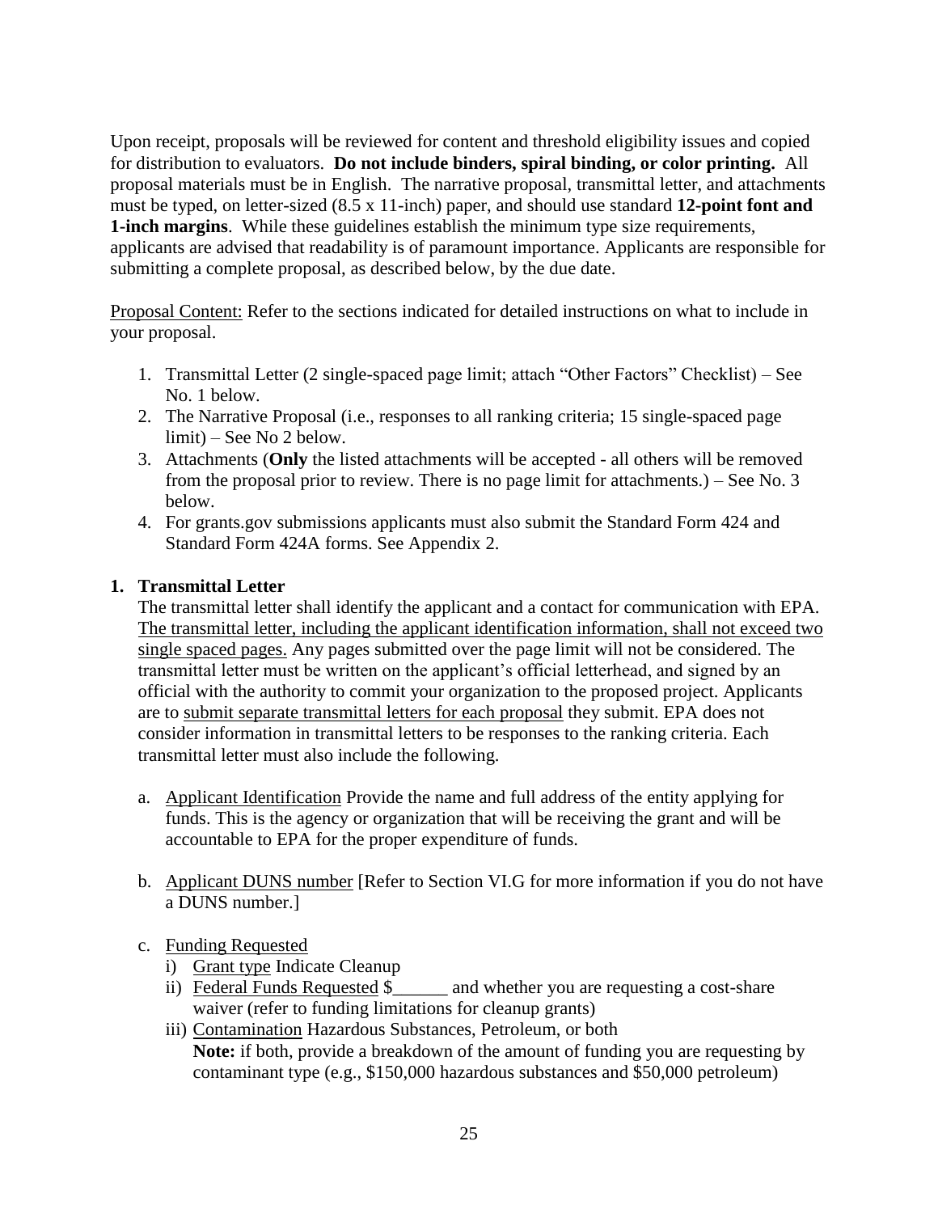Upon receipt, proposals will be reviewed for content and threshold eligibility issues and copied for distribution to evaluators. **Do not include binders, spiral binding, or color printing.** All proposal materials must be in English. The narrative proposal, transmittal letter, and attachments must be typed, on letter-sized (8.5 x 11-inch) paper, and should use standard **12-point font and 1-inch margins**. While these guidelines establish the minimum type size requirements, applicants are advised that readability is of paramount importance. Applicants are responsible for submitting a complete proposal, as described below, by the due date.

Proposal Content: Refer to the sections indicated for detailed instructions on what to include in your proposal.

1. Transmittal Letter (2 single-spaced page limit; attach "Other Factors" Checklist) – See No. 1 below.
2. The Narrative Proposal (i.e., responses to all ranking criteria; 15 single-spaced page limit) – See No 2 below.
3. Attachments (**Only** the listed attachments will be accepted - all others will be removed from the proposal prior to review. There is no page limit for attachments.) – See No. 3 below.
4. For grants.gov submissions applicants must also submit the Standard Form 424 and Standard Form 424A forms. See Appendix 2.

**1. Transmittal Letter**

The transmittal letter shall identify the applicant and a contact for communication with EPA. The transmittal letter, including the applicant identification information, shall not exceed two single spaced pages. Any pages submitted over the page limit will not be considered. The transmittal letter must be written on the applicant's official letterhead, and signed by an official with the authority to commit your organization to the proposed project. Applicants are to submit separate transmittal letters for each proposal they submit. EPA does not consider information in transmittal letters to be responses to the ranking criteria. Each transmittal letter must also include the following.

a. Applicant Identification Provide the name and full address of the entity applying for funds. This is the agency or organization that will be receiving the grant and will be accountable to EPA for the proper expenditure of funds.

b. Applicant DUNS number [Refer to Section VI.G for more information if you do not have a DUNS number.]

c. Funding Requested
   i) Grant type Indicate Cleanup
   ii) Federal Funds Requested $______ and whether you are requesting a cost-share waiver (refer to funding limitations for cleanup grants)
   iii) Contamination Hazardous Substances, Petroleum, or both
   **Note:** if both, provide a breakdown of the amount of funding you are requesting by contaminant type (e.g., $150,000 hazardous substances and $50,000 petroleum)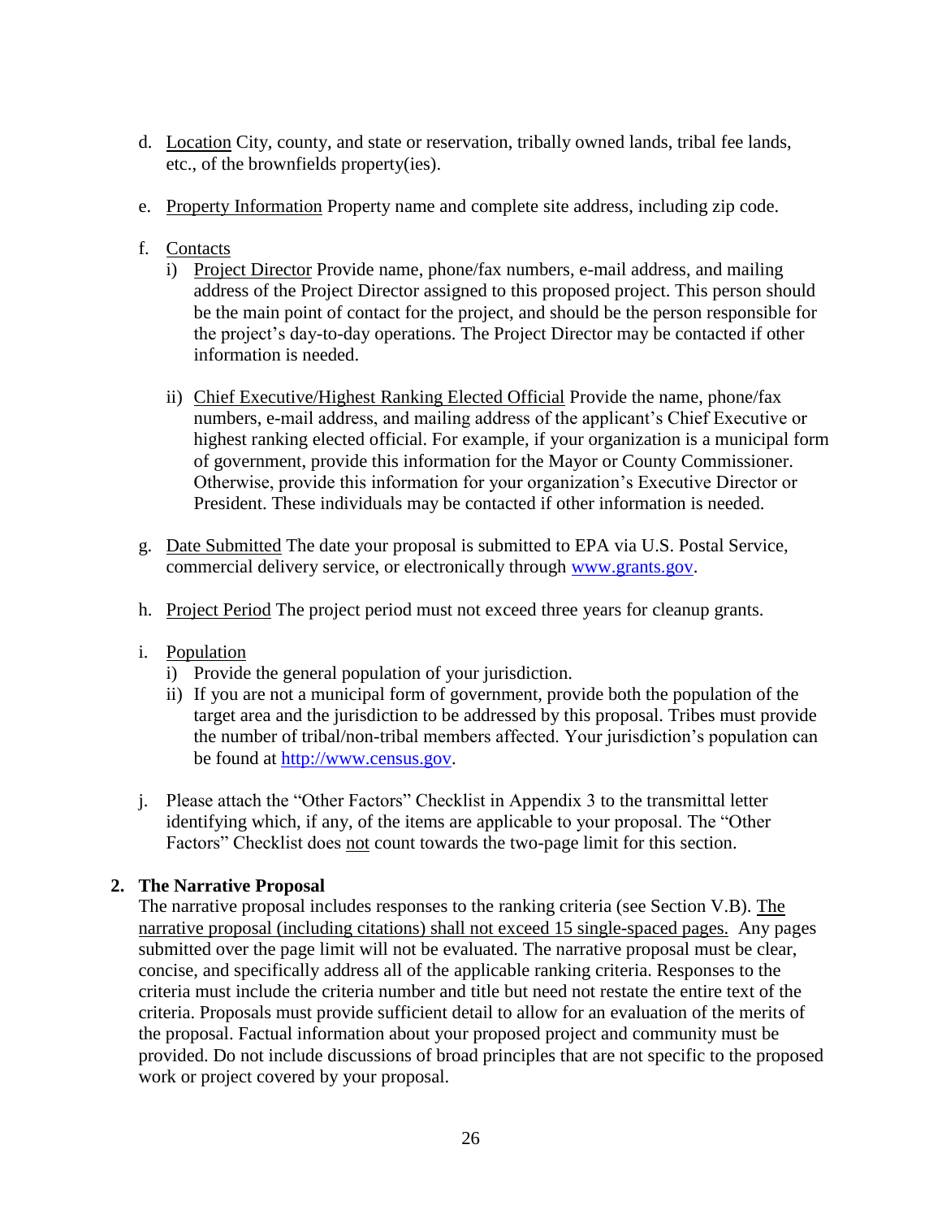d. Location City, county, and state or reservation, tribally owned lands, tribal fee lands, etc., of the brownfields property(ies).

e. Property Information Property name and complete site address, including zip code.

f. Contacts
   i) Project Director Provide name, phone/fax numbers, e-mail address, and mailing address of the Project Director assigned to this proposed project. This person should be the main point of contact for the project, and should be the person responsible for the project's day-to-day operations. The Project Director may be contacted if other information is needed.

   ii) Chief Executive/Highest Ranking Elected Official Provide the name, phone/fax numbers, e-mail address, and mailing address of the applicant's Chief Executive or highest ranking elected official. For example, if your organization is a municipal form of government, provide this information for the Mayor or County Commissioner. Otherwise, provide this information for your organization's Executive Director or President. These individuals may be contacted if other information is needed.

g. Date Submitted The date your proposal is submitted to EPA via U.S. Postal Service, commercial delivery service, or electronically through www.grants.gov.

h. Project Period The project period must not exceed three years for cleanup grants.

i. Population
   i) Provide the general population of your jurisdiction.
   ii) If you are not a municipal form of government, provide both the population of the target area and the jurisdiction to be addressed by this proposal. Tribes must provide the number of tribal/non-tribal members affected. Your jurisdiction's population can be found at http://www.census.gov.

j. Please attach the "Other Factors" Checklist in Appendix 3 to the transmittal letter identifying which, if any, of the items are applicable to your proposal. The "Other Factors" Checklist does not count towards the two-page limit for this section.

**2. The Narrative Proposal**

The narrative proposal includes responses to the ranking criteria (see Section V.B). The narrative proposal (including citations) shall not exceed 15 single-spaced pages. Any pages submitted over the page limit will not be evaluated. The narrative proposal must be clear, concise, and specifically address all of the applicable ranking criteria. Responses to the criteria must include the criteria number and title but need not restate the entire text of the criteria. Proposals must provide sufficient detail to allow for an evaluation of the merits of the proposal. Factual information about your proposed project and community must be provided. Do not include discussions of broad principles that are not specific to the proposed work or project covered by your proposal.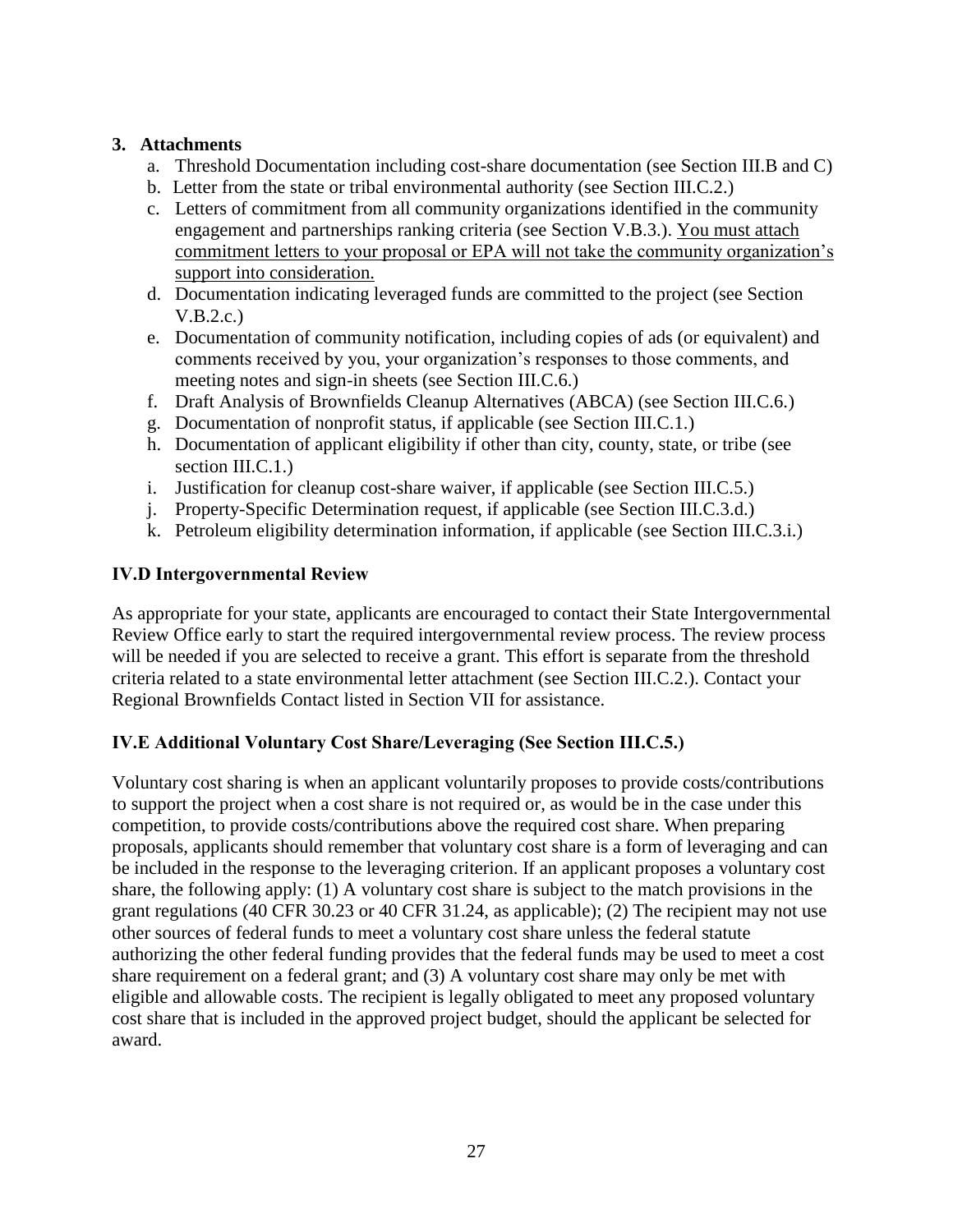### 3. Attachments

a. Threshold Documentation including cost-share documentation (see Section III.B and C)
b. Letter from the state or tribal environmental authority (see Section III.C.2.)
c. Letters of commitment from all community organizations identified in the community engagement and partnerships ranking criteria (see Section V.B.3.). <u>You must attach commitment letters to your proposal or EPA will not take the community organization's support into consideration.</u>
d. Documentation indicating leveraged funds are committed to the project (see Section V.B.2.c.)
e. Documentation of community notification, including copies of ads (or equivalent) and comments received by you, your organization's responses to those comments, and meeting notes and sign-in sheets (see Section III.C.6.)
f. Draft Analysis of Brownfields Cleanup Alternatives (ABCA) (see Section III.C.6.)
g. Documentation of nonprofit status, if applicable (see Section III.C.1.)
h. Documentation of applicant eligibility if other than city, county, state, or tribe (see section III.C.1.)
i. Justification for cleanup cost-share waiver, if applicable (see Section III.C.5.)
j. Property-Specific Determination request, if applicable (see Section III.C.3.d.)
k. Petroleum eligibility determination information, if applicable (see Section III.C.3.i.)

## IV.D Intergovernmental Review

As appropriate for your state, applicants are encouraged to contact their State Intergovernmental Review Office early to start the required intergovernmental review process. The review process will be needed if you are selected to receive a grant. This effort is separate from the threshold criteria related to a state environmental letter attachment (see Section III.C.2.). Contact your Regional Brownfields Contact listed in Section VII for assistance.

## IV.E Additional Voluntary Cost Share/Leveraging (See Section III.C.5.)

Voluntary cost sharing is when an applicant voluntarily proposes to provide costs/contributions to support the project when a cost share is not required or, as would be in the case under this competition, to provide costs/contributions above the required cost share. When preparing proposals, applicants should remember that voluntary cost share is a form of leveraging and can be included in the response to the leveraging criterion. If an applicant proposes a voluntary cost share, the following apply: (1) A voluntary cost share is subject to the match provisions in the grant regulations (40 CFR 30.23 or 40 CFR 31.24, as applicable); (2) The recipient may not use other sources of federal funds to meet a voluntary cost share unless the federal statute authorizing the other federal funding provides that the federal funds may be used to meet a cost share requirement on a federal grant; and (3) A voluntary cost share may only be met with eligible and allowable costs. The recipient is legally obligated to meet any proposed voluntary cost share that is included in the approved project budget, should the applicant be selected for award.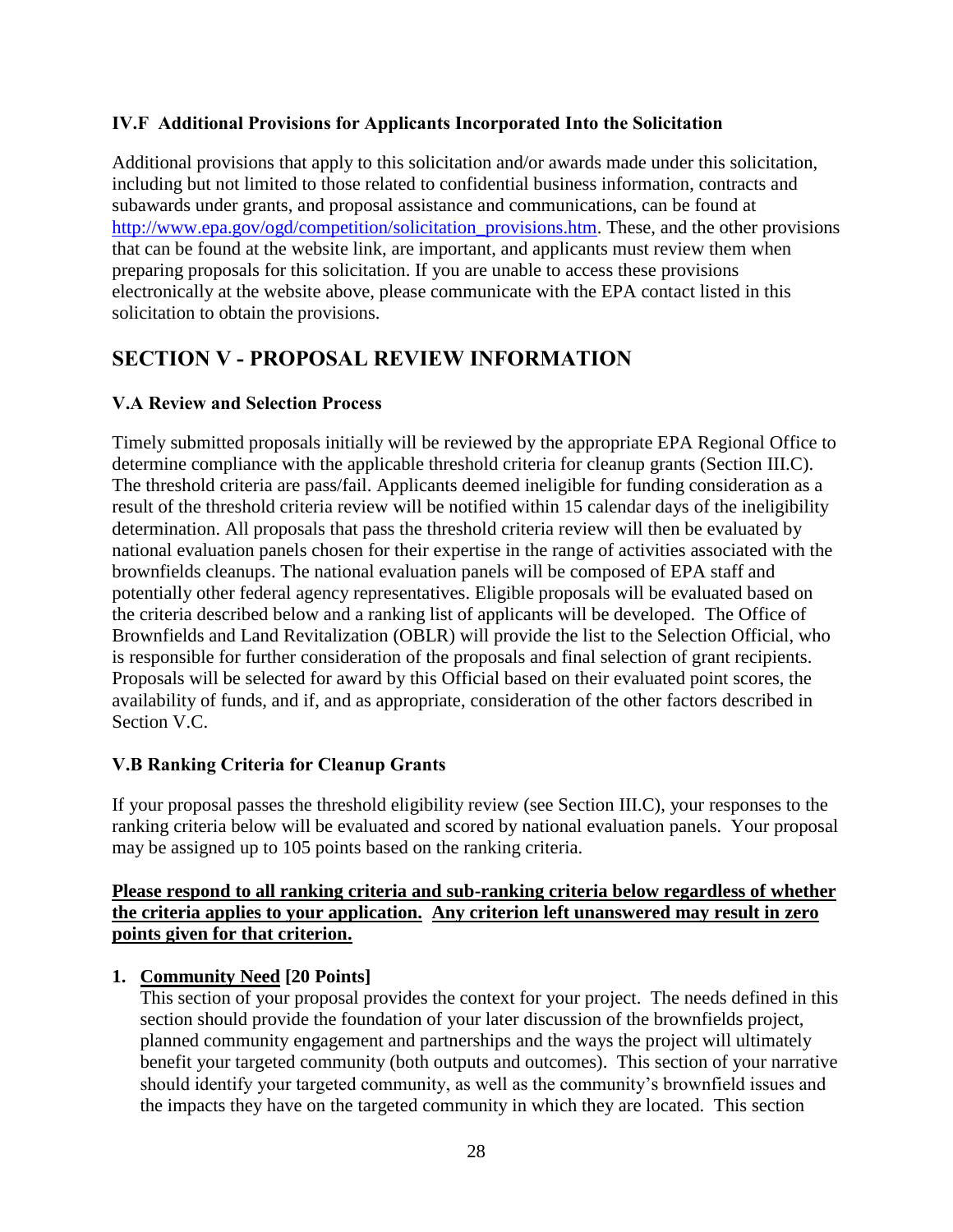### IV.F Additional Provisions for Applicants Incorporated Into the Solicitation

Additional provisions that apply to this solicitation and/or awards made under this solicitation, including but not limited to those related to confidential business information, contracts and subawards under grants, and proposal assistance and communications, can be found at http://www.epa.gov/ogd/competition/solicitation_provisions.htm. These, and the other provisions that can be found at the website link, are important, and applicants must review them when preparing proposals for this solicitation. If you are unable to access these provisions electronically at the website above, please communicate with the EPA contact listed in this solicitation to obtain the provisions.

## SECTION V - PROPOSAL REVIEW INFORMATION

### V.A Review and Selection Process

Timely submitted proposals initially will be reviewed by the appropriate EPA Regional Office to determine compliance with the applicable threshold criteria for cleanup grants (Section III.C). The threshold criteria are pass/fail. Applicants deemed ineligible for funding consideration as a result of the threshold criteria review will be notified within 15 calendar days of the ineligibility determination. All proposals that pass the threshold criteria review will then be evaluated by national evaluation panels chosen for their expertise in the range of activities associated with the brownfields cleanups. The national evaluation panels will be composed of EPA staff and potentially other federal agency representatives. Eligible proposals will be evaluated based on the criteria described below and a ranking list of applicants will be developed. The Office of Brownfields and Land Revitalization (OBLR) will provide the list to the Selection Official, who is responsible for further consideration of the proposals and final selection of grant recipients. Proposals will be selected for award by this Official based on their evaluated point scores, the availability of funds, and if, and as appropriate, consideration of the other factors described in Section V.C.

### V.B Ranking Criteria for Cleanup Grants

If your proposal passes the threshold eligibility review (see Section III.C), your responses to the ranking criteria below will be evaluated and scored by national evaluation panels. Your proposal may be assigned up to 105 points based on the ranking criteria.

**Please respond to all ranking criteria and sub-ranking criteria below regardless of whether the criteria applies to your application. Any criterion left unanswered may result in zero points given for that criterion.**

1. **Community Need [20 Points]**
   This section of your proposal provides the context for your project. The needs defined in this section should provide the foundation of your later discussion of the brownfields project, planned community engagement and partnerships and the ways the project will ultimately benefit your targeted community (both outputs and outcomes). This section of your narrative should identify your targeted community, as well as the community's brownfield issues and the impacts they have on the targeted community in which they are located. This section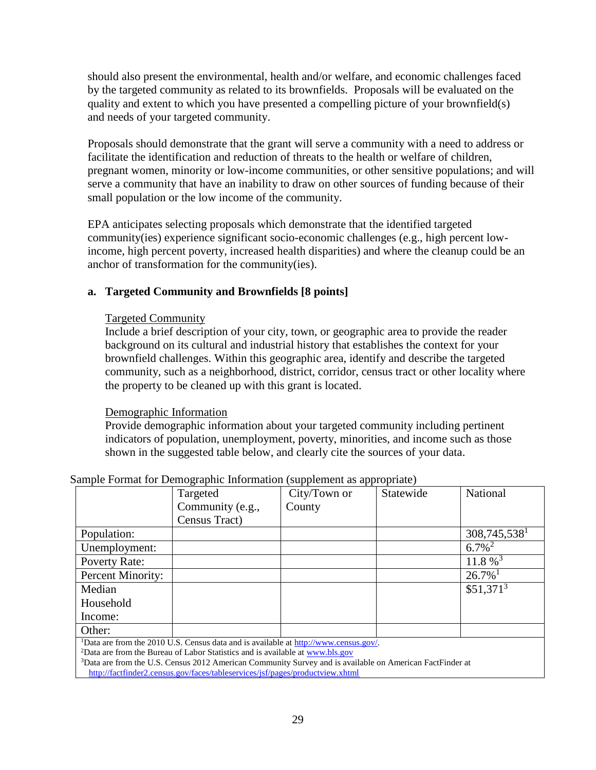should also present the environmental, health and/or welfare, and economic challenges faced by the targeted community as related to its brownfields. Proposals will be evaluated on the quality and extent to which you have presented a compelling picture of your brownfield(s) and needs of your targeted community.

Proposals should demonstrate that the grant will serve a community with a need to address or facilitate the identification and reduction of threats to the health or welfare of children, pregnant women, minority or low-income communities, or other sensitive populations; and will serve a community that have an inability to draw on other sources of funding because of their small population or the low income of the community.

EPA anticipates selecting proposals which demonstrate that the identified targeted community(ies) experience significant socio-economic challenges (e.g., high percent low-income, high percent poverty, increased health disparities) and where the cleanup could be an anchor of transformation for the community(ies).

**a. Targeted Community and Brownfields [8 points]**

Targeted Community

Include a brief description of your city, town, or geographic area to provide the reader background on its cultural and industrial history that establishes the context for your brownfield challenges. Within this geographic area, identify and describe the targeted community, such as a neighborhood, district, corridor, census tract or other locality where the property to be cleaned up with this grant is located.

Demographic Information

Provide demographic information about your targeted community including pertinent indicators of population, unemployment, poverty, minorities, and income such as those shown in the suggested table below, and clearly cite the sources of your data.

Sample Format for Demographic Information (supplement as appropriate)

| | Targeted Community (e.g., Census Tract) | City/Town or County | Statewide | National |
|---|---|---|---|---|
| Population: | | | | 308,745,538[1] |
| Unemployment: | | | | 6.7%[2] |
| Poverty Rate: | | | | 11.8 %[3] |
| Percent Minority: | | | | 26.7%[1] |
| Median Household Income: | | | | $51,371[3] |
| Other: | | | | |

[1]Data are from the 2010 U.S. Census data and is available at http://www.census.gov/.
[2]Data are from the Bureau of Labor Statistics and is available at www.bls.gov
[3]Data are from the U.S. Census 2012 American Community Survey and is available on American FactFinder at http://factfinder2.census.gov/faces/tableservices/jsf/pages/productview.xhtml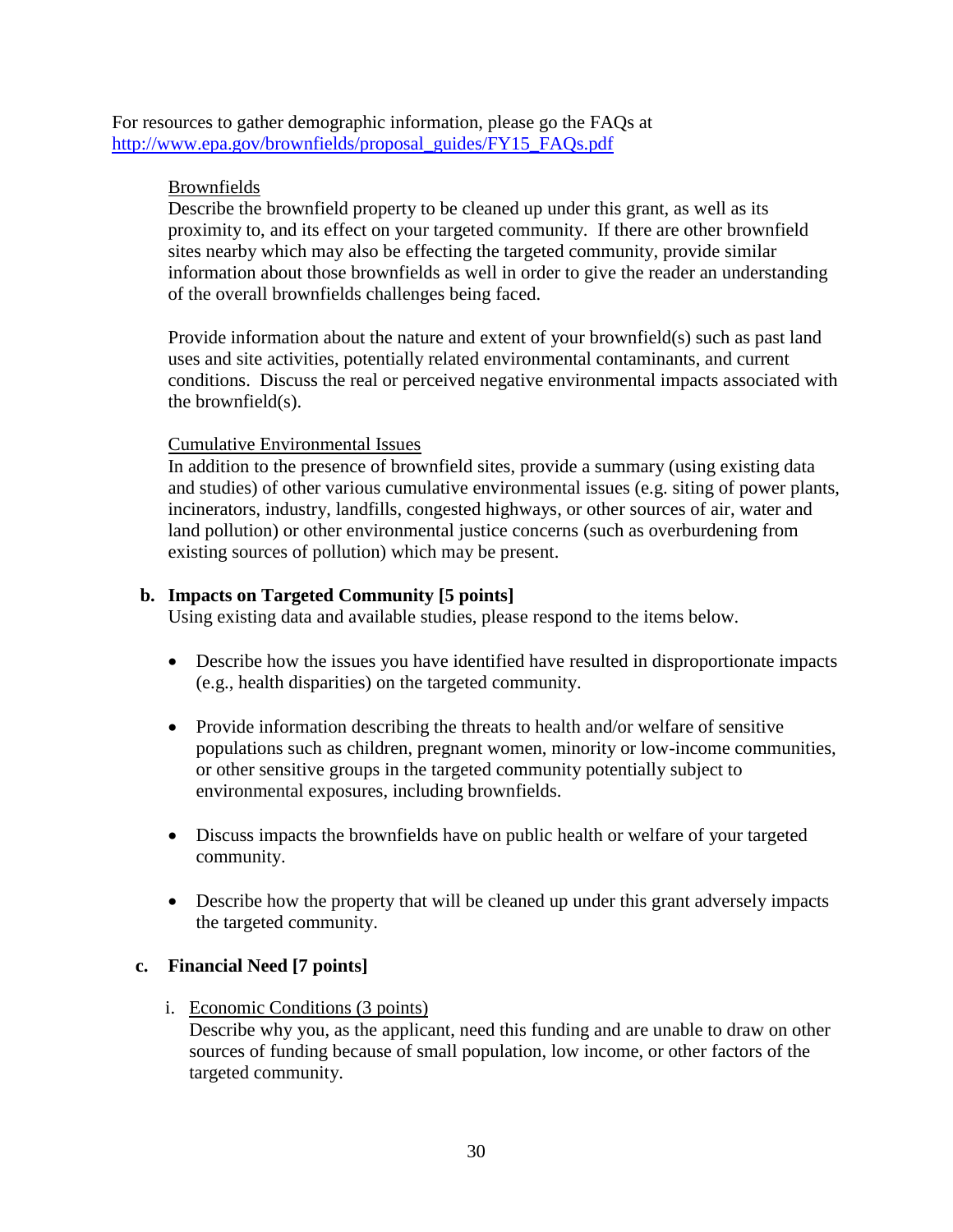For resources to gather demographic information, please go the FAQs at http://www.epa.gov/brownfields/proposal_guides/FY15_FAQs.pdf

<u>Brownfields</u>

Describe the brownfield property to be cleaned up under this grant, as well as its proximity to, and its effect on your targeted community. If there are other brownfield sites nearby which may also be effecting the targeted community, provide similar information about those brownfields as well in order to give the reader an understanding of the overall brownfields challenges being faced.

Provide information about the nature and extent of your brownfield(s) such as past land uses and site activities, potentially related environmental contaminants, and current conditions. Discuss the real or perceived negative environmental impacts associated with the brownfield(s).

<u>Cumulative Environmental Issues</u>

In addition to the presence of brownfield sites, provide a summary (using existing data and studies) of other various cumulative environmental issues (e.g. siting of power plants, incinerators, industry, landfills, congested highways, or other sources of air, water and land pollution) or other environmental justice concerns (such as overburdening from existing sources of pollution) which may be present.

**b. Impacts on Targeted Community [5 points]**

Using existing data and available studies, please respond to the items below.

- Describe how the issues you have identified have resulted in disproportionate impacts (e.g., health disparities) on the targeted community.
- Provide information describing the threats to health and/or welfare of sensitive populations such as children, pregnant women, minority or low-income communities, or other sensitive groups in the targeted community potentially subject to environmental exposures, including brownfields.
- Discuss impacts the brownfields have on public health or welfare of your targeted community.
- Describe how the property that will be cleaned up under this grant adversely impacts the targeted community.

**c. Financial Need [7 points]**

i. <u>Economic Conditions (3 points)</u>

Describe why you, as the applicant, need this funding and are unable to draw on other sources of funding because of small population, low income, or other factors of the targeted community.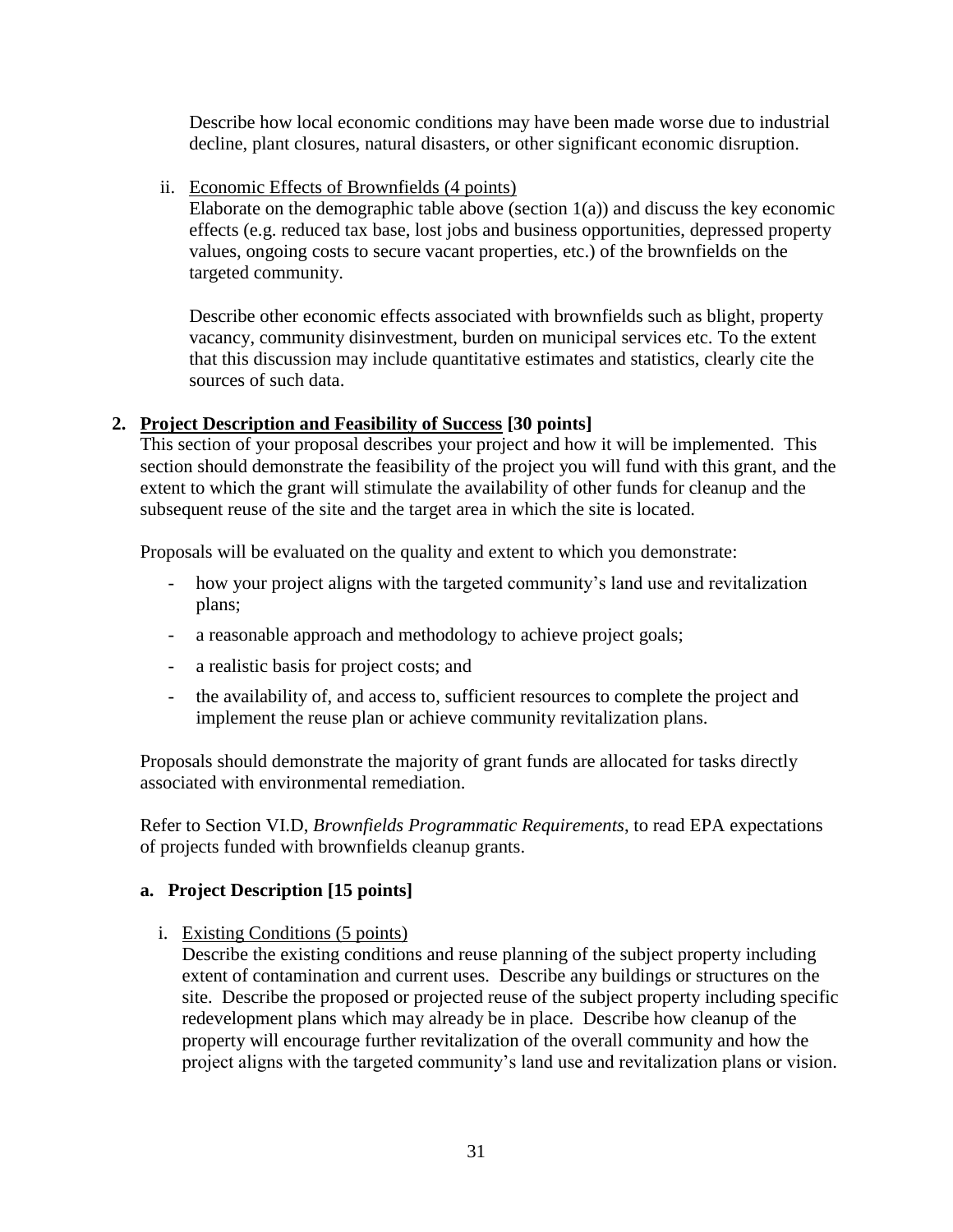Describe how local economic conditions may have been made worse due to industrial decline, plant closures, natural disasters, or other significant economic disruption.

ii. Economic Effects of Brownfields (4 points)
Elaborate on the demographic table above (section 1(a)) and discuss the key economic effects (e.g. reduced tax base, lost jobs and business opportunities, depressed property values, ongoing costs to secure vacant properties, etc.) of the brownfields on the targeted community.

Describe other economic effects associated with brownfields such as blight, property vacancy, community disinvestment, burden on municipal services etc. To the extent that this discussion may include quantitative estimates and statistics, clearly cite the sources of such data.

## 2. Project Description and Feasibility of Success [30 points]

This section of your proposal describes your project and how it will be implemented. This section should demonstrate the feasibility of the project you will fund with this grant, and the extent to which the grant will stimulate the availability of other funds for cleanup and the subsequent reuse of the site and the target area in which the site is located.

Proposals will be evaluated on the quality and extent to which you demonstrate:

- how your project aligns with the targeted community's land use and revitalization plans;
- a reasonable approach and methodology to achieve project goals;
- a realistic basis for project costs; and
- the availability of, and access to, sufficient resources to complete the project and implement the reuse plan or achieve community revitalization plans.

Proposals should demonstrate the majority of grant funds are allocated for tasks directly associated with environmental remediation.

Refer to Section VI.D, *Brownfields Programmatic Requirements*, to read EPA expectations of projects funded with brownfields cleanup grants.

### a. Project Description [15 points]

i. Existing Conditions (5 points)
Describe the existing conditions and reuse planning of the subject property including extent of contamination and current uses. Describe any buildings or structures on the site. Describe the proposed or projected reuse of the subject property including specific redevelopment plans which may already be in place. Describe how cleanup of the property will encourage further revitalization of the overall community and how the project aligns with the targeted community's land use and revitalization plans or vision.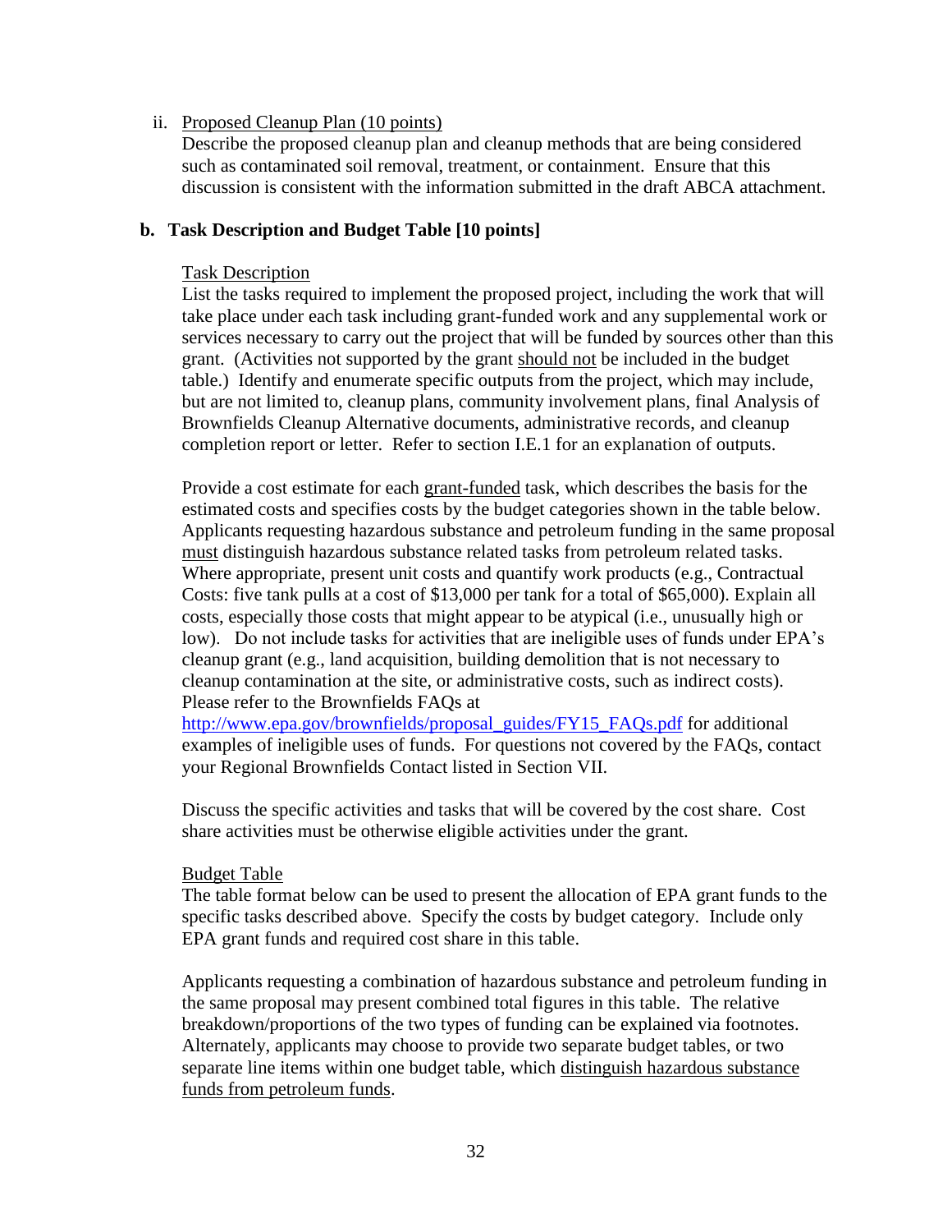ii. Proposed Cleanup Plan (10 points)

Describe the proposed cleanup plan and cleanup methods that are being considered such as contaminated soil removal, treatment, or containment. Ensure that this discussion is consistent with the information submitted in the draft ABCA attachment.

**b. Task Description and Budget Table [10 points]**

Task Description

List the tasks required to implement the proposed project, including the work that will take place under each task including grant-funded work and any supplemental work or services necessary to carry out the project that will be funded by sources other than this grant. (Activities not supported by the grant should not be included in the budget table.) Identify and enumerate specific outputs from the project, which may include, but are not limited to, cleanup plans, community involvement plans, final Analysis of Brownfields Cleanup Alternative documents, administrative records, and cleanup completion report or letter. Refer to section I.E.1 for an explanation of outputs.

Provide a cost estimate for each grant-funded task, which describes the basis for the estimated costs and specifies costs by the budget categories shown in the table below. Applicants requesting hazardous substance and petroleum funding in the same proposal must distinguish hazardous substance related tasks from petroleum related tasks. Where appropriate, present unit costs and quantify work products (e.g., Contractual Costs: five tank pulls at a cost of $13,000 per tank for a total of $65,000). Explain all costs, especially those costs that might appear to be atypical (i.e., unusually high or low). Do not include tasks for activities that are ineligible uses of funds under EPA's cleanup grant (e.g., land acquisition, building demolition that is not necessary to cleanup contamination at the site, or administrative costs, such as indirect costs). Please refer to the Brownfields FAQs at http://www.epa.gov/brownfields/proposal_guides/FY15_FAQs.pdf for additional examples of ineligible uses of funds. For questions not covered by the FAQs, contact your Regional Brownfields Contact listed in Section VII.

Discuss the specific activities and tasks that will be covered by the cost share. Cost share activities must be otherwise eligible activities under the grant.

Budget Table

The table format below can be used to present the allocation of EPA grant funds to the specific tasks described above. Specify the costs by budget category. Include only EPA grant funds and required cost share in this table.

Applicants requesting a combination of hazardous substance and petroleum funding in the same proposal may present combined total figures in this table. The relative breakdown/proportions of the two types of funding can be explained via footnotes. Alternately, applicants may choose to provide two separate budget tables, or two separate line items within one budget table, which distinguish hazardous substance funds from petroleum funds.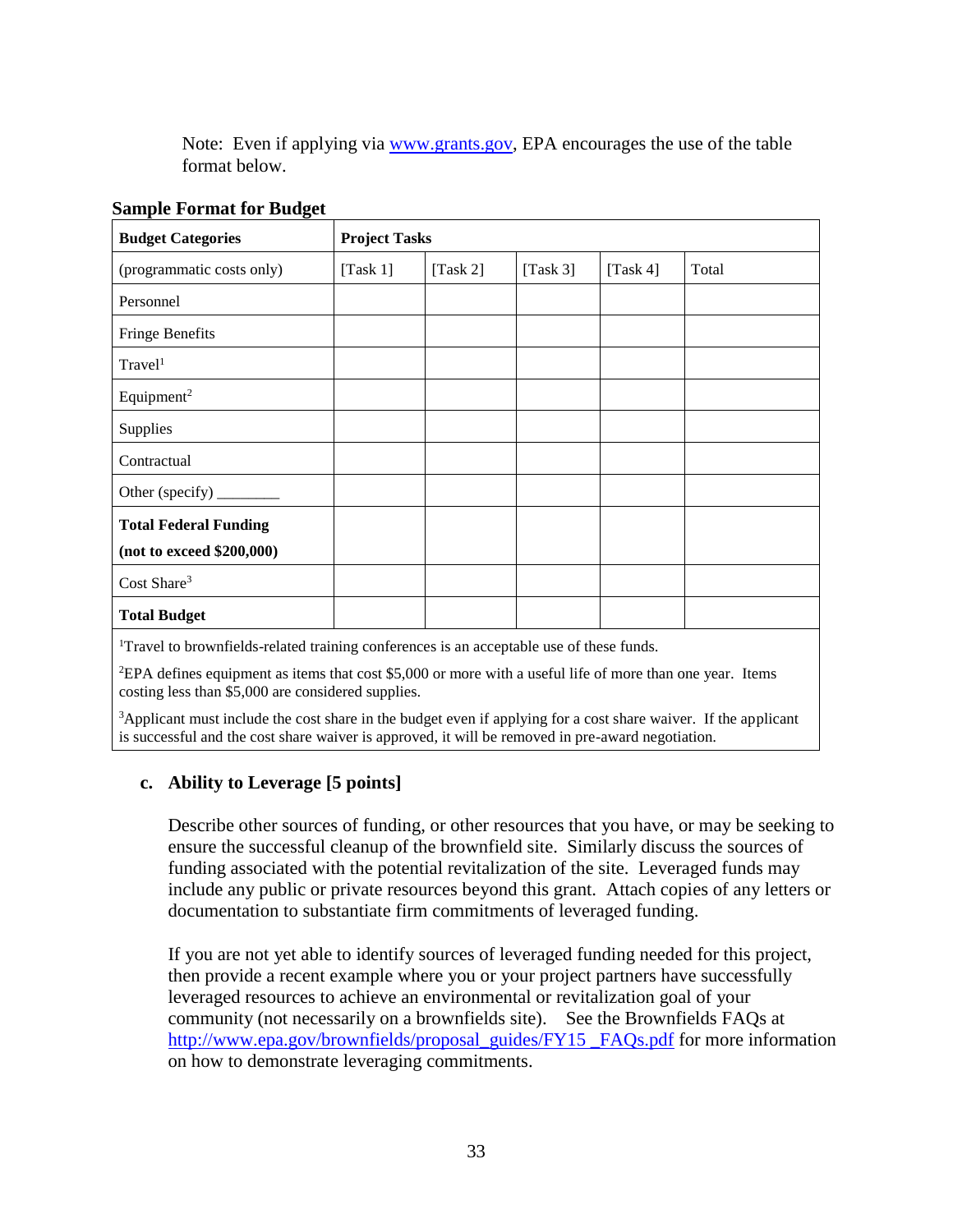Note: Even if applying via www.grants.gov, EPA encourages the use of the table format below.

**Sample Format for Budget**

| **Budget Categories** | **Project Tasks** | | | | |
|---|---|---|---|---|---|
| (programmatic costs only) | [Task 1] | [Task 2] | [Task 3] | [Task 4] | Total |
| Personnel | | | | | |
| Fringe Benefits | | | | | |
| Travel[1] | | | | | |
| Equipment[2] | | | | | |
| Supplies | | | | | |
| Contractual | | | | | |
| Other (specify) ________ | | | | | |
| **Total Federal Funding (not to exceed $200,000)** | | | | | |
| Cost Share[3] | | | | | |
| **Total Budget** | | | | | |

[1]Travel to brownfields-related training conferences is an acceptable use of these funds.

[2]EPA defines equipment as items that cost $5,000 or more with a useful life of more than one year. Items costing less than $5,000 are considered supplies.

[3]Applicant must include the cost share in the budget even if applying for a cost share waiver. If the applicant is successful and the cost share waiver is approved, it will be removed in pre-award negotiation.

### c. Ability to Leverage [5 points]

Describe other sources of funding, or other resources that you have, or may be seeking to ensure the successful cleanup of the brownfield site. Similarly discuss the sources of funding associated with the potential revitalization of the site. Leveraged funds may include any public or private resources beyond this grant. Attach copies of any letters or documentation to substantiate firm commitments of leveraged funding.

If you are not yet able to identify sources of leveraged funding needed for this project, then provide a recent example where you or your project partners have successfully leveraged resources to achieve an environmental or revitalization goal of your community (not necessarily on a brownfields site). See the Brownfields FAQs at http://www.epa.gov/brownfields/proposal_guides/FY15 _FAQs.pdf for more information on how to demonstrate leveraging commitments.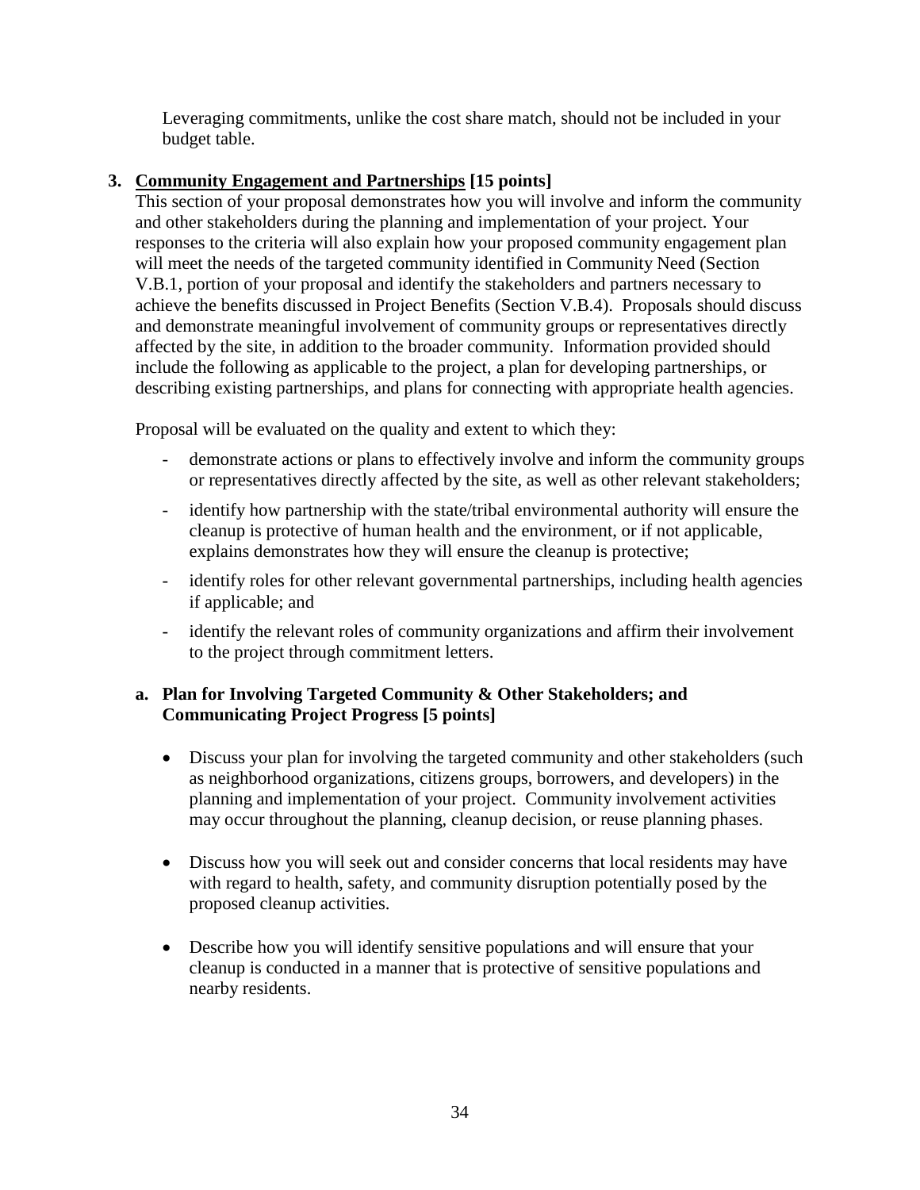Leveraging commitments, unlike the cost share match, should not be included in your budget table.

3. **Community Engagement and Partnerships [15 points]**

This section of your proposal demonstrates how you will involve and inform the community and other stakeholders during the planning and implementation of your project. Your responses to the criteria will also explain how your proposed community engagement plan will meet the needs of the targeted community identified in Community Need (Section V.B.1, portion of your proposal and identify the stakeholders and partners necessary to achieve the benefits discussed in Project Benefits (Section V.B.4). Proposals should discuss and demonstrate meaningful involvement of community groups or representatives directly affected by the site, in addition to the broader community. Information provided should include the following as applicable to the project, a plan for developing partnerships, or describing existing partnerships, and plans for connecting with appropriate health agencies.

Proposal will be evaluated on the quality and extent to which they:

- demonstrate actions or plans to effectively involve and inform the community groups or representatives directly affected by the site, as well as other relevant stakeholders;
- identify how partnership with the state/tribal environmental authority will ensure the cleanup is protective of human health and the environment, or if not applicable, explains demonstrates how they will ensure the cleanup is protective;
- identify roles for other relevant governmental partnerships, including health agencies if applicable; and
- identify the relevant roles of community organizations and affirm their involvement to the project through commitment letters.

**a. Plan for Involving Targeted Community & Other Stakeholders; and Communicating Project Progress [5 points]**

- Discuss your plan for involving the targeted community and other stakeholders (such as neighborhood organizations, citizens groups, borrowers, and developers) in the planning and implementation of your project. Community involvement activities may occur throughout the planning, cleanup decision, or reuse planning phases.
- Discuss how you will seek out and consider concerns that local residents may have with regard to health, safety, and community disruption potentially posed by the proposed cleanup activities.
- Describe how you will identify sensitive populations and will ensure that your cleanup is conducted in a manner that is protective of sensitive populations and nearby residents.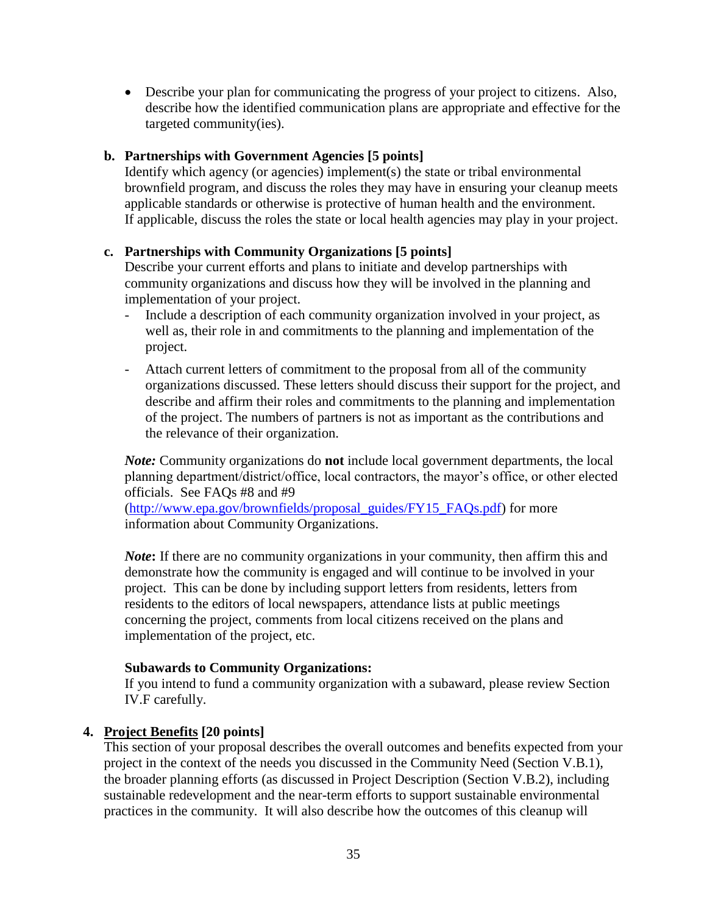- Describe your plan for communicating the progress of your project to citizens. Also, describe how the identified communication plans are appropriate and effective for the targeted community(ies).

**b. Partnerships with Government Agencies [5 points]**

Identify which agency (or agencies) implement(s) the state or tribal environmental brownfield program, and discuss the roles they may have in ensuring your cleanup meets applicable standards or otherwise is protective of human health and the environment. If applicable, discuss the roles the state or local health agencies may play in your project.

**c. Partnerships with Community Organizations [5 points]**

Describe your current efforts and plans to initiate and develop partnerships with community organizations and discuss how they will be involved in the planning and implementation of your project.

- Include a description of each community organization involved in your project, as well as, their role in and commitments to the planning and implementation of the project.
- Attach current letters of commitment to the proposal from all of the community organizations discussed. These letters should discuss their support for the project, and describe and affirm their roles and commitments to the planning and implementation of the project. The numbers of partners is not as important as the contributions and the relevance of their organization.

***Note:*** Community organizations do **not** include local government departments, the local planning department/district/office, local contractors, the mayor's office, or other elected officials. See FAQs #8 and #9 (http://www.epa.gov/brownfields/proposal_guides/FY15_FAQs.pdf) for more information about Community Organizations.

***Note*:** If there are no community organizations in your community, then affirm this and demonstrate how the community is engaged and will continue to be involved in your project. This can be done by including support letters from residents, letters from residents to the editors of local newspapers, attendance lists at public meetings concerning the project, comments from local citizens received on the plans and implementation of the project, etc.

**Subawards to Community Organizations:**

If you intend to fund a community organization with a subaward, please review Section IV.F carefully.

**4. <u>Project Benefits</u> [20 points]**

This section of your proposal describes the overall outcomes and benefits expected from your project in the context of the needs you discussed in the Community Need (Section V.B.1), the broader planning efforts (as discussed in Project Description (Section V.B.2), including sustainable redevelopment and the near-term efforts to support sustainable environmental practices in the community. It will also describe how the outcomes of this cleanup will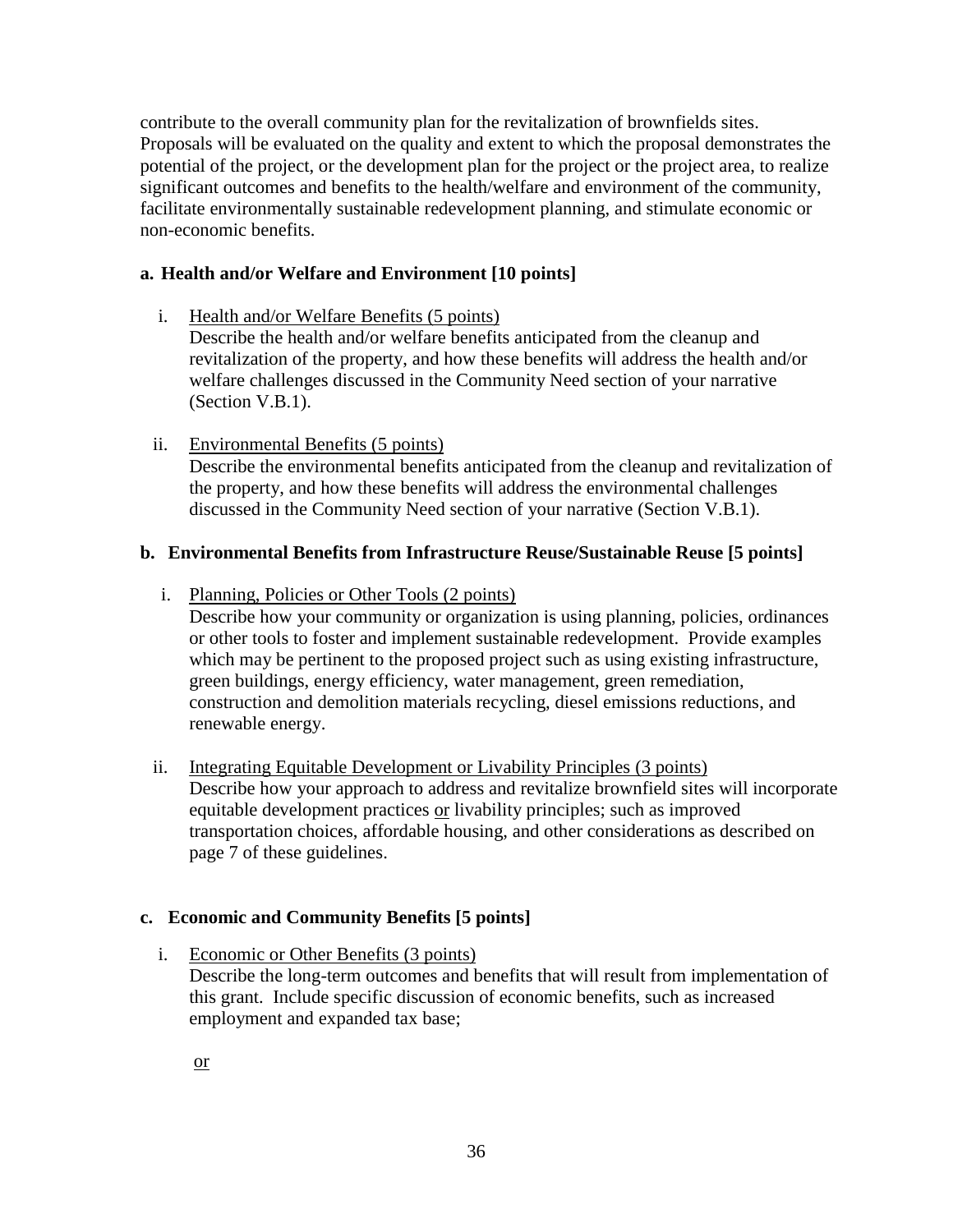contribute to the overall community plan for the revitalization of brownfields sites. Proposals will be evaluated on the quality and extent to which the proposal demonstrates the potential of the project, or the development plan for the project or the project area, to realize significant outcomes and benefits to the health/welfare and environment of the community, facilitate environmentally sustainable redevelopment planning, and stimulate economic or non-economic benefits.

**a. Health and/or Welfare and Environment [10 points]**

i. Health and/or Welfare Benefits (5 points)
Describe the health and/or welfare benefits anticipated from the cleanup and revitalization of the property, and how these benefits will address the health and/or welfare challenges discussed in the Community Need section of your narrative (Section V.B.1).

ii. Environmental Benefits (5 points)
Describe the environmental benefits anticipated from the cleanup and revitalization of the property, and how these benefits will address the environmental challenges discussed in the Community Need section of your narrative (Section V.B.1).

**b. Environmental Benefits from Infrastructure Reuse/Sustainable Reuse [5 points]**

i. Planning, Policies or Other Tools (2 points)
Describe how your community or organization is using planning, policies, ordinances or other tools to foster and implement sustainable redevelopment. Provide examples which may be pertinent to the proposed project such as using existing infrastructure, green buildings, energy efficiency, water management, green remediation, construction and demolition materials recycling, diesel emissions reductions, and renewable energy.

ii. Integrating Equitable Development or Livability Principles (3 points)
Describe how your approach to address and revitalize brownfield sites will incorporate equitable development practices or livability principles; such as improved transportation choices, affordable housing, and other considerations as described on page 7 of these guidelines.

**c. Economic and Community Benefits [5 points]**

i. Economic or Other Benefits (3 points)
Describe the long-term outcomes and benefits that will result from implementation of this grant. Include specific discussion of economic benefits, such as increased employment and expanded tax base;

or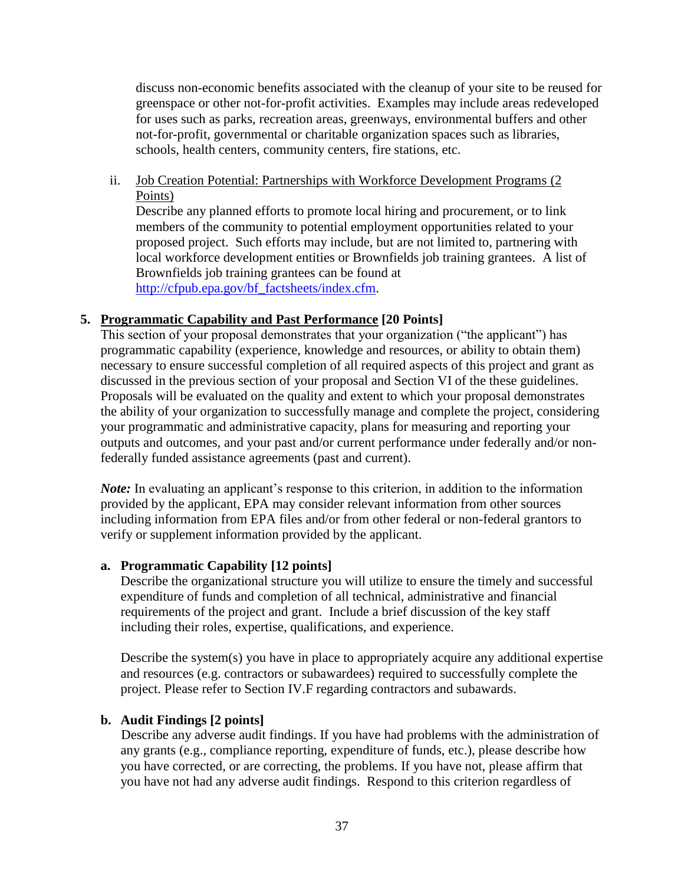discuss non-economic benefits associated with the cleanup of your site to be reused for greenspace or other not-for-profit activities. Examples may include areas redeveloped for uses such as parks, recreation areas, greenways, environmental buffers and other not-for-profit, governmental or charitable organization spaces such as libraries, schools, health centers, community centers, fire stations, etc.

ii. Job Creation Potential: Partnerships with Workforce Development Programs (2 Points)

Describe any planned efforts to promote local hiring and procurement, or to link members of the community to potential employment opportunities related to your proposed project. Such efforts may include, but are not limited to, partnering with local workforce development entities or Brownfields job training grantees. A list of Brownfields job training grantees can be found at [http://cfpub.epa.gov/bf_factsheets/index.cfm](http://cfpub.epa.gov/bf_factsheets/index.cfm).

**5. Programmatic Capability and Past Performance [20 Points]**

This section of your proposal demonstrates that your organization ("the applicant") has programmatic capability (experience, knowledge and resources, or ability to obtain them) necessary to ensure successful completion of all required aspects of this project and grant as discussed in the previous section of your proposal and Section VI of the these guidelines. Proposals will be evaluated on the quality and extent to which your proposal demonstrates the ability of your organization to successfully manage and complete the project, considering your programmatic and administrative capacity, plans for measuring and reporting your outputs and outcomes, and your past and/or current performance under federally and/or non-federally funded assistance agreements (past and current).

***Note:*** In evaluating an applicant's response to this criterion, in addition to the information provided by the applicant, EPA may consider relevant information from other sources including information from EPA files and/or from other federal or non-federal grantors to verify or supplement information provided by the applicant.

**a. Programmatic Capability [12 points]**

Describe the organizational structure you will utilize to ensure the timely and successful expenditure of funds and completion of all technical, administrative and financial requirements of the project and grant. Include a brief discussion of the key staff including their roles, expertise, qualifications, and experience.

Describe the system(s) you have in place to appropriately acquire any additional expertise and resources (e.g. contractors or subawardees) required to successfully complete the project. Please refer to Section IV.F regarding contractors and subawards.

**b. Audit Findings [2 points]**

Describe any adverse audit findings. If you have had problems with the administration of any grants (e.g., compliance reporting, expenditure of funds, etc.), please describe how you have corrected, or are correcting, the problems. If you have not, please affirm that you have not had any adverse audit findings. Respond to this criterion regardless of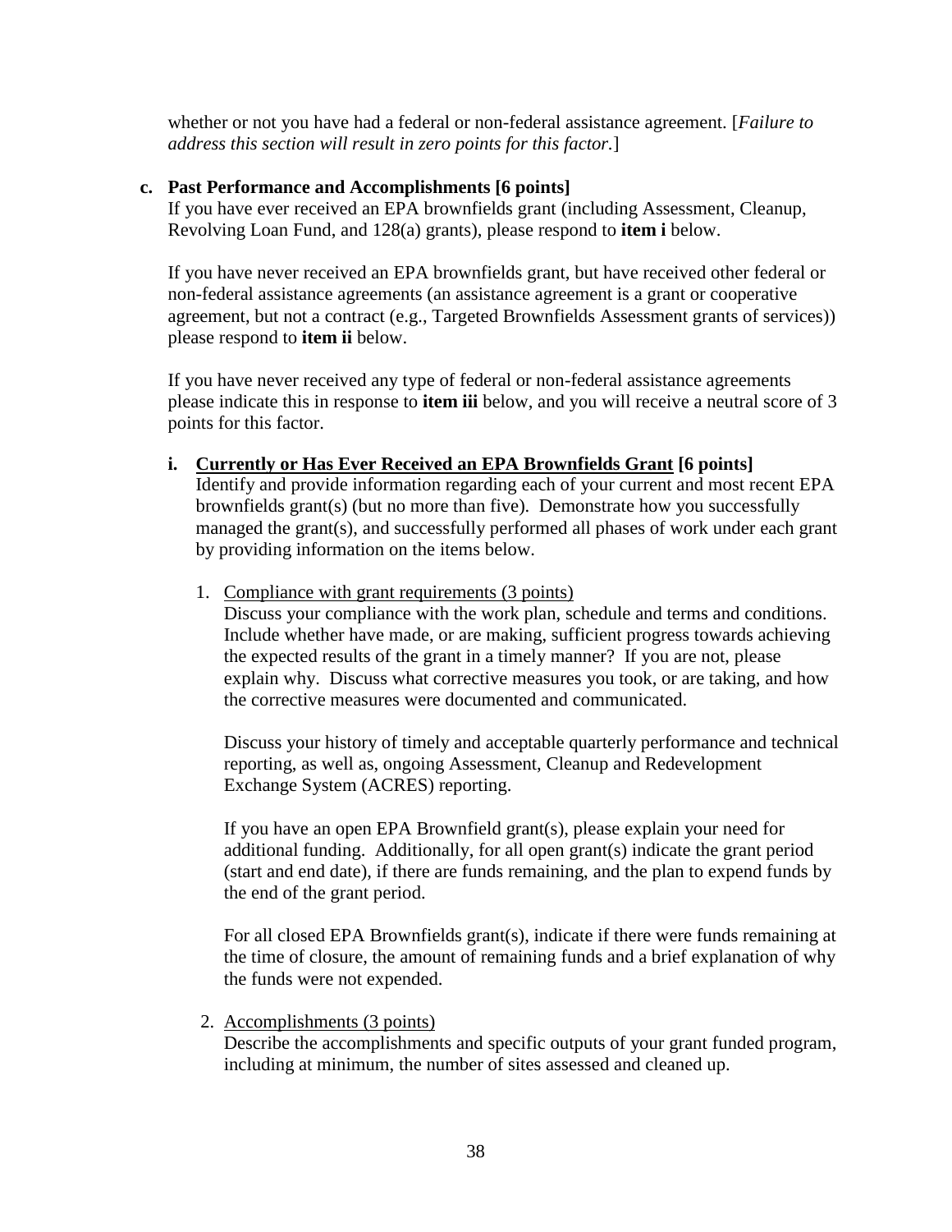whether or not you have had a federal or non-federal assistance agreement. [*Failure to address this section will result in zero points for this factor.*]

**c. Past Performance and Accomplishments [6 points]**

If you have ever received an EPA brownfields grant (including Assessment, Cleanup, Revolving Loan Fund, and 128(a) grants), please respond to **item i** below.

If you have never received an EPA brownfields grant, but have received other federal or non-federal assistance agreements (an assistance agreement is a grant or cooperative agreement, but not a contract (e.g., Targeted Brownfields Assessment grants of services)) please respond to **item ii** below.

If you have never received any type of federal or non-federal assistance agreements please indicate this in response to **item iii** below, and you will receive a neutral score of 3 points for this factor.

**i. Currently or Has Ever Received an EPA Brownfields Grant [6 points]**

Identify and provide information regarding each of your current and most recent EPA brownfields grant(s) (but no more than five). Demonstrate how you successfully managed the grant(s), and successfully performed all phases of work under each grant by providing information on the items below.

1. Compliance with grant requirements (3 points)

   Discuss your compliance with the work plan, schedule and terms and conditions. Include whether have made, or are making, sufficient progress towards achieving the expected results of the grant in a timely manner? If you are not, please explain why. Discuss what corrective measures you took, or are taking, and how the corrective measures were documented and communicated.

   Discuss your history of timely and acceptable quarterly performance and technical reporting, as well as, ongoing Assessment, Cleanup and Redevelopment Exchange System (ACRES) reporting.

   If you have an open EPA Brownfield grant(s), please explain your need for additional funding. Additionally, for all open grant(s) indicate the grant period (start and end date), if there are funds remaining, and the plan to expend funds by the end of the grant period.

   For all closed EPA Brownfields grant(s), indicate if there were funds remaining at the time of closure, the amount of remaining funds and a brief explanation of why the funds were not expended.

2. Accomplishments (3 points)

   Describe the accomplishments and specific outputs of your grant funded program, including at minimum, the number of sites assessed and cleaned up.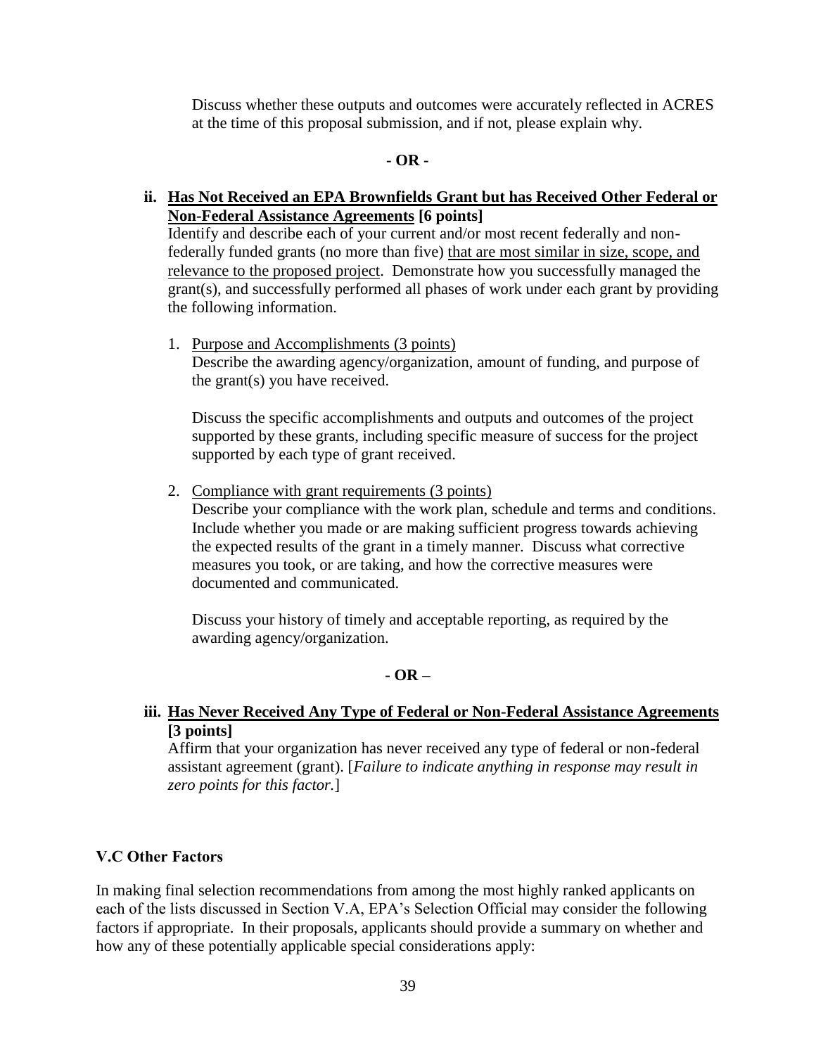Discuss whether these outputs and outcomes were accurately reflected in ACRES at the time of this proposal submission, and if not, please explain why.

**- OR -**

**ii. Has Not Received an EPA Brownfields Grant but has Received Other Federal or Non-Federal Assistance Agreements [6 points]**

Identify and describe each of your current and/or most recent federally and non-federally funded grants (no more than five) that are most similar in size, scope, and relevance to the proposed project. Demonstrate how you successfully managed the grant(s), and successfully performed all phases of work under each grant by providing the following information.

1. Purpose and Accomplishments (3 points)
   
   Describe the awarding agency/organization, amount of funding, and purpose of the grant(s) you have received.
   
   Discuss the specific accomplishments and outputs and outcomes of the project supported by these grants, including specific measure of success for the project supported by each type of grant received.

2. Compliance with grant requirements (3 points)
   
   Describe your compliance with the work plan, schedule and terms and conditions. Include whether you made or are making sufficient progress towards achieving the expected results of the grant in a timely manner. Discuss what corrective measures you took, or are taking, and how the corrective measures were documented and communicated.
   
   Discuss your history of timely and acceptable reporting, as required by the awarding agency/organization.

**- OR –**

**iii. Has Never Received Any Type of Federal or Non-Federal Assistance Agreements [3 points]**

Affirm that your organization has never received any type of federal or non-federal assistant agreement (grant). [*Failure to indicate anything in response may result in zero points for this factor.*]

### V.C Other Factors

In making final selection recommendations from among the most highly ranked applicants on each of the lists discussed in Section V.A, EPA's Selection Official may consider the following factors if appropriate. In their proposals, applicants should provide a summary on whether and how any of these potentially applicable special considerations apply: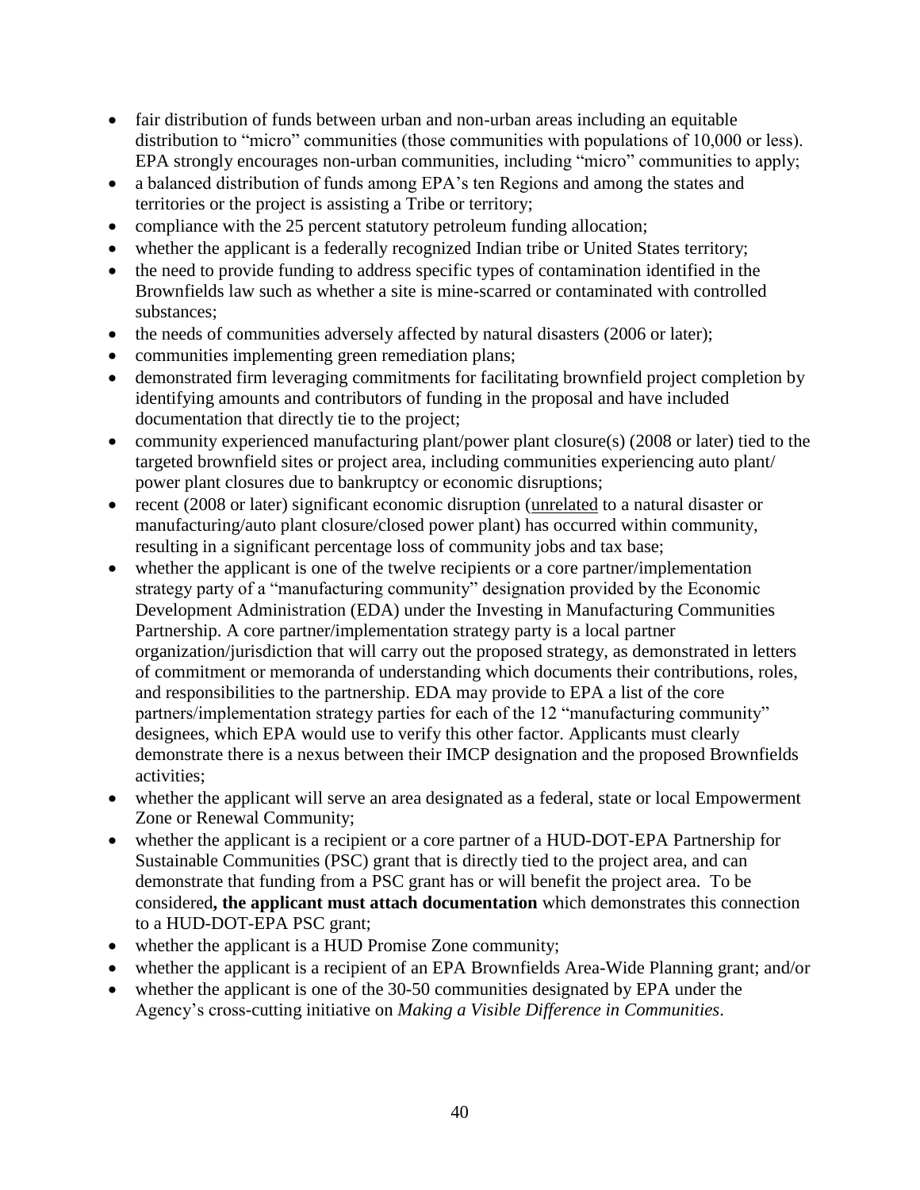- fair distribution of funds between urban and non-urban areas including an equitable distribution to "micro" communities (those communities with populations of 10,000 or less). EPA strongly encourages non-urban communities, including "micro" communities to apply;
- a balanced distribution of funds among EPA's ten Regions and among the states and territories or the project is assisting a Tribe or territory;
- compliance with the 25 percent statutory petroleum funding allocation;
- whether the applicant is a federally recognized Indian tribe or United States territory;
- the need to provide funding to address specific types of contamination identified in the Brownfields law such as whether a site is mine-scarred or contaminated with controlled substances;
- the needs of communities adversely affected by natural disasters (2006 or later);
- communities implementing green remediation plans;
- demonstrated firm leveraging commitments for facilitating brownfield project completion by identifying amounts and contributors of funding in the proposal and have included documentation that directly tie to the project;
- community experienced manufacturing plant/power plant closure(s) (2008 or later) tied to the targeted brownfield sites or project area, including communities experiencing auto plant/ power plant closures due to bankruptcy or economic disruptions;
- recent (2008 or later) significant economic disruption (unrelated to a natural disaster or manufacturing/auto plant closure/closed power plant) has occurred within community, resulting in a significant percentage loss of community jobs and tax base;
- whether the applicant is one of the twelve recipients or a core partner/implementation strategy party of a "manufacturing community" designation provided by the Economic Development Administration (EDA) under the Investing in Manufacturing Communities Partnership. A core partner/implementation strategy party is a local partner organization/jurisdiction that will carry out the proposed strategy, as demonstrated in letters of commitment or memoranda of understanding which documents their contributions, roles, and responsibilities to the partnership. EDA may provide to EPA a list of the core partners/implementation strategy parties for each of the 12 "manufacturing community" designees, which EPA would use to verify this other factor. Applicants must clearly demonstrate there is a nexus between their IMCP designation and the proposed Brownfields activities;
- whether the applicant will serve an area designated as a federal, state or local Empowerment Zone or Renewal Community;
- whether the applicant is a recipient or a core partner of a HUD-DOT-EPA Partnership for Sustainable Communities (PSC) grant that is directly tied to the project area, and can demonstrate that funding from a PSC grant has or will benefit the project area. To be considered**, the applicant must attach documentation** which demonstrates this connection to a HUD-DOT-EPA PSC grant;
- whether the applicant is a HUD Promise Zone community;
- whether the applicant is a recipient of an EPA Brownfields Area-Wide Planning grant; and/or
- whether the applicant is one of the 30-50 communities designated by EPA under the Agency's cross-cutting initiative on *Making a Visible Difference in Communities*.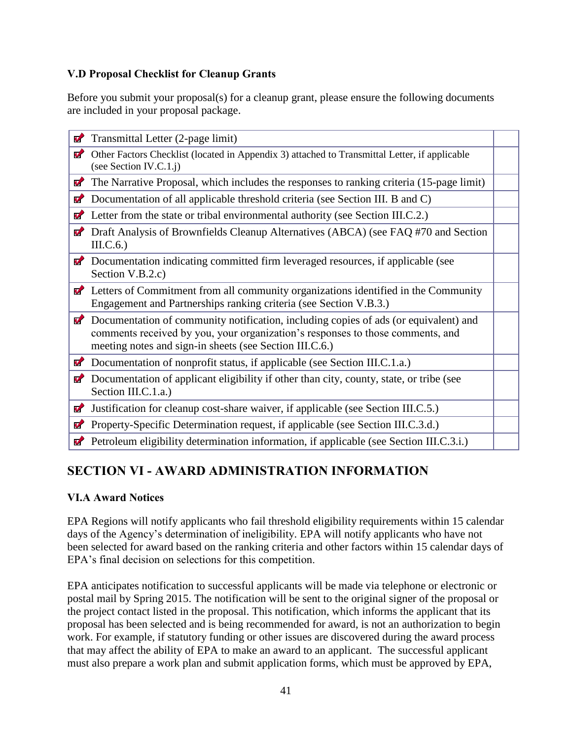### V.D Proposal Checklist for Cleanup Grants

Before you submit your proposal(s) for a cleanup grant, please ensure the following documents are included in your proposal package.

| | |
|---|---|
| ☑ Transmittal Letter (2-page limit) | |
| ☑ Other Factors Checklist (located in Appendix 3) attached to Transmittal Letter, if applicable (see Section IV.C.1.j) | |
| ☑ The Narrative Proposal, which includes the responses to ranking criteria (15-page limit) | |
| ☑ Documentation of all applicable threshold criteria (see Section III. B and C) | |
| ☑ Letter from the state or tribal environmental authority (see Section III.C.2.) | |
| ☑ Draft Analysis of Brownfields Cleanup Alternatives (ABCA) (see FAQ #70 and Section III.C.6.) | |
| ☑ Documentation indicating committed firm leveraged resources, if applicable (see Section V.B.2.c) | |
| ☑ Letters of Commitment from all community organizations identified in the Community Engagement and Partnerships ranking criteria (see Section V.B.3.) | |
| ☑ Documentation of community notification, including copies of ads (or equivalent) and comments received by you, your organization's responses to those comments, and meeting notes and sign-in sheets (see Section III.C.6.) | |
| ☑ Documentation of nonprofit status, if applicable (see Section III.C.1.a.) | |
| ☑ Documentation of applicant eligibility if other than city, county, state, or tribe (see Section III.C.1.a.) | |
| ☑ Justification for cleanup cost-share waiver, if applicable (see Section III.C.5.) | |
| ☑ Property-Specific Determination request, if applicable (see Section III.C.3.d.) | |
| ☑ Petroleum eligibility determination information, if applicable (see Section III.C.3.i.) | |

## SECTION VI - AWARD ADMINISTRATION INFORMATION

### VI.A Award Notices

EPA Regions will notify applicants who fail threshold eligibility requirements within 15 calendar days of the Agency's determination of ineligibility. EPA will notify applicants who have not been selected for award based on the ranking criteria and other factors within 15 calendar days of EPA's final decision on selections for this competition.

EPA anticipates notification to successful applicants will be made via telephone or electronic or postal mail by Spring 2015. The notification will be sent to the original signer of the proposal or the project contact listed in the proposal. This notification, which informs the applicant that its proposal has been selected and is being recommended for award, is not an authorization to begin work. For example, if statutory funding or other issues are discovered during the award process that may affect the ability of EPA to make an award to an applicant. The successful applicant must also prepare a work plan and submit application forms, which must be approved by EPA,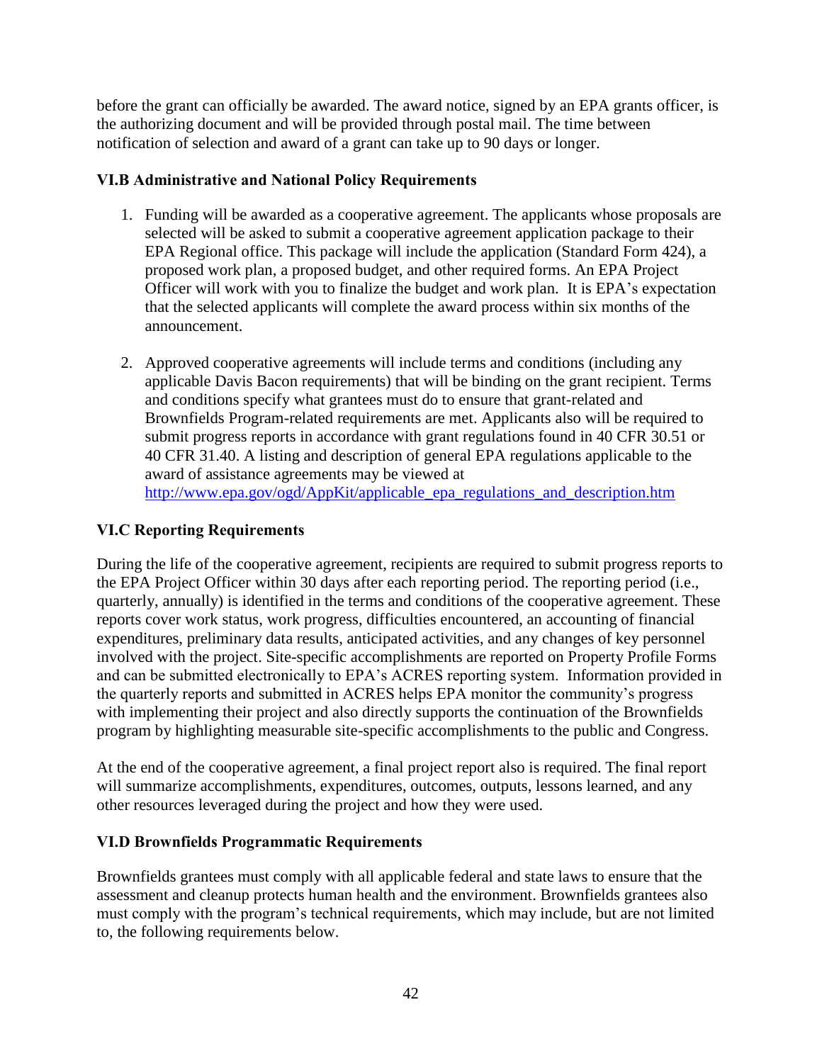before the grant can officially be awarded. The award notice, signed by an EPA grants officer, is the authorizing document and will be provided through postal mail. The time between notification of selection and award of a grant can take up to 90 days or longer.

### VI.B Administrative and National Policy Requirements

1. Funding will be awarded as a cooperative agreement. The applicants whose proposals are selected will be asked to submit a cooperative agreement application package to their EPA Regional office. This package will include the application (Standard Form 424), a proposed work plan, a proposed budget, and other required forms. An EPA Project Officer will work with you to finalize the budget and work plan. It is EPA's expectation that the selected applicants will complete the award process within six months of the announcement.

2. Approved cooperative agreements will include terms and conditions (including any applicable Davis Bacon requirements) that will be binding on the grant recipient. Terms and conditions specify what grantees must do to ensure that grant-related and Brownfields Program-related requirements are met. Applicants also will be required to submit progress reports in accordance with grant regulations found in 40 CFR 30.51 or 40 CFR 31.40. A listing and description of general EPA regulations applicable to the award of assistance agreements may be viewed at http://www.epa.gov/ogd/AppKit/applicable_epa_regulations_and_description.htm

### VI.C Reporting Requirements

During the life of the cooperative agreement, recipients are required to submit progress reports to the EPA Project Officer within 30 days after each reporting period. The reporting period (i.e., quarterly, annually) is identified in the terms and conditions of the cooperative agreement. These reports cover work status, work progress, difficulties encountered, an accounting of financial expenditures, preliminary data results, anticipated activities, and any changes of key personnel involved with the project. Site-specific accomplishments are reported on Property Profile Forms and can be submitted electronically to EPA's ACRES reporting system. Information provided in the quarterly reports and submitted in ACRES helps EPA monitor the community's progress with implementing their project and also directly supports the continuation of the Brownfields program by highlighting measurable site-specific accomplishments to the public and Congress.

At the end of the cooperative agreement, a final project report also is required. The final report will summarize accomplishments, expenditures, outcomes, outputs, lessons learned, and any other resources leveraged during the project and how they were used.

### VI.D Brownfields Programmatic Requirements

Brownfields grantees must comply with all applicable federal and state laws to ensure that the assessment and cleanup protects human health and the environment. Brownfields grantees also must comply with the program's technical requirements, which may include, but are not limited to, the following requirements below.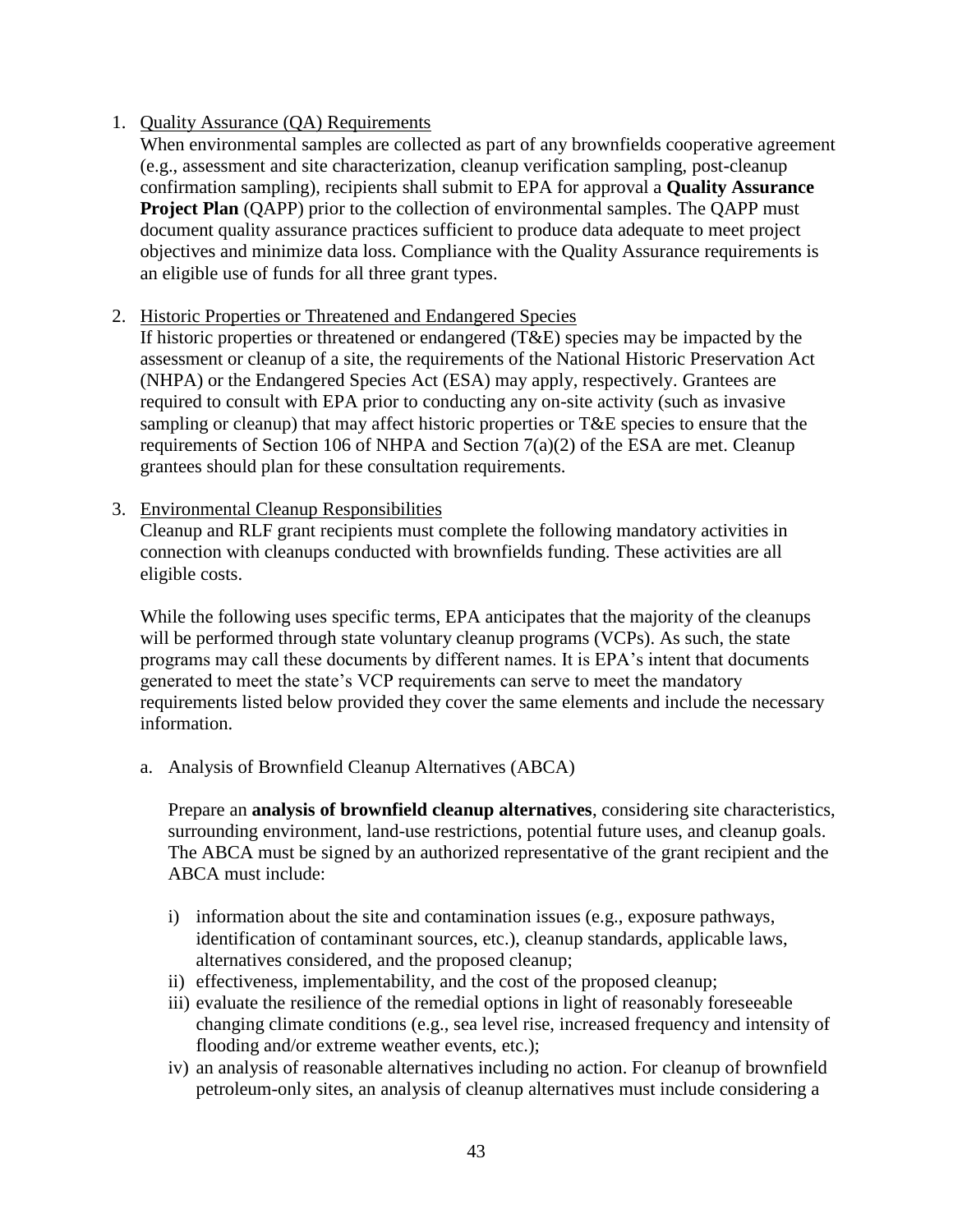1. Quality Assurance (QA) Requirements

   When environmental samples are collected as part of any brownfields cooperative agreement (e.g., assessment and site characterization, cleanup verification sampling, post-cleanup confirmation sampling), recipients shall submit to EPA for approval a **Quality Assurance Project Plan** (QAPP) prior to the collection of environmental samples. The QAPP must document quality assurance practices sufficient to produce data adequate to meet project objectives and minimize data loss. Compliance with the Quality Assurance requirements is an eligible use of funds for all three grant types.

2. Historic Properties or Threatened and Endangered Species

   If historic properties or threatened or endangered (T&E) species may be impacted by the assessment or cleanup of a site, the requirements of the National Historic Preservation Act (NHPA) or the Endangered Species Act (ESA) may apply, respectively. Grantees are required to consult with EPA prior to conducting any on-site activity (such as invasive sampling or cleanup) that may affect historic properties or T&E species to ensure that the requirements of Section 106 of NHPA and Section 7(a)(2) of the ESA are met. Cleanup grantees should plan for these consultation requirements.

3. Environmental Cleanup Responsibilities

   Cleanup and RLF grant recipients must complete the following mandatory activities in connection with cleanups conducted with brownfields funding. These activities are all eligible costs.

   While the following uses specific terms, EPA anticipates that the majority of the cleanups will be performed through state voluntary cleanup programs (VCPs). As such, the state programs may call these documents by different names. It is EPA's intent that documents generated to meet the state's VCP requirements can serve to meet the mandatory requirements listed below provided they cover the same elements and include the necessary information.

   a. Analysis of Brownfield Cleanup Alternatives (ABCA)

      Prepare an **analysis of brownfield cleanup alternatives**, considering site characteristics, surrounding environment, land-use restrictions, potential future uses, and cleanup goals. The ABCA must be signed by an authorized representative of the grant recipient and the ABCA must include:

      i) information about the site and contamination issues (e.g., exposure pathways, identification of contaminant sources, etc.), cleanup standards, applicable laws, alternatives considered, and the proposed cleanup;
      ii) effectiveness, implementability, and the cost of the proposed cleanup;
      iii) evaluate the resilience of the remedial options in light of reasonably foreseeable changing climate conditions (e.g., sea level rise, increased frequency and intensity of flooding and/or extreme weather events, etc.);
      iv) an analysis of reasonable alternatives including no action. For cleanup of brownfield petroleum-only sites, an analysis of cleanup alternatives must include considering a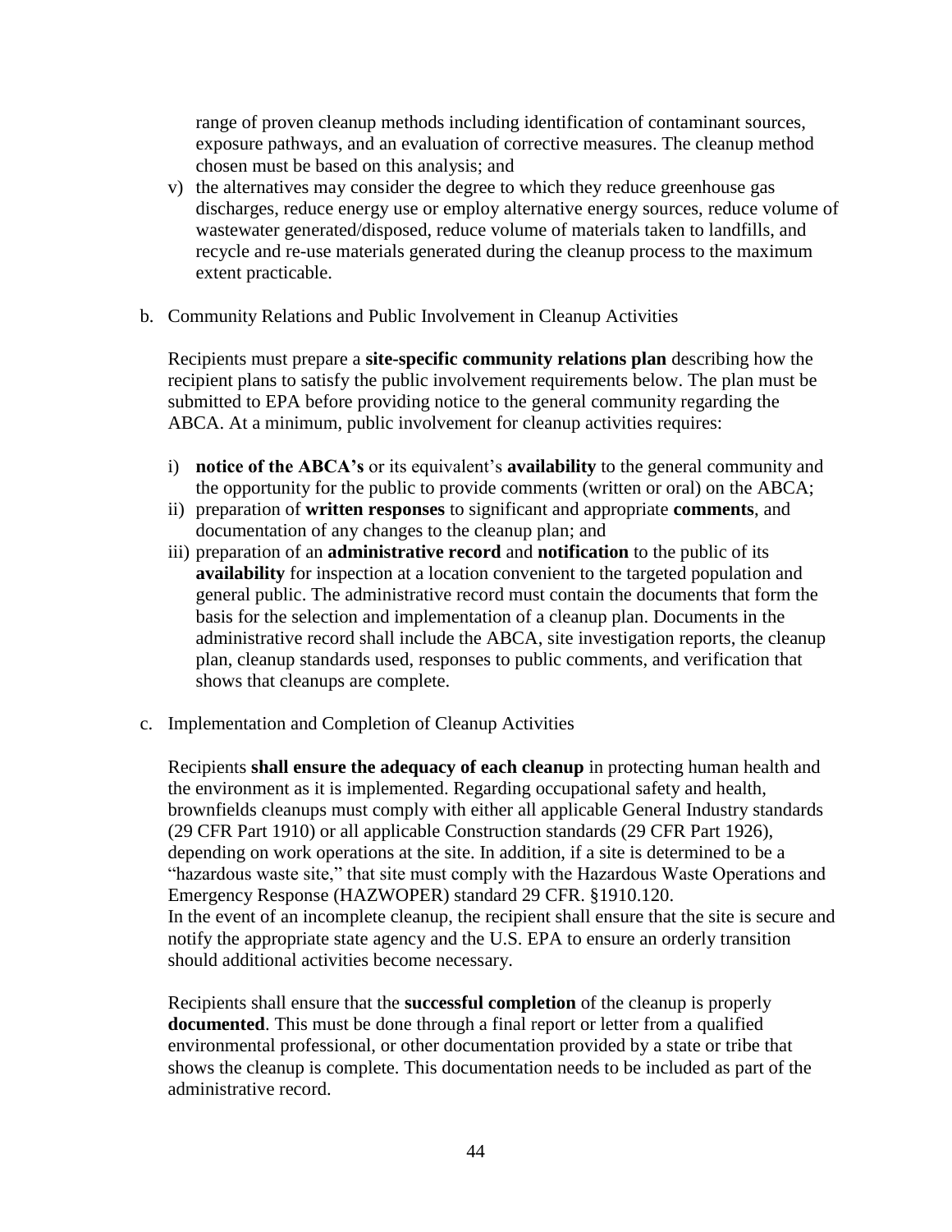range of proven cleanup methods including identification of contaminant sources, exposure pathways, and an evaluation of corrective measures. The cleanup method chosen must be based on this analysis; and

v) the alternatives may consider the degree to which they reduce greenhouse gas discharges, reduce energy use or employ alternative energy sources, reduce volume of wastewater generated/disposed, reduce volume of materials taken to landfills, and recycle and re-use materials generated during the cleanup process to the maximum extent practicable.

b. Community Relations and Public Involvement in Cleanup Activities

Recipients must prepare a **site-specific community relations plan** describing how the recipient plans to satisfy the public involvement requirements below. The plan must be submitted to EPA before providing notice to the general community regarding the ABCA. At a minimum, public involvement for cleanup activities requires:

i) **notice of the ABCA's** or its equivalent's **availability** to the general community and the opportunity for the public to provide comments (written or oral) on the ABCA;
ii) preparation of **written responses** to significant and appropriate **comments**, and documentation of any changes to the cleanup plan; and
iii) preparation of an **administrative record** and **notification** to the public of its **availability** for inspection at a location convenient to the targeted population and general public. The administrative record must contain the documents that form the basis for the selection and implementation of a cleanup plan. Documents in the administrative record shall include the ABCA, site investigation reports, the cleanup plan, cleanup standards used, responses to public comments, and verification that shows that cleanups are complete.

c. Implementation and Completion of Cleanup Activities

Recipients **shall ensure the adequacy of each cleanup** in protecting human health and the environment as it is implemented. Regarding occupational safety and health, brownfields cleanups must comply with either all applicable General Industry standards (29 CFR Part 1910) or all applicable Construction standards (29 CFR Part 1926), depending on work operations at the site. In addition, if a site is determined to be a "hazardous waste site," that site must comply with the Hazardous Waste Operations and Emergency Response (HAZWOPER) standard 29 CFR. §1910.120.
In the event of an incomplete cleanup, the recipient shall ensure that the site is secure and notify the appropriate state agency and the U.S. EPA to ensure an orderly transition should additional activities become necessary.

Recipients shall ensure that the **successful completion** of the cleanup is properly **documented**. This must be done through a final report or letter from a qualified environmental professional, or other documentation provided by a state or tribe that shows the cleanup is complete. This documentation needs to be included as part of the administrative record.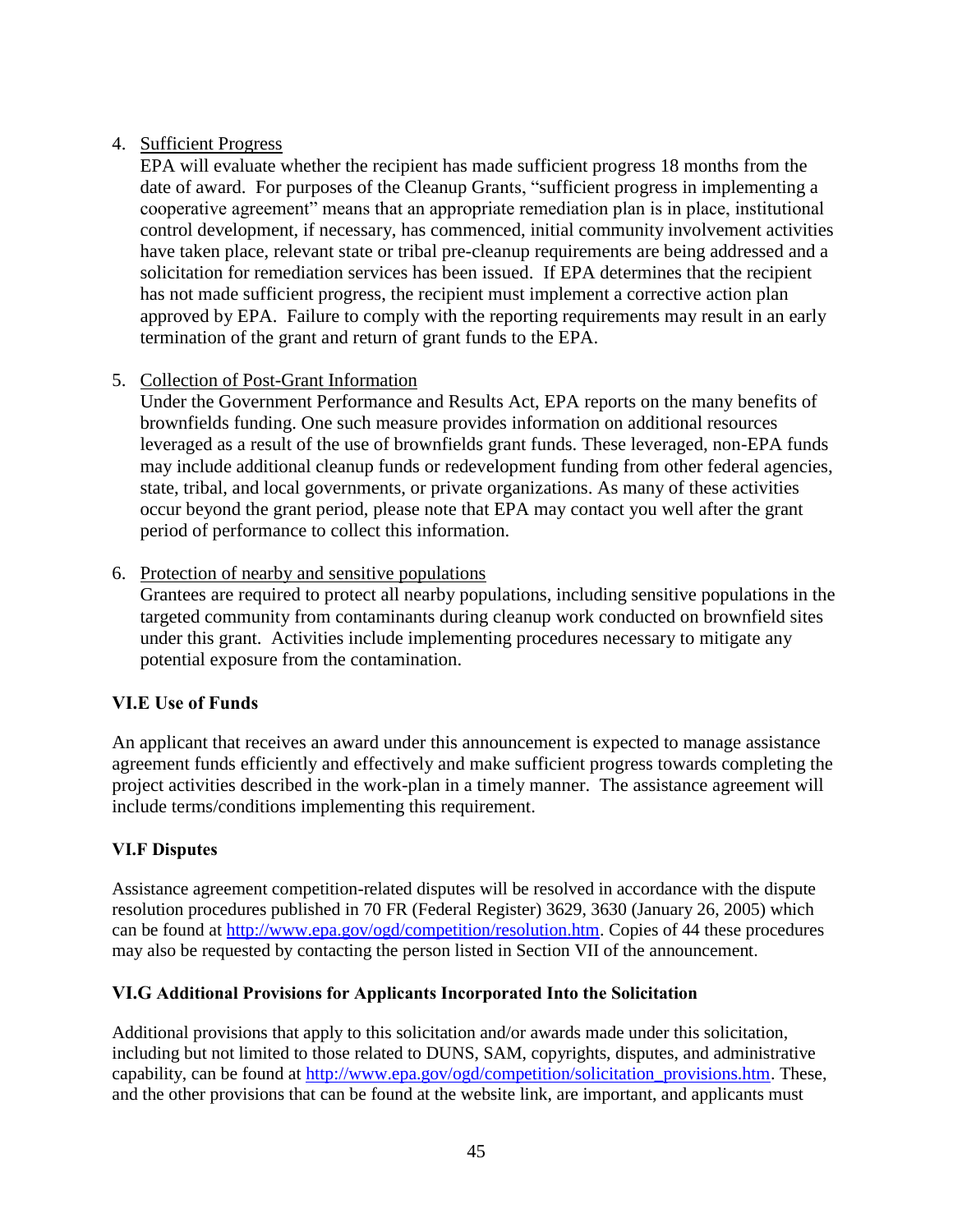4. Sufficient Progress
   EPA will evaluate whether the recipient has made sufficient progress 18 months from the date of award. For purposes of the Cleanup Grants, "sufficient progress in implementing a cooperative agreement" means that an appropriate remediation plan is in place, institutional control development, if necessary, has commenced, initial community involvement activities have taken place, relevant state or tribal pre-cleanup requirements are being addressed and a solicitation for remediation services has been issued. If EPA determines that the recipient has not made sufficient progress, the recipient must implement a corrective action plan approved by EPA. Failure to comply with the reporting requirements may result in an early termination of the grant and return of grant funds to the EPA.

5. Collection of Post-Grant Information
   Under the Government Performance and Results Act, EPA reports on the many benefits of brownfields funding. One such measure provides information on additional resources leveraged as a result of the use of brownfields grant funds. These leveraged, non-EPA funds may include additional cleanup funds or redevelopment funding from other federal agencies, state, tribal, and local governments, or private organizations. As many of these activities occur beyond the grant period, please note that EPA may contact you well after the grant period of performance to collect this information.

6. Protection of nearby and sensitive populations
   Grantees are required to protect all nearby populations, including sensitive populations in the targeted community from contaminants during cleanup work conducted on brownfield sites under this grant. Activities include implementing procedures necessary to mitigate any potential exposure from the contamination.

**VI.E Use of Funds**

An applicant that receives an award under this announcement is expected to manage assistance agreement funds efficiently and effectively and make sufficient progress towards completing the project activities described in the work-plan in a timely manner. The assistance agreement will include terms/conditions implementing this requirement.

**VI.F Disputes**

Assistance agreement competition-related disputes will be resolved in accordance with the dispute resolution procedures published in 70 FR (Federal Register) 3629, 3630 (January 26, 2005) which can be found at http://www.epa.gov/ogd/competition/resolution.htm. Copies of 44 these procedures may also be requested by contacting the person listed in Section VII of the announcement.

**VI.G Additional Provisions for Applicants Incorporated Into the Solicitation**

Additional provisions that apply to this solicitation and/or awards made under this solicitation, including but not limited to those related to DUNS, SAM, copyrights, disputes, and administrative capability, can be found at http://www.epa.gov/ogd/competition/solicitation_provisions.htm. These, and the other provisions that can be found at the website link, are important, and applicants must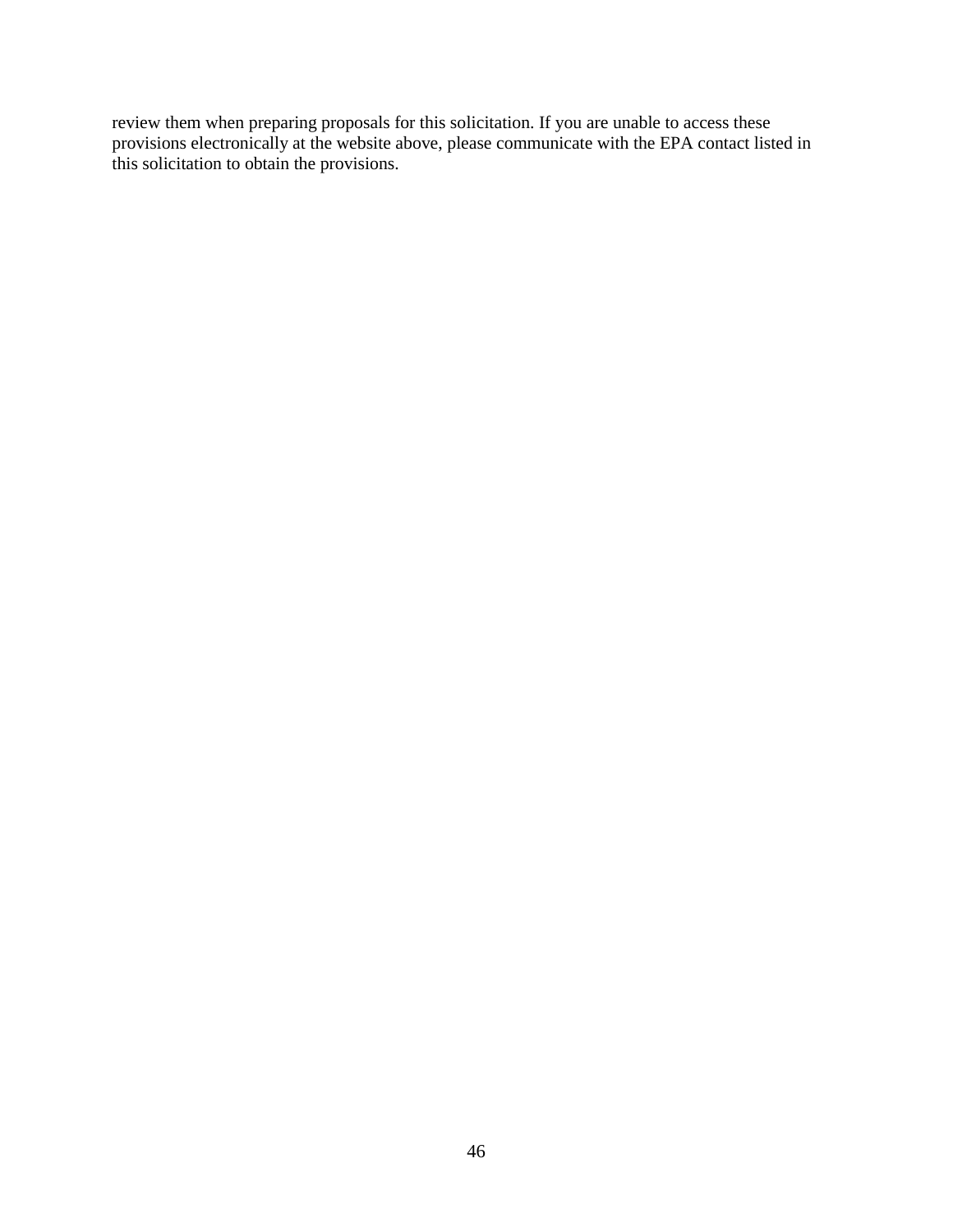review them when preparing proposals for this solicitation. If you are unable to access these provisions electronically at the website above, please communicate with the EPA contact listed in this solicitation to obtain the provisions.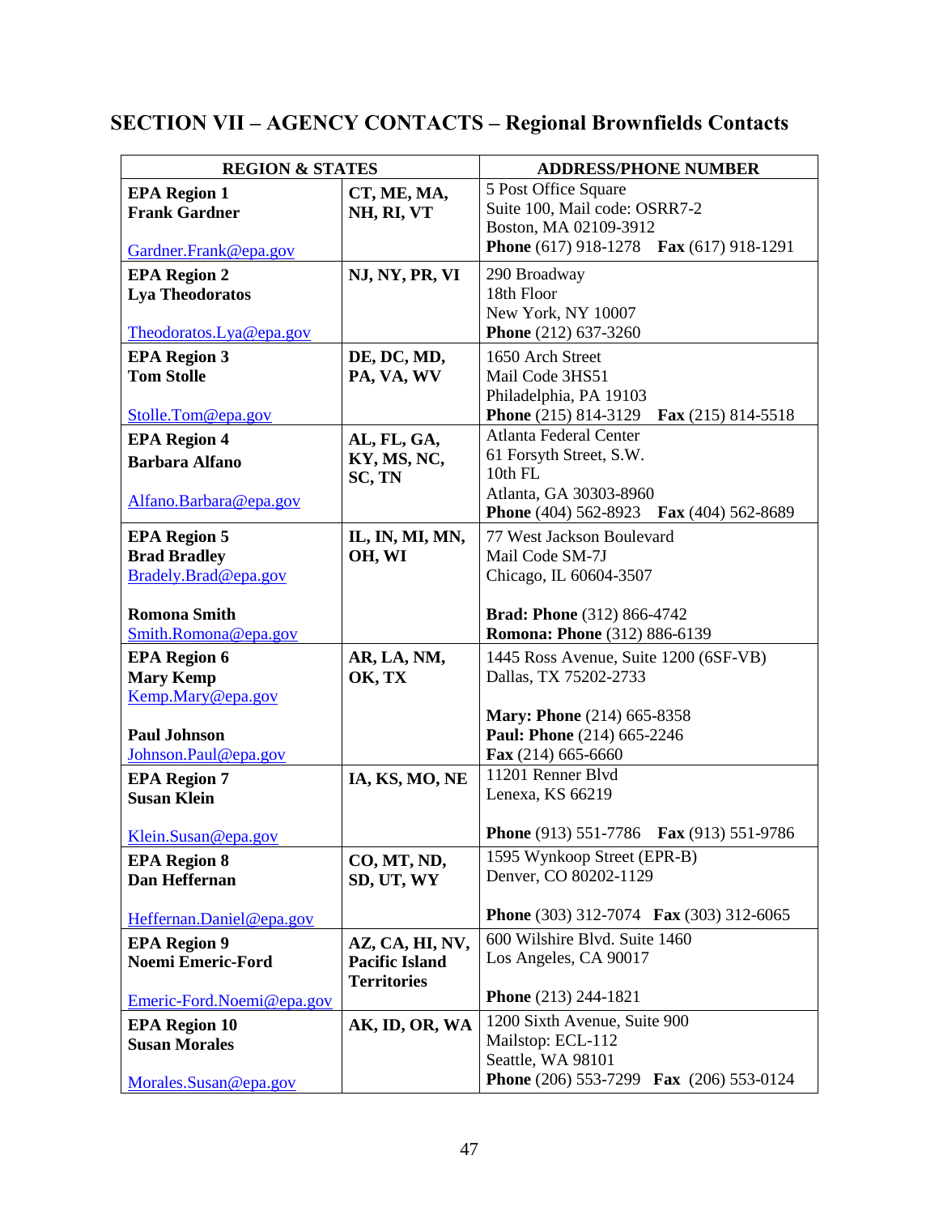## SECTION VII – AGENCY CONTACTS – Regional Brownfields Contacts

| REGION & STATES | | ADDRESS/PHONE NUMBER |
|---|---|---|
| **EPA Region 1**<br>**Frank Gardner**<br><br>Gardner.Frank@epa.gov | **CT, ME, MA, NH, RI, VT** | 5 Post Office Square<br>Suite 100, Mail code: OSRR7-2<br>Boston, MA 02109-3912<br>**Phone** (617) 918-1278 **Fax** (617) 918-1291 |
| **EPA Region 2**<br>**Lya Theodoratos**<br><br>Theodoratos.Lya@epa.gov | **NJ, NY, PR, VI** | 290 Broadway<br>18th Floor<br>New York, NY 10007<br>**Phone** (212) 637-3260 |
| **EPA Region 3**<br>**Tom Stolle**<br><br>Stolle.Tom@epa.gov | **DE, DC, MD, PA, VA, WV** | 1650 Arch Street<br>Mail Code 3HS51<br>Philadelphia, PA 19103<br>**Phone** (215) 814-3129 **Fax** (215) 814-5518 |
| **EPA Region 4**<br>**Barbara Alfano**<br><br>Alfano.Barbara@epa.gov | **AL, FL, GA, KY, MS, NC, SC, TN** | Atlanta Federal Center<br>61 Forsyth Street, S.W.<br>10th FL<br>Atlanta, GA 30303-8960<br>**Phone** (404) 562-8923 **Fax** (404) 562-8689 |
| **EPA Region 5**<br>**Brad Bradley**<br>Bradely.Brad@epa.gov<br><br>**Romona Smith**<br>Smith.Romona@epa.gov | **IL, IN, MI, MN, OH, WI** | 77 West Jackson Boulevard<br>Mail Code SM-7J<br>Chicago, IL 60604-3507<br><br>**Brad: Phone** (312) 866-4742<br>**Romona: Phone** (312) 886-6139 |
| **EPA Region 6**<br>**Mary Kemp**<br>Kemp.Mary@epa.gov<br><br>**Paul Johnson**<br>Johnson.Paul@epa.gov | **AR, LA, NM, OK, TX** | 1445 Ross Avenue, Suite 1200 (6SF-VB)<br>Dallas, TX 75202-2733<br><br>**Mary: Phone** (214) 665-8358<br>**Paul: Phone** (214) 665-2246<br>**Fax** (214) 665-6660 |
| **EPA Region 7**<br>**Susan Klein**<br><br>Klein.Susan@epa.gov | **IA, KS, MO, NE** | 11201 Renner Blvd<br>Lenexa, KS 66219<br><br>**Phone** (913) 551-7786 **Fax** (913) 551-9786 |
| **EPA Region 8**<br>**Dan Heffernan**<br><br>Heffernan.Daniel@epa.gov | **CO, MT, ND, SD, UT, WY** | 1595 Wynkoop Street (EPR-B)<br>Denver, CO 80202-1129<br><br>**Phone** (303) 312-7074 **Fax** (303) 312-6065 |
| **EPA Region 9**<br>**Noemi Emeric-Ford**<br><br>Emeric-Ford.Noemi@epa.gov | **AZ, CA, HI, NV, Pacific Island Territories** | 600 Wilshire Blvd. Suite 1460<br>Los Angeles, CA 90017<br><br>**Phone** (213) 244-1821 |
| **EPA Region 10**<br>**Susan Morales**<br><br>Morales.Susan@epa.gov | **AK, ID, OR, WA** | 1200 Sixth Avenue, Suite 900<br>Mailstop: ECL-112<br>Seattle, WA 98101<br>**Phone** (206) 553-7299 **Fax** (206) 553-0124 |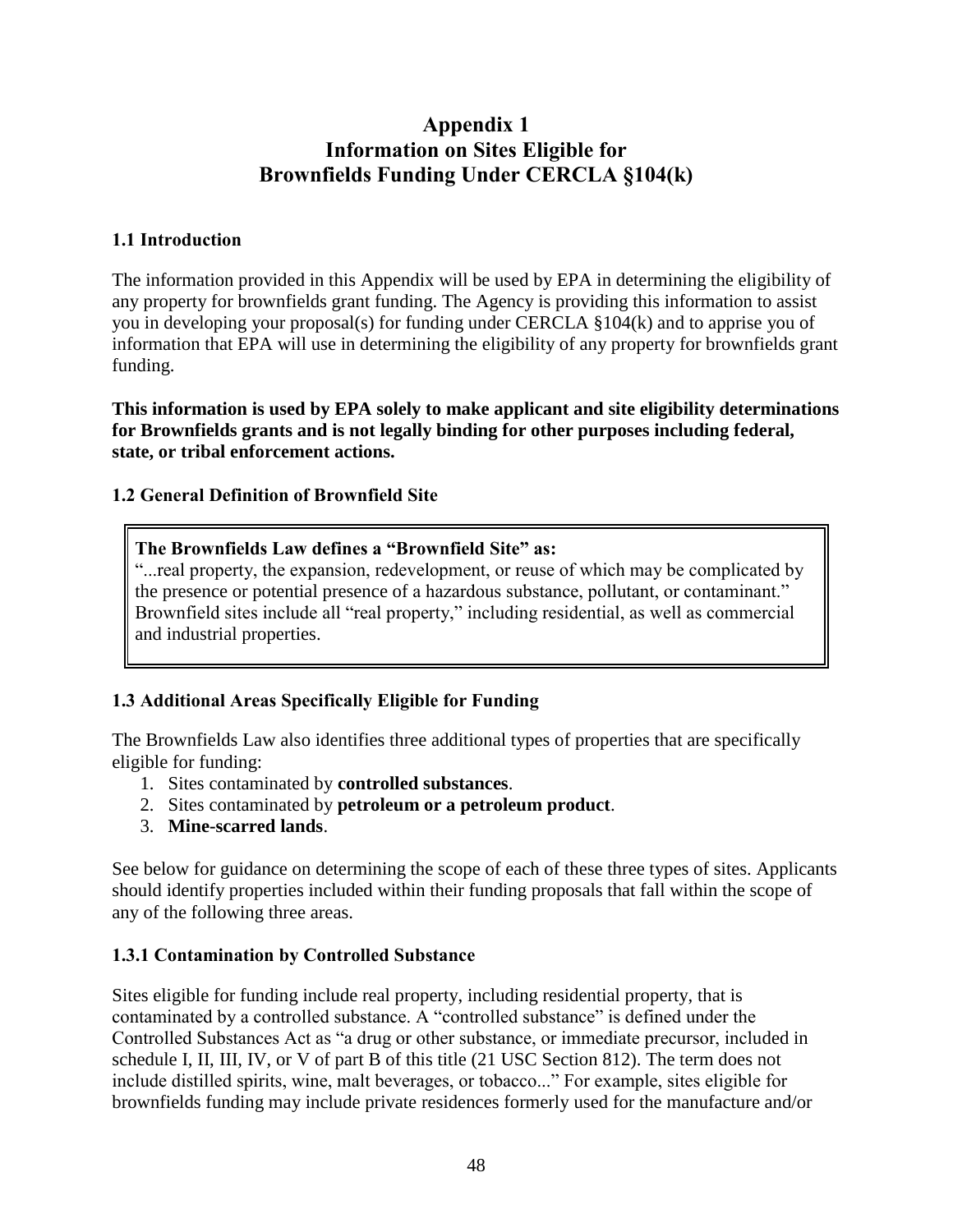# Appendix 1
# Information on Sites Eligible for Brownfields Funding Under CERCLA §104(k)

## 1.1 Introduction

The information provided in this Appendix will be used by EPA in determining the eligibility of any property for brownfields grant funding. The Agency is providing this information to assist you in developing your proposal(s) for funding under CERCLA §104(k) and to apprise you of information that EPA will use in determining the eligibility of any property for brownfields grant funding.

**This information is used by EPA solely to make applicant and site eligibility determinations for Brownfields grants and is not legally binding for other purposes including federal, state, or tribal enforcement actions.**

## 1.2 General Definition of Brownfield Site

> **The Brownfields Law defines a "Brownfield Site" as:**
> "...real property, the expansion, redevelopment, or reuse of which may be complicated by the presence or potential presence of a hazardous substance, pollutant, or contaminant." Brownfield sites include all "real property," including residential, as well as commercial and industrial properties.

## 1.3 Additional Areas Specifically Eligible for Funding

The Brownfields Law also identifies three additional types of properties that are specifically eligible for funding:

1. Sites contaminated by **controlled substances**.
2. Sites contaminated by **petroleum or a petroleum product**.
3. **Mine-scarred lands**.

See below for guidance on determining the scope of each of these three types of sites. Applicants should identify properties included within their funding proposals that fall within the scope of any of the following three areas.

### 1.3.1 Contamination by Controlled Substance

Sites eligible for funding include real property, including residential property, that is contaminated by a controlled substance. A "controlled substance" is defined under the Controlled Substances Act as "a drug or other substance, or immediate precursor, included in schedule I, II, III, IV, or V of part B of this title (21 USC Section 812). The term does not include distilled spirits, wine, malt beverages, or tobacco..." For example, sites eligible for brownfields funding may include private residences formerly used for the manufacture and/or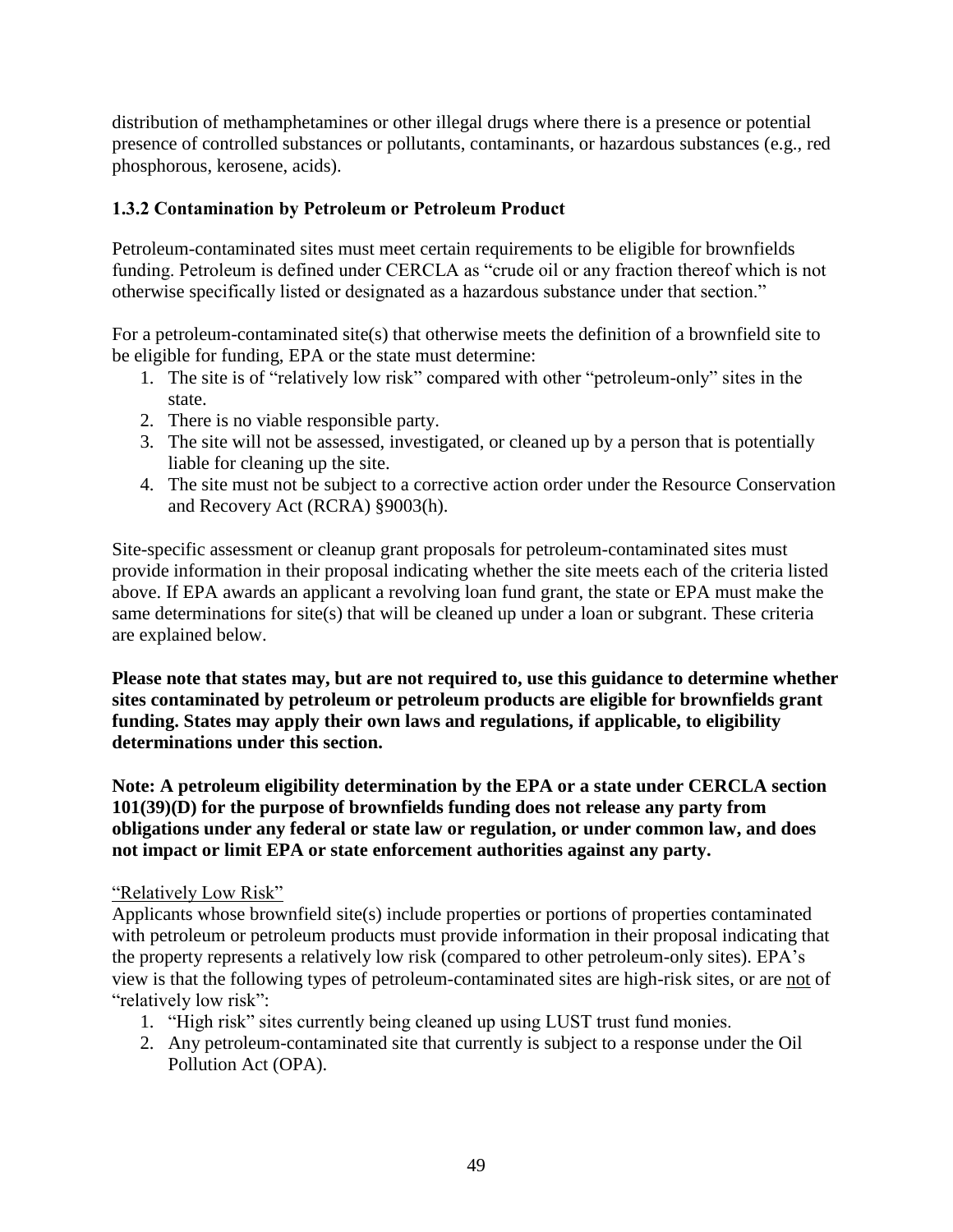distribution of methamphetamines or other illegal drugs where there is a presence or potential presence of controlled substances or pollutants, contaminants, or hazardous substances (e.g., red phosphorous, kerosene, acids).

### 1.3.2 Contamination by Petroleum or Petroleum Product

Petroleum-contaminated sites must meet certain requirements to be eligible for brownfields funding. Petroleum is defined under CERCLA as "crude oil or any fraction thereof which is not otherwise specifically listed or designated as a hazardous substance under that section."

For a petroleum-contaminated site(s) that otherwise meets the definition of a brownfield site to be eligible for funding, EPA or the state must determine:

1. The site is of "relatively low risk" compared with other "petroleum-only" sites in the state.
2. There is no viable responsible party.
3. The site will not be assessed, investigated, or cleaned up by a person that is potentially liable for cleaning up the site.
4. The site must not be subject to a corrective action order under the Resource Conservation and Recovery Act (RCRA) §9003(h).

Site-specific assessment or cleanup grant proposals for petroleum-contaminated sites must provide information in their proposal indicating whether the site meets each of the criteria listed above. If EPA awards an applicant a revolving loan fund grant, the state or EPA must make the same determinations for site(s) that will be cleaned up under a loan or subgrant. These criteria are explained below.

**Please note that states may, but are not required to, use this guidance to determine whether sites contaminated by petroleum or petroleum products are eligible for brownfields grant funding. States may apply their own laws and regulations, if applicable, to eligibility determinations under this section.**

**Note: A petroleum eligibility determination by the EPA or a state under CERCLA section 101(39)(D) for the purpose of brownfields funding does not release any party from obligations under any federal or state law or regulation, or under common law, and does not impact or limit EPA or state enforcement authorities against any party.**

<u>"Relatively Low Risk"</u>

Applicants whose brownfield site(s) include properties or portions of properties contaminated with petroleum or petroleum products must provide information in their proposal indicating that the property represents a relatively low risk (compared to other petroleum-only sites). EPA's view is that the following types of petroleum-contaminated sites are high-risk sites, or are <u>not</u> of "relatively low risk":

1. "High risk" sites currently being cleaned up using LUST trust fund monies.
2. Any petroleum-contaminated site that currently is subject to a response under the Oil Pollution Act (OPA).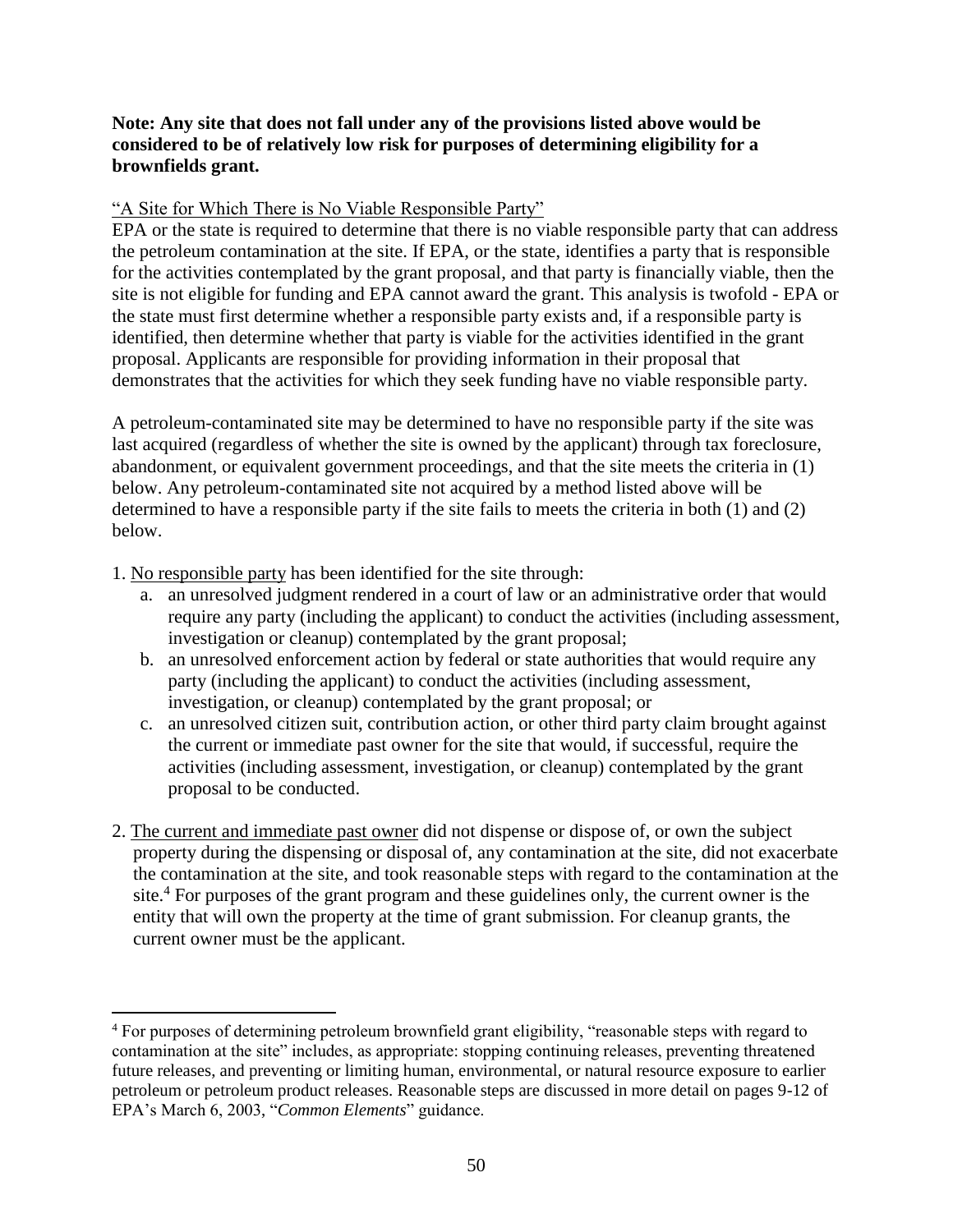**Note: Any site that does not fall under any of the provisions listed above would be considered to be of relatively low risk for purposes of determining eligibility for a brownfields grant.**

"A Site for Which There is No Viable Responsible Party"

EPA or the state is required to determine that there is no viable responsible party that can address the petroleum contamination at the site. If EPA, or the state, identifies a party that is responsible for the activities contemplated by the grant proposal, and that party is financially viable, then the site is not eligible for funding and EPA cannot award the grant. This analysis is twofold - EPA or the state must first determine whether a responsible party exists and, if a responsible party is identified, then determine whether that party is viable for the activities identified in the grant proposal. Applicants are responsible for providing information in their proposal that demonstrates that the activities for which they seek funding have no viable responsible party.

A petroleum-contaminated site may be determined to have no responsible party if the site was last acquired (regardless of whether the site is owned by the applicant) through tax foreclosure, abandonment, or equivalent government proceedings, and that the site meets the criteria in (1) below. Any petroleum-contaminated site not acquired by a method listed above will be determined to have a responsible party if the site fails to meets the criteria in both (1) and (2) below.

1. No responsible party has been identified for the site through:
   a. an unresolved judgment rendered in a court of law or an administrative order that would require any party (including the applicant) to conduct the activities (including assessment, investigation or cleanup) contemplated by the grant proposal;
   b. an unresolved enforcement action by federal or state authorities that would require any party (including the applicant) to conduct the activities (including assessment, investigation, or cleanup) contemplated by the grant proposal; or
   c. an unresolved citizen suit, contribution action, or other third party claim brought against the current or immediate past owner for the site that would, if successful, require the activities (including assessment, investigation, or cleanup) contemplated by the grant proposal to be conducted.

2. The current and immediate past owner did not dispense or dispose of, or own the subject property during the dispensing or disposal of, any contamination at the site, did not exacerbate the contamination at the site, and took reasonable steps with regard to the contamination at the site.[4] For purposes of the grant program and these guidelines only, the current owner is the entity that will own the property at the time of grant submission. For cleanup grants, the current owner must be the applicant.

---

[4] For purposes of determining petroleum brownfield grant eligibility, "reasonable steps with regard to contamination at the site" includes, as appropriate: stopping continuing releases, preventing threatened future releases, and preventing or limiting human, environmental, or natural resource exposure to earlier petroleum or petroleum product releases. Reasonable steps are discussed in more detail on pages 9-12 of EPA's March 6, 2003, "*Common Elements*" guidance.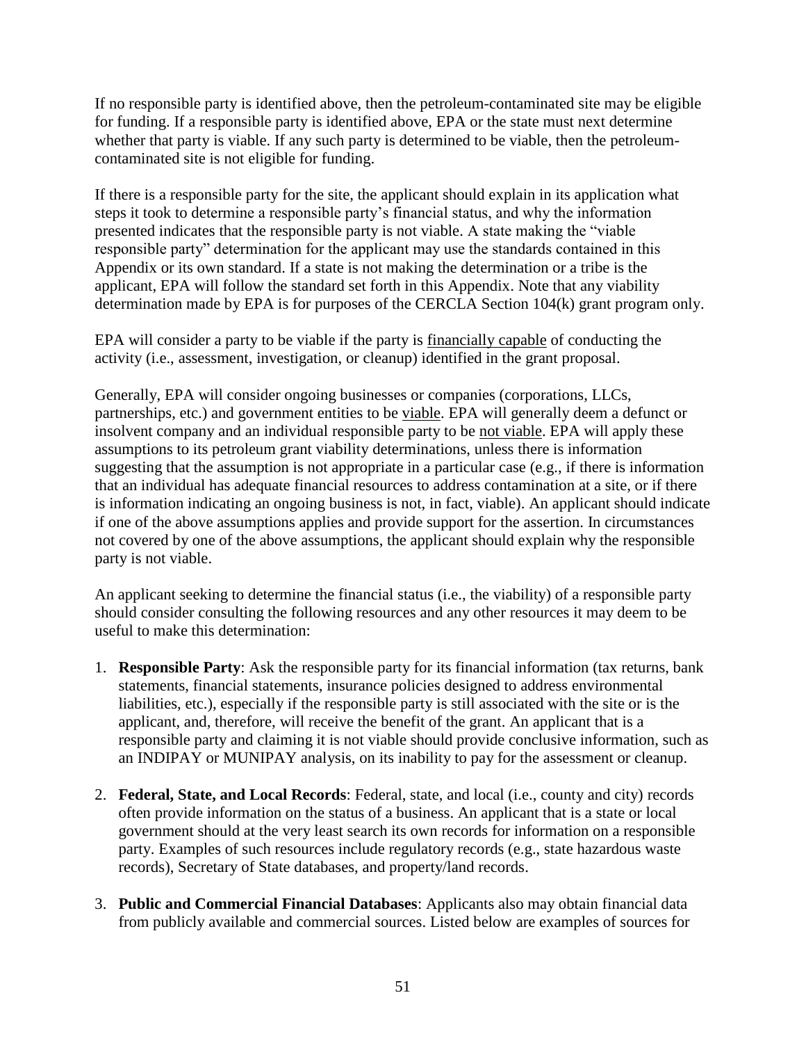If no responsible party is identified above, then the petroleum-contaminated site may be eligible for funding. If a responsible party is identified above, EPA or the state must next determine whether that party is viable. If any such party is determined to be viable, then the petroleum-contaminated site is not eligible for funding.

If there is a responsible party for the site, the applicant should explain in its application what steps it took to determine a responsible party's financial status, and why the information presented indicates that the responsible party is not viable. A state making the "viable responsible party" determination for the applicant may use the standards contained in this Appendix or its own standard. If a state is not making the determination or a tribe is the applicant, EPA will follow the standard set forth in this Appendix. Note that any viability determination made by EPA is for purposes of the CERCLA Section 104(k) grant program only.

EPA will consider a party to be viable if the party is <u>financially capable</u> of conducting the activity (i.e., assessment, investigation, or cleanup) identified in the grant proposal.

Generally, EPA will consider ongoing businesses or companies (corporations, LLCs, partnerships, etc.) and government entities to be <u>viable</u>. EPA will generally deem a defunct or insolvent company and an individual responsible party to be <u>not viable</u>. EPA will apply these assumptions to its petroleum grant viability determinations, unless there is information suggesting that the assumption is not appropriate in a particular case (e.g., if there is information that an individual has adequate financial resources to address contamination at a site, or if there is information indicating an ongoing business is not, in fact, viable). An applicant should indicate if one of the above assumptions applies and provide support for the assertion. In circumstances not covered by one of the above assumptions, the applicant should explain why the responsible party is not viable.

An applicant seeking to determine the financial status (i.e., the viability) of a responsible party should consider consulting the following resources and any other resources it may deem to be useful to make this determination:

1. **Responsible Party**: Ask the responsible party for its financial information (tax returns, bank statements, financial statements, insurance policies designed to address environmental liabilities, etc.), especially if the responsible party is still associated with the site or is the applicant, and, therefore, will receive the benefit of the grant. An applicant that is a responsible party and claiming it is not viable should provide conclusive information, such as an INDIPAY or MUNIPAY analysis, on its inability to pay for the assessment or cleanup.

2. **Federal, State, and Local Records**: Federal, state, and local (i.e., county and city) records often provide information on the status of a business. An applicant that is a state or local government should at the very least search its own records for information on a responsible party. Examples of such resources include regulatory records (e.g., state hazardous waste records), Secretary of State databases, and property/land records.

3. **Public and Commercial Financial Databases**: Applicants also may obtain financial data from publicly available and commercial sources. Listed below are examples of sources for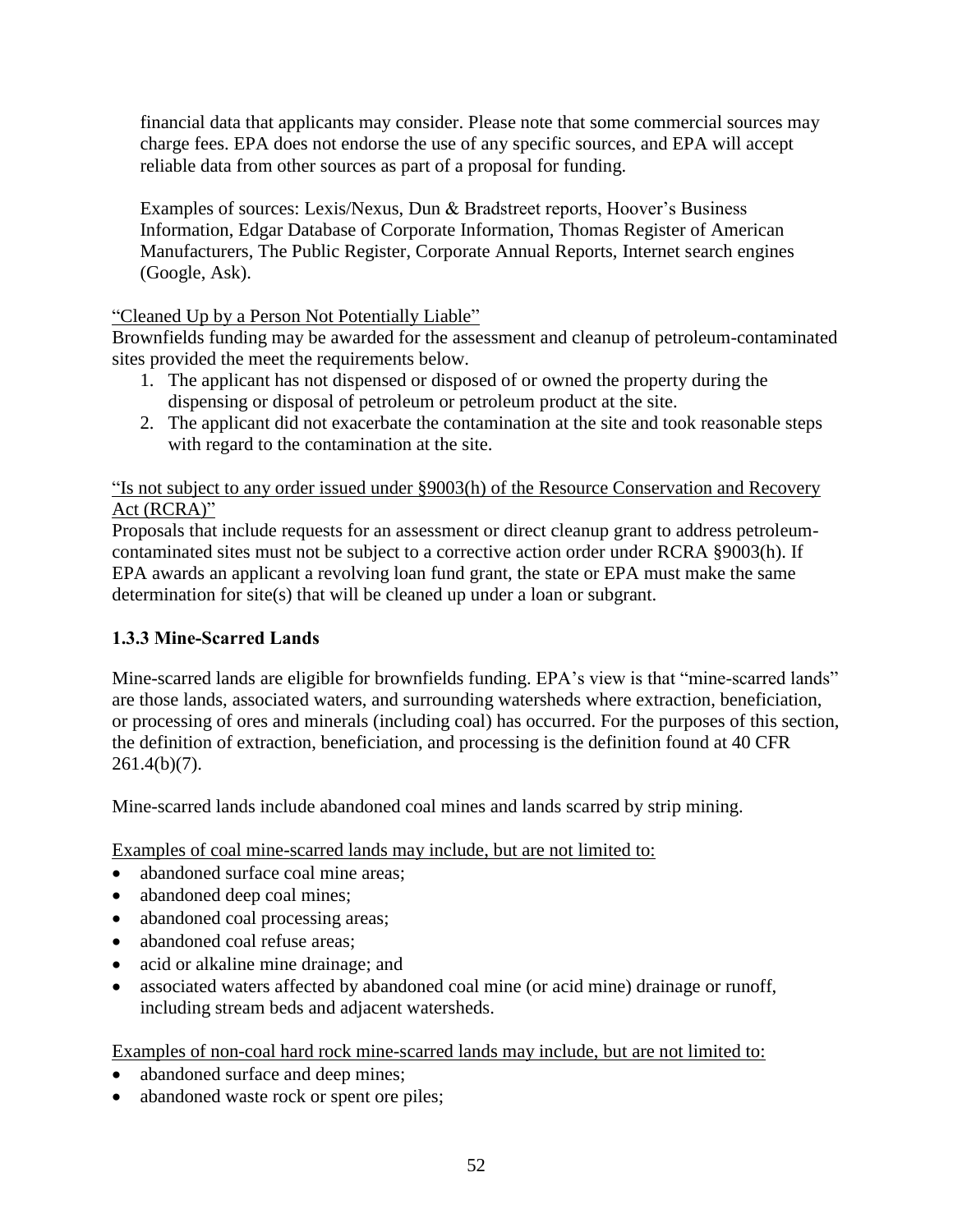financial data that applicants may consider. Please note that some commercial sources may charge fees. EPA does not endorse the use of any specific sources, and EPA will accept reliable data from other sources as part of a proposal for funding.

Examples of sources: Lexis/Nexus, Dun & Bradstreet reports, Hoover's Business Information, Edgar Database of Corporate Information, Thomas Register of American Manufacturers, The Public Register, Corporate Annual Reports, Internet search engines (Google, Ask).

<u>"Cleaned Up by a Person Not Potentially Liable"</u>

Brownfields funding may be awarded for the assessment and cleanup of petroleum-contaminated sites provided the meet the requirements below.

1. The applicant has not dispensed or disposed of or owned the property during the dispensing or disposal of petroleum or petroleum product at the site.
2. The applicant did not exacerbate the contamination at the site and took reasonable steps with regard to the contamination at the site.

<u>"Is not subject to any order issued under §9003(h) of the Resource Conservation and Recovery Act (RCRA)"</u>

Proposals that include requests for an assessment or direct cleanup grant to address petroleum-contaminated sites must not be subject to a corrective action order under RCRA §9003(h). If EPA awards an applicant a revolving loan fund grant, the state or EPA must make the same determination for site(s) that will be cleaned up under a loan or subgrant.

### 1.3.3 Mine-Scarred Lands

Mine-scarred lands are eligible for brownfields funding. EPA's view is that "mine-scarred lands" are those lands, associated waters, and surrounding watersheds where extraction, beneficiation, or processing of ores and minerals (including coal) has occurred. For the purposes of this section, the definition of extraction, beneficiation, and processing is the definition found at 40 CFR 261.4(b)(7).

Mine-scarred lands include abandoned coal mines and lands scarred by strip mining.

<u>Examples of coal mine-scarred lands may include, but are not limited to:</u>

- abandoned surface coal mine areas;
- abandoned deep coal mines;
- abandoned coal processing areas;
- abandoned coal refuse areas;
- acid or alkaline mine drainage; and
- associated waters affected by abandoned coal mine (or acid mine) drainage or runoff, including stream beds and adjacent watersheds.

<u>Examples of non-coal hard rock mine-scarred lands may include, but are not limited to:</u>

- abandoned surface and deep mines;
- abandoned waste rock or spent ore piles;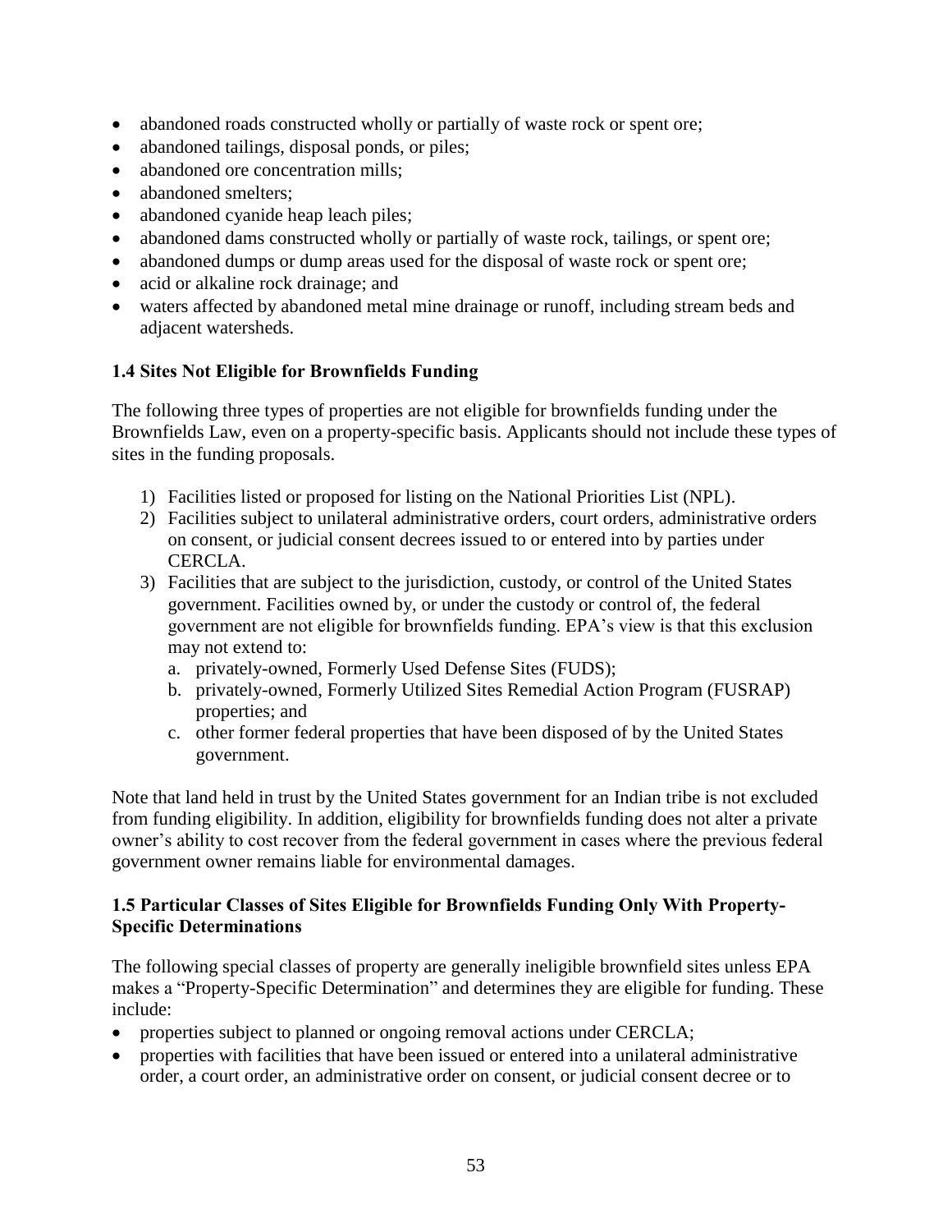- abandoned roads constructed wholly or partially of waste rock or spent ore;
- abandoned tailings, disposal ponds, or piles;
- abandoned ore concentration mills;
- abandoned smelters;
- abandoned cyanide heap leach piles;
- abandoned dams constructed wholly or partially of waste rock, tailings, or spent ore;
- abandoned dumps or dump areas used for the disposal of waste rock or spent ore;
- acid or alkaline rock drainage; and
- waters affected by abandoned metal mine drainage or runoff, including stream beds and adjacent watersheds.

### 1.4 Sites Not Eligible for Brownfields Funding

The following three types of properties are not eligible for brownfields funding under the Brownfields Law, even on a property-specific basis. Applicants should not include these types of sites in the funding proposals.

1) Facilities listed or proposed for listing on the National Priorities List (NPL).
2) Facilities subject to unilateral administrative orders, court orders, administrative orders on consent, or judicial consent decrees issued to or entered into by parties under CERCLA.
3) Facilities that are subject to the jurisdiction, custody, or control of the United States government. Facilities owned by, or under the custody or control of, the federal government are not eligible for brownfields funding. EPA's view is that this exclusion may not extend to:
   a. privately-owned, Formerly Used Defense Sites (FUDS);
   b. privately-owned, Formerly Utilized Sites Remedial Action Program (FUSRAP) properties; and
   c. other former federal properties that have been disposed of by the United States government.

Note that land held in trust by the United States government for an Indian tribe is not excluded from funding eligibility. In addition, eligibility for brownfields funding does not alter a private owner's ability to cost recover from the federal government in cases where the previous federal government owner remains liable for environmental damages.

### 1.5 Particular Classes of Sites Eligible for Brownfields Funding Only With Property-Specific Determinations

The following special classes of property are generally ineligible brownfield sites unless EPA makes a "Property-Specific Determination" and determines they are eligible for funding. These include:

- properties subject to planned or ongoing removal actions under CERCLA;
- properties with facilities that have been issued or entered into a unilateral administrative order, a court order, an administrative order on consent, or judicial consent decree or to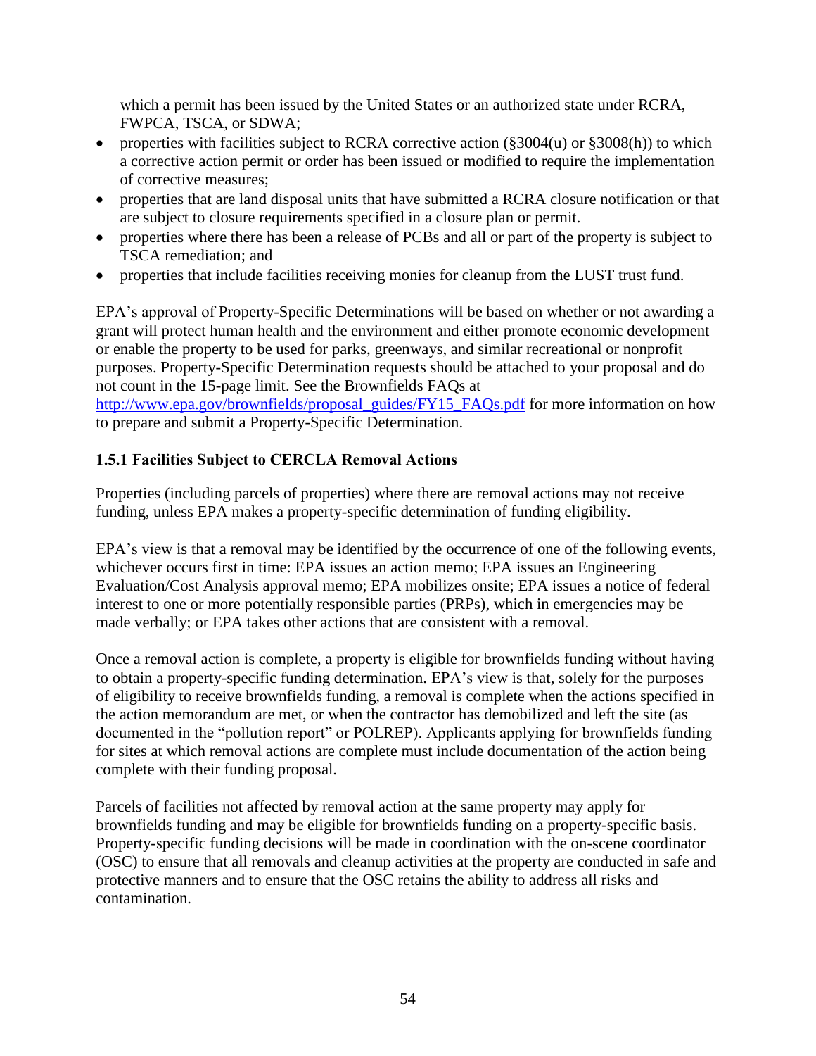which a permit has been issued by the United States or an authorized state under RCRA, FWPCA, TSCA, or SDWA;

- properties with facilities subject to RCRA corrective action (§3004(u) or §3008(h)) to which a corrective action permit or order has been issued or modified to require the implementation of corrective measures;
- properties that are land disposal units that have submitted a RCRA closure notification or that are subject to closure requirements specified in a closure plan or permit.
- properties where there has been a release of PCBs and all or part of the property is subject to TSCA remediation; and
- properties that include facilities receiving monies for cleanup from the LUST trust fund.

EPA's approval of Property-Specific Determinations will be based on whether or not awarding a grant will protect human health and the environment and either promote economic development or enable the property to be used for parks, greenways, and similar recreational or nonprofit purposes. Property-Specific Determination requests should be attached to your proposal and do not count in the 15-page limit. See the Brownfields FAQs at [http://www.epa.gov/brownfields/proposal_guides/FY15_FAQs.pdf](http://www.epa.gov/brownfields/proposal_guides/FY15_FAQs.pdf) for more information on how to prepare and submit a Property-Specific Determination.

### 1.5.1 Facilities Subject to CERCLA Removal Actions

Properties (including parcels of properties) where there are removal actions may not receive funding, unless EPA makes a property-specific determination of funding eligibility.

EPA's view is that a removal may be identified by the occurrence of one of the following events, whichever occurs first in time: EPA issues an action memo; EPA issues an Engineering Evaluation/Cost Analysis approval memo; EPA mobilizes onsite; EPA issues a notice of federal interest to one or more potentially responsible parties (PRPs), which in emergencies may be made verbally; or EPA takes other actions that are consistent with a removal.

Once a removal action is complete, a property is eligible for brownfields funding without having to obtain a property-specific funding determination. EPA's view is that, solely for the purposes of eligibility to receive brownfields funding, a removal is complete when the actions specified in the action memorandum are met, or when the contractor has demobilized and left the site (as documented in the "pollution report" or POLREP). Applicants applying for brownfields funding for sites at which removal actions are complete must include documentation of the action being complete with their funding proposal.

Parcels of facilities not affected by removal action at the same property may apply for brownfields funding and may be eligible for brownfields funding on a property-specific basis. Property-specific funding decisions will be made in coordination with the on-scene coordinator (OSC) to ensure that all removals and cleanup activities at the property are conducted in safe and protective manners and to ensure that the OSC retains the ability to address all risks and contamination.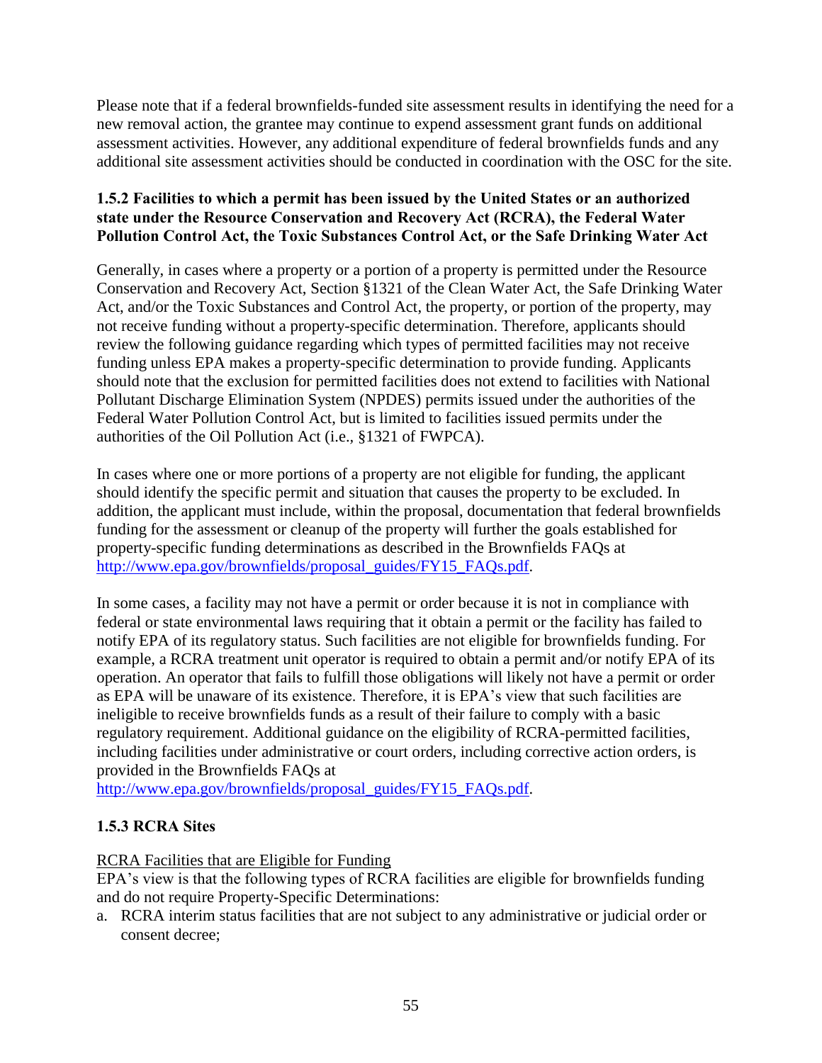Please note that if a federal brownfields-funded site assessment results in identifying the need for a new removal action, the grantee may continue to expend assessment grant funds on additional assessment activities. However, any additional expenditure of federal brownfields funds and any additional site assessment activities should be conducted in coordination with the OSC for the site.

### 1.5.2 Facilities to which a permit has been issued by the United States or an authorized state under the Resource Conservation and Recovery Act (RCRA), the Federal Water Pollution Control Act, the Toxic Substances Control Act, or the Safe Drinking Water Act

Generally, in cases where a property or a portion of a property is permitted under the Resource Conservation and Recovery Act, Section §1321 of the Clean Water Act, the Safe Drinking Water Act, and/or the Toxic Substances and Control Act, the property, or portion of the property, may not receive funding without a property-specific determination. Therefore, applicants should review the following guidance regarding which types of permitted facilities may not receive funding unless EPA makes a property-specific determination to provide funding. Applicants should note that the exclusion for permitted facilities does not extend to facilities with National Pollutant Discharge Elimination System (NPDES) permits issued under the authorities of the Federal Water Pollution Control Act, but is limited to facilities issued permits under the authorities of the Oil Pollution Act (i.e., §1321 of FWPCA).

In cases where one or more portions of a property are not eligible for funding, the applicant should identify the specific permit and situation that causes the property to be excluded. In addition, the applicant must include, within the proposal, documentation that federal brownfields funding for the assessment or cleanup of the property will further the goals established for property-specific funding determinations as described in the Brownfields FAQs at [http://www.epa.gov/brownfields/proposal_guides/FY15_FAQs.pdf](http://www.epa.gov/brownfields/proposal_guides/FY15_FAQs.pdf).

In some cases, a facility may not have a permit or order because it is not in compliance with federal or state environmental laws requiring that it obtain a permit or the facility has failed to notify EPA of its regulatory status. Such facilities are not eligible for brownfields funding. For example, a RCRA treatment unit operator is required to obtain a permit and/or notify EPA of its operation. An operator that fails to fulfill those obligations will likely not have a permit or order as EPA will be unaware of its existence. Therefore, it is EPA's view that such facilities are ineligible to receive brownfields funds as a result of their failure to comply with a basic regulatory requirement. Additional guidance on the eligibility of RCRA-permitted facilities, including facilities under administrative or court orders, including corrective action orders, is provided in the Brownfields FAQs at [http://www.epa.gov/brownfields/proposal_guides/FY15_FAQs.pdf](http://www.epa.gov/brownfields/proposal_guides/FY15_FAQs.pdf).

### 1.5.3 RCRA Sites

<u>RCRA Facilities that are Eligible for Funding</u>

EPA's view is that the following types of RCRA facilities are eligible for brownfields funding and do not require Property-Specific Determinations:

a. RCRA interim status facilities that are not subject to any administrative or judicial order or consent decree;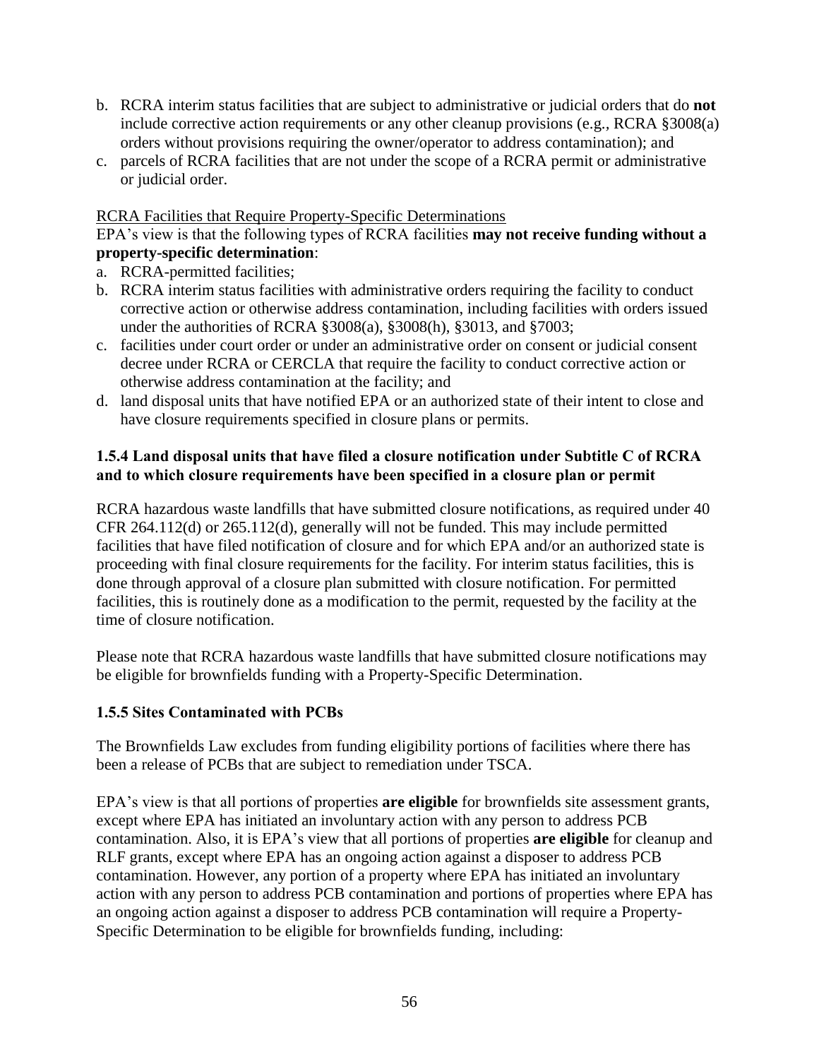b. RCRA interim status facilities that are subject to administrative or judicial orders that do **not** include corrective action requirements or any other cleanup provisions (e.g., RCRA §3008(a) orders without provisions requiring the owner/operator to address contamination); and
c. parcels of RCRA facilities that are not under the scope of a RCRA permit or administrative or judicial order.

RCRA Facilities that Require Property-Specific Determinations

EPA's view is that the following types of RCRA facilities **may not receive funding without a property-specific determination**:

a. RCRA-permitted facilities;
b. RCRA interim status facilities with administrative orders requiring the facility to conduct corrective action or otherwise address contamination, including facilities with orders issued under the authorities of RCRA §3008(a), §3008(h), §3013, and §7003;
c. facilities under court order or under an administrative order on consent or judicial consent decree under RCRA or CERCLA that require the facility to conduct corrective action or otherwise address contamination at the facility; and
d. land disposal units that have notified EPA or an authorized state of their intent to close and have closure requirements specified in closure plans or permits.

### 1.5.4 Land disposal units that have filed a closure notification under Subtitle C of RCRA and to which closure requirements have been specified in a closure plan or permit

RCRA hazardous waste landfills that have submitted closure notifications, as required under 40 CFR 264.112(d) or 265.112(d), generally will not be funded. This may include permitted facilities that have filed notification of closure and for which EPA and/or an authorized state is proceeding with final closure requirements for the facility. For interim status facilities, this is done through approval of a closure plan submitted with closure notification. For permitted facilities, this is routinely done as a modification to the permit, requested by the facility at the time of closure notification.

Please note that RCRA hazardous waste landfills that have submitted closure notifications may be eligible for brownfields funding with a Property-Specific Determination.

### 1.5.5 Sites Contaminated with PCBs

The Brownfields Law excludes from funding eligibility portions of facilities where there has been a release of PCBs that are subject to remediation under TSCA.

EPA's view is that all portions of properties **are eligible** for brownfields site assessment grants, except where EPA has initiated an involuntary action with any person to address PCB contamination. Also, it is EPA's view that all portions of properties **are eligible** for cleanup and RLF grants, except where EPA has an ongoing action against a disposer to address PCB contamination. However, any portion of a property where EPA has initiated an involuntary action with any person to address PCB contamination and portions of properties where EPA has an ongoing action against a disposer to address PCB contamination will require a Property-Specific Determination to be eligible for brownfields funding, including: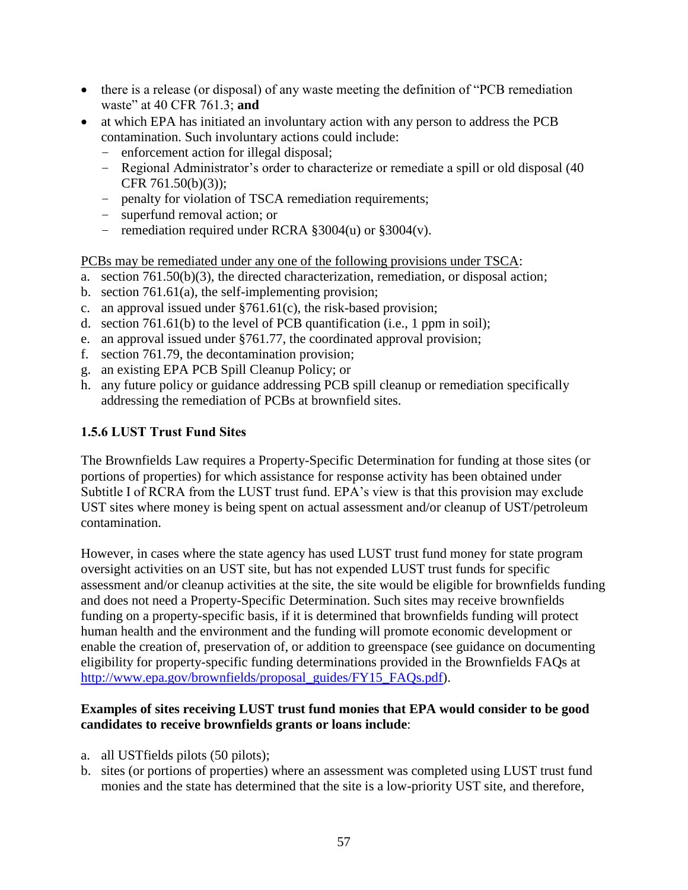- there is a release (or disposal) of any waste meeting the definition of "PCB remediation waste" at 40 CFR 761.3; **and**
- at which EPA has initiated an involuntary action with any person to address the PCB contamination. Such involuntary actions could include:
  - enforcement action for illegal disposal;
  - Regional Administrator's order to characterize or remediate a spill or old disposal (40 CFR 761.50(b)(3));
  - penalty for violation of TSCA remediation requirements;
  - superfund removal action; or
  - remediation required under RCRA §3004(u) or §3004(v).

<u>PCBs may be remediated under any one of the following provisions under TSCA</u>:

a. section 761.50(b)(3), the directed characterization, remediation, or disposal action;
b. section 761.61(a), the self-implementing provision;
c. an approval issued under §761.61(c), the risk-based provision;
d. section 761.61(b) to the level of PCB quantification (i.e., 1 ppm in soil);
e. an approval issued under §761.77, the coordinated approval provision;
f. section 761.79, the decontamination provision;
g. an existing EPA PCB Spill Cleanup Policy; or
h. any future policy or guidance addressing PCB spill cleanup or remediation specifically addressing the remediation of PCBs at brownfield sites.

### 1.5.6 LUST Trust Fund Sites

The Brownfields Law requires a Property-Specific Determination for funding at those sites (or portions of properties) for which assistance for response activity has been obtained under Subtitle I of RCRA from the LUST trust fund. EPA's view is that this provision may exclude UST sites where money is being spent on actual assessment and/or cleanup of UST/petroleum contamination.

However, in cases where the state agency has used LUST trust fund money for state program oversight activities on an UST site, but has not expended LUST trust funds for specific assessment and/or cleanup activities at the site, the site would be eligible for brownfields funding and does not need a Property-Specific Determination. Such sites may receive brownfields funding on a property-specific basis, if it is determined that brownfields funding will protect human health and the environment and the funding will promote economic development or enable the creation of, preservation of, or addition to greenspace (see guidance on documenting eligibility for property-specific funding determinations provided in the Brownfields FAQs at http://www.epa.gov/brownfields/proposal_guides/FY15_FAQs.pdf).

**Examples of sites receiving LUST trust fund monies that EPA would consider to be good candidates to receive brownfields grants or loans include**:

a. all USTfields pilots (50 pilots);
b. sites (or portions of properties) where an assessment was completed using LUST trust fund monies and the state has determined that the site is a low-priority UST site, and therefore,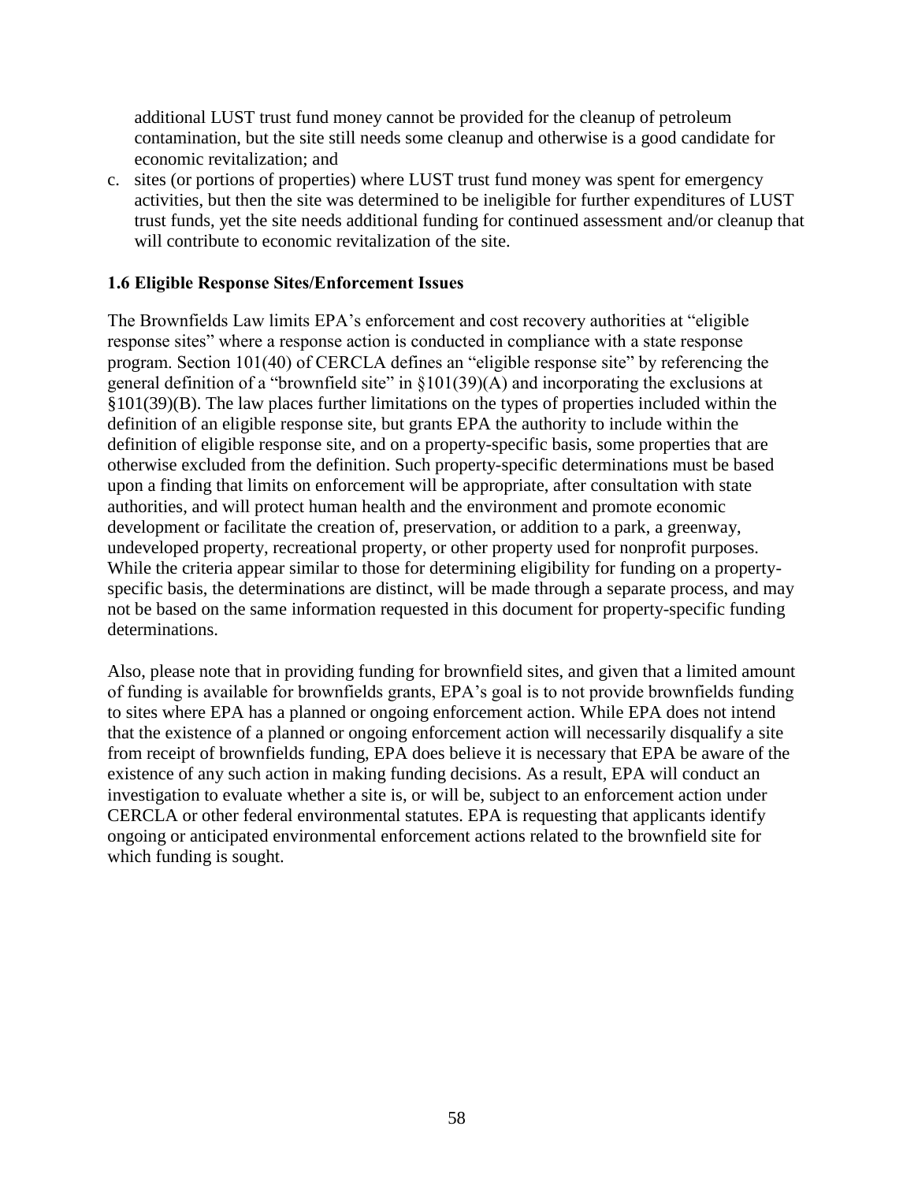additional LUST trust fund money cannot be provided for the cleanup of petroleum contamination, but the site still needs some cleanup and otherwise is a good candidate for economic revitalization; and

c. sites (or portions of properties) where LUST trust fund money was spent for emergency activities, but then the site was determined to be ineligible for further expenditures of LUST trust funds, yet the site needs additional funding for continued assessment and/or cleanup that will contribute to economic revitalization of the site.

### 1.6 Eligible Response Sites/Enforcement Issues

The Brownfields Law limits EPA's enforcement and cost recovery authorities at "eligible response sites" where a response action is conducted in compliance with a state response program. Section 101(40) of CERCLA defines an "eligible response site" by referencing the general definition of a "brownfield site" in §101(39)(A) and incorporating the exclusions at §101(39)(B). The law places further limitations on the types of properties included within the definition of an eligible response site, but grants EPA the authority to include within the definition of eligible response site, and on a property-specific basis, some properties that are otherwise excluded from the definition. Such property-specific determinations must be based upon a finding that limits on enforcement will be appropriate, after consultation with state authorities, and will protect human health and the environment and promote economic development or facilitate the creation of, preservation, or addition to a park, a greenway, undeveloped property, recreational property, or other property used for nonprofit purposes. While the criteria appear similar to those for determining eligibility for funding on a property-specific basis, the determinations are distinct, will be made through a separate process, and may not be based on the same information requested in this document for property-specific funding determinations.

Also, please note that in providing funding for brownfield sites, and given that a limited amount of funding is available for brownfields grants, EPA's goal is to not provide brownfields funding to sites where EPA has a planned or ongoing enforcement action. While EPA does not intend that the existence of a planned or ongoing enforcement action will necessarily disqualify a site from receipt of brownfields funding, EPA does believe it is necessary that EPA be aware of the existence of any such action in making funding decisions. As a result, EPA will conduct an investigation to evaluate whether a site is, or will be, subject to an enforcement action under CERCLA or other federal environmental statutes. EPA is requesting that applicants identify ongoing or anticipated environmental enforcement actions related to the brownfield site for which funding is sought.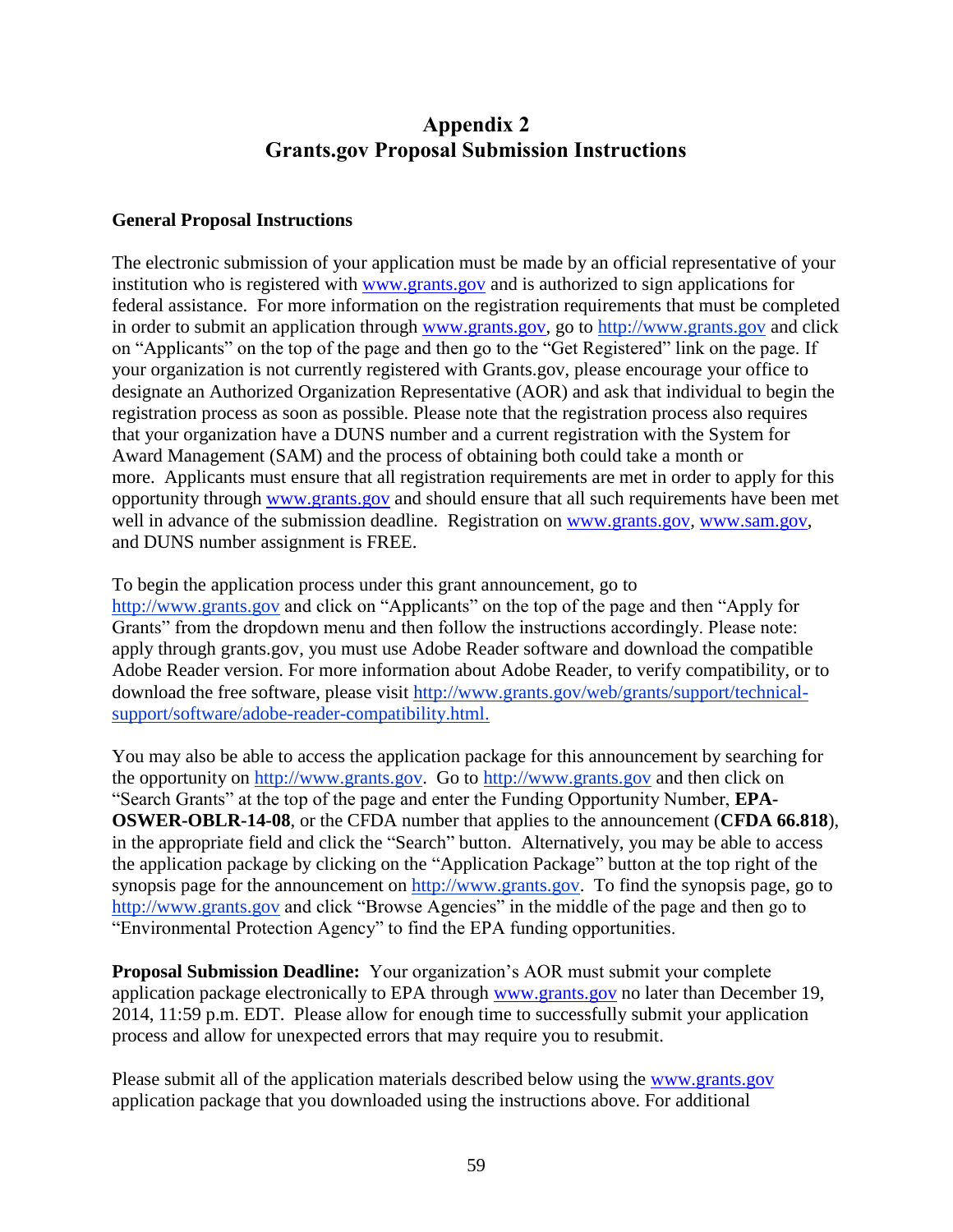# Appendix 2
# Grants.gov Proposal Submission Instructions

## General Proposal Instructions

The electronic submission of your application must be made by an official representative of your institution who is registered with www.grants.gov and is authorized to sign applications for federal assistance. For more information on the registration requirements that must be completed in order to submit an application through www.grants.gov, go to http://www.grants.gov and click on "Applicants" on the top of the page and then go to the "Get Registered" link on the page. If your organization is not currently registered with Grants.gov, please encourage your office to designate an Authorized Organization Representative (AOR) and ask that individual to begin the registration process as soon as possible. Please note that the registration process also requires that your organization have a DUNS number and a current registration with the System for Award Management (SAM) and the process of obtaining both could take a month or more. Applicants must ensure that all registration requirements are met in order to apply for this opportunity through www.grants.gov and should ensure that all such requirements have been met well in advance of the submission deadline. Registration on www.grants.gov, www.sam.gov, and DUNS number assignment is FREE.

To begin the application process under this grant announcement, go to http://www.grants.gov and click on "Applicants" on the top of the page and then "Apply for Grants" from the dropdown menu and then follow the instructions accordingly. Please note: apply through grants.gov, you must use Adobe Reader software and download the compatible Adobe Reader version. For more information about Adobe Reader, to verify compatibility, or to download the free software, please visit http://www.grants.gov/web/grants/support/technical-support/software/adobe-reader-compatibility.html.

You may also be able to access the application package for this announcement by searching for the opportunity on http://www.grants.gov. Go to http://www.grants.gov and then click on "Search Grants" at the top of the page and enter the Funding Opportunity Number, **EPA-OSWER-OBLR-14-08**, or the CFDA number that applies to the announcement (**CFDA 66.818**), in the appropriate field and click the "Search" button. Alternatively, you may be able to access the application package by clicking on the "Application Package" button at the top right of the synopsis page for the announcement on http://www.grants.gov. To find the synopsis page, go to http://www.grants.gov and click "Browse Agencies" in the middle of the page and then go to "Environmental Protection Agency" to find the EPA funding opportunities.

**Proposal Submission Deadline:** Your organization's AOR must submit your complete application package electronically to EPA through www.grants.gov no later than December 19, 2014, 11:59 p.m. EDT. Please allow for enough time to successfully submit your application process and allow for unexpected errors that may require you to resubmit.

Please submit all of the application materials described below using the www.grants.gov application package that you downloaded using the instructions above. For additional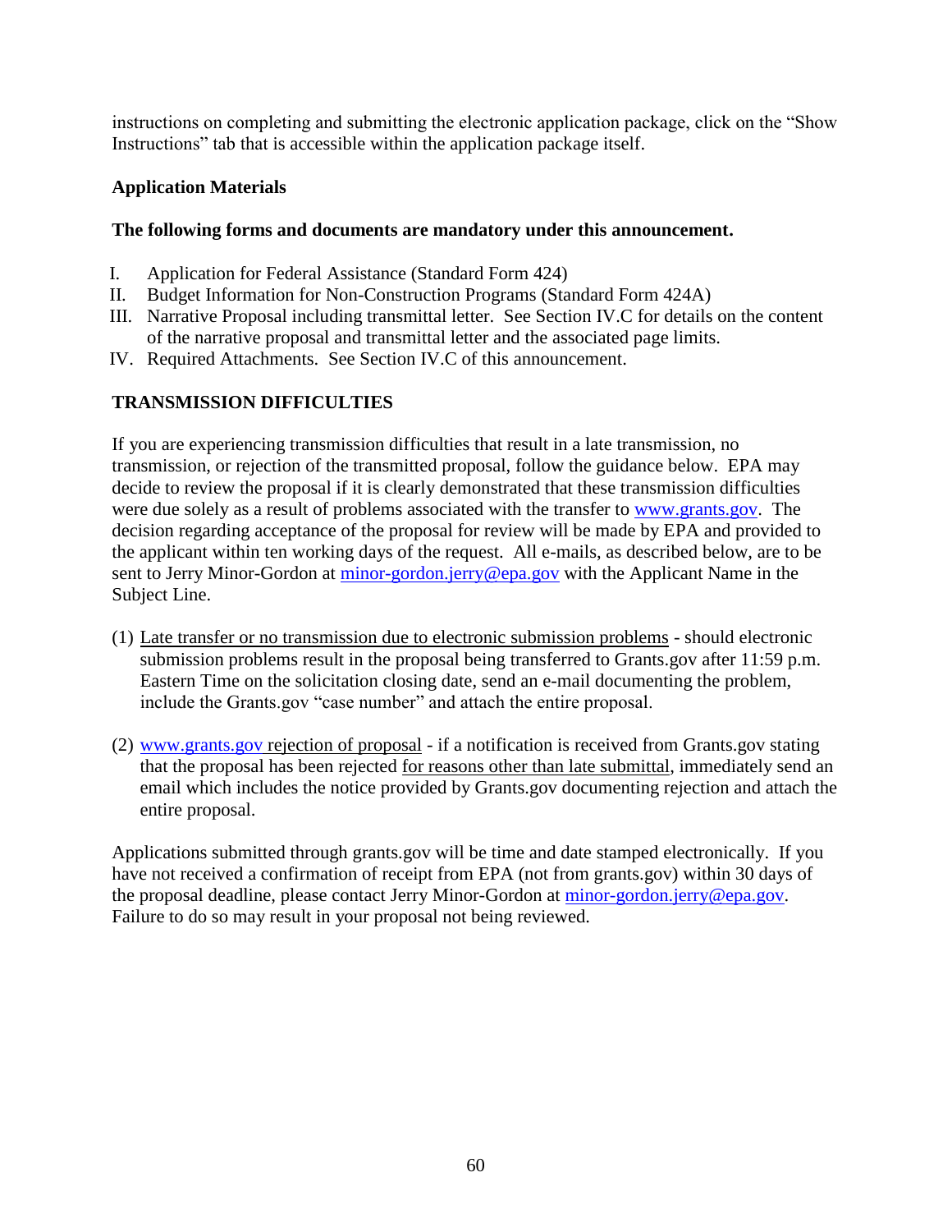instructions on completing and submitting the electronic application package, click on the "Show Instructions" tab that is accessible within the application package itself.

**Application Materials**

**The following forms and documents are mandatory under this announcement.**

I. Application for Federal Assistance (Standard Form 424)
II. Budget Information for Non-Construction Programs (Standard Form 424A)
III. Narrative Proposal including transmittal letter. See Section IV.C for details on the content of the narrative proposal and transmittal letter and the associated page limits.
IV. Required Attachments. See Section IV.C of this announcement.

**TRANSMISSION DIFFICULTIES**

If you are experiencing transmission difficulties that result in a late transmission, no transmission, or rejection of the transmitted proposal, follow the guidance below. EPA may decide to review the proposal if it is clearly demonstrated that these transmission difficulties were due solely as a result of problems associated with the transfer to www.grants.gov. The decision regarding acceptance of the proposal for review will be made by EPA and provided to the applicant within ten working days of the request. All e-mails, as described below, are to be sent to Jerry Minor-Gordon at minor-gordon.jerry@epa.gov with the Applicant Name in the Subject Line.

(1) Late transfer or no transmission due to electronic submission problems - should electronic submission problems result in the proposal being transferred to Grants.gov after 11:59 p.m. Eastern Time on the solicitation closing date, send an e-mail documenting the problem, include the Grants.gov "case number" and attach the entire proposal.

(2) www.grants.gov rejection of proposal - if a notification is received from Grants.gov stating that the proposal has been rejected for reasons other than late submittal, immediately send an email which includes the notice provided by Grants.gov documenting rejection and attach the entire proposal.

Applications submitted through grants.gov will be time and date stamped electronically. If you have not received a confirmation of receipt from EPA (not from grants.gov) within 30 days of the proposal deadline, please contact Jerry Minor-Gordon at minor-gordon.jerry@epa.gov. Failure to do so may result in your proposal not being reviewed.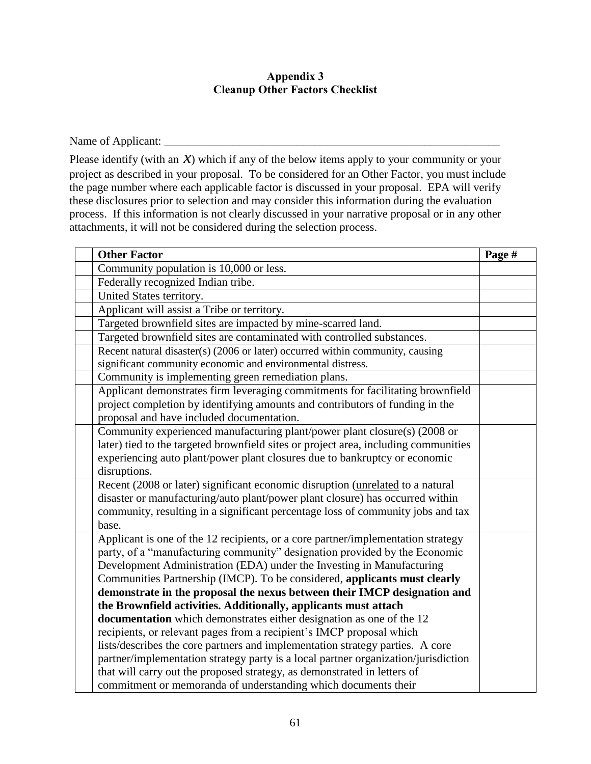**Appendix 3**
**Cleanup Other Factors Checklist**

Name of Applicant: ___________________________________________________________

Please identify (with an *X*) which if any of the below items apply to your community or your project as described in your proposal. To be considered for an Other Factor, you must include the page number where each applicable factor is discussed in your proposal. EPA will verify these disclosures prior to selection and may consider this information during the evaluation process. If this information is not clearly discussed in your narrative proposal or in any other attachments, it will not be considered during the selection process.

| | **Other Factor** | **Page #** |
|---|---|---|
| | Community population is 10,000 or less. | |
| | Federally recognized Indian tribe. | |
| | United States territory. | |
| | Applicant will assist a Tribe or territory. | |
| | Targeted brownfield sites are impacted by mine-scarred land. | |
| | Targeted brownfield sites are contaminated with controlled substances. | |
| | Recent natural disaster(s) (2006 or later) occurred within community, causing significant community economic and environmental distress. | |
| | Community is implementing green remediation plans. | |
| | Applicant demonstrates firm leveraging commitments for facilitating brownfield project completion by identifying amounts and contributors of funding in the proposal and have included documentation. | |
| | Community experienced manufacturing plant/power plant closure(s) (2008 or later) tied to the targeted brownfield sites or project area, including communities experiencing auto plant/power plant closures due to bankruptcy or economic disruptions. | |
| | Recent (2008 or later) significant economic disruption (unrelated to a natural disaster or manufacturing/auto plant/power plant closure) has occurred within community, resulting in a significant percentage loss of community jobs and tax base. | |
| | Applicant is one of the 12 recipients, or a core partner/implementation strategy party, of a "manufacturing community" designation provided by the Economic Development Administration (EDA) under the Investing in Manufacturing Communities Partnership (IMCP). To be considered, **applicants must clearly demonstrate in the proposal the nexus between their IMCP designation and the Brownfield activities. Additionally, applicants must attach documentation** which demonstrates either designation as one of the 12 recipients, or relevant pages from a recipient's IMCP proposal which lists/describes the core partners and implementation strategy parties. A core partner/implementation strategy party is a local partner organization/jurisdiction that will carry out the proposed strategy, as demonstrated in letters of commitment or memoranda of understanding which documents their | |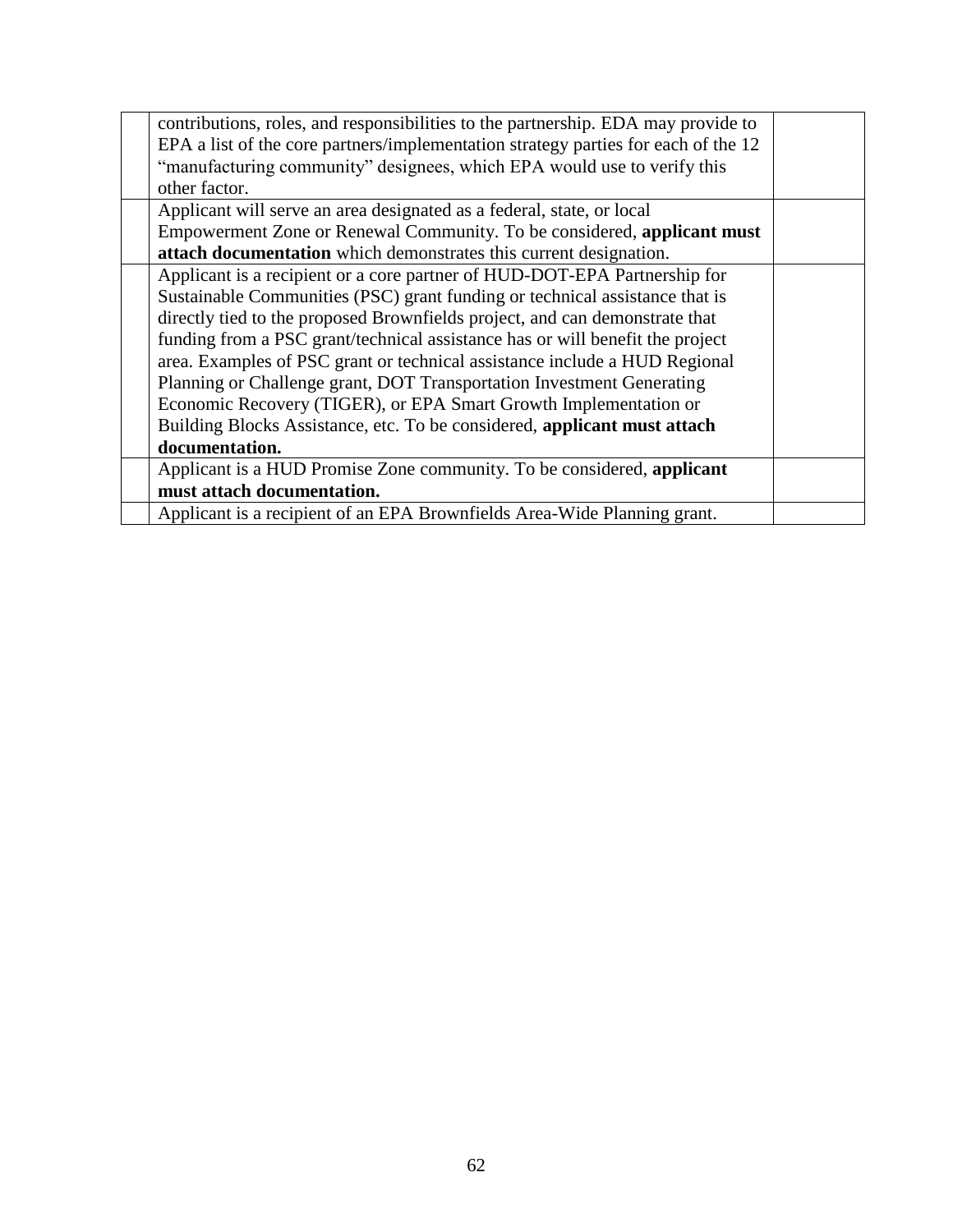| | | |
|---|---|---|
| | contributions, roles, and responsibilities to the partnership. EDA may provide to EPA a list of the core partners/implementation strategy parties for each of the 12 "manufacturing community" designees, which EPA would use to verify this other factor. | |
| | Applicant will serve an area designated as a federal, state, or local Empowerment Zone or Renewal Community. To be considered, **applicant must attach documentation** which demonstrates this current designation. | |
| | Applicant is a recipient or a core partner of HUD-DOT-EPA Partnership for Sustainable Communities (PSC) grant funding or technical assistance that is directly tied to the proposed Brownfields project, and can demonstrate that funding from a PSC grant/technical assistance has or will benefit the project area. Examples of PSC grant or technical assistance include a HUD Regional Planning or Challenge grant, DOT Transportation Investment Generating Economic Recovery (TIGER), or EPA Smart Growth Implementation or Building Blocks Assistance, etc. To be considered, **applicant must attach documentation.** | |
| | Applicant is a HUD Promise Zone community. To be considered, **applicant must attach documentation.** | |
| | Applicant is a recipient of an EPA Brownfields Area-Wide Planning grant. | |